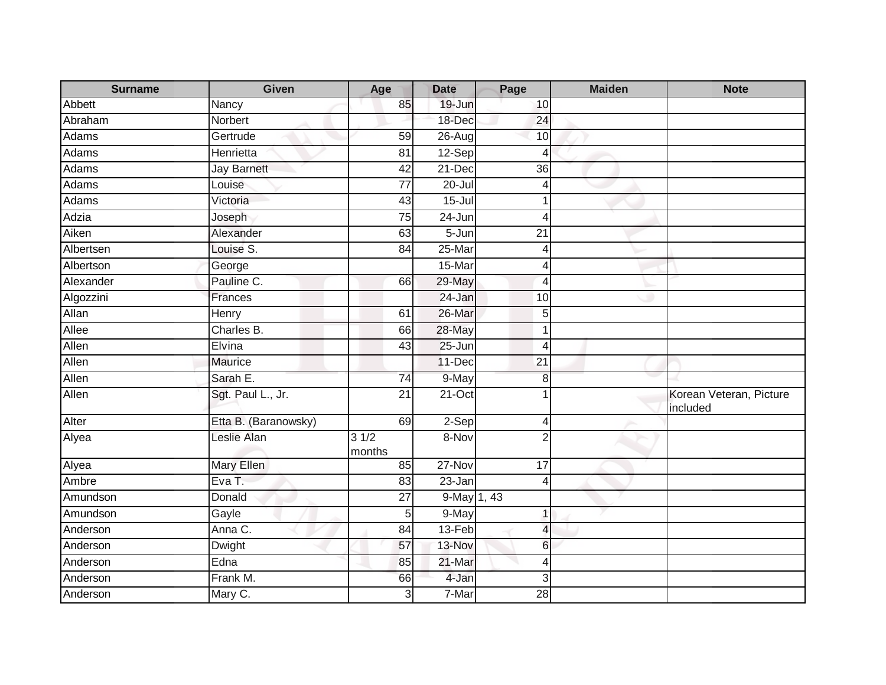| Surname | Given | Age | Date | Page | Maiden | Note |
| --- | --- | --- | --- | --- | --- | --- |
| Abbett | Nancy | 85 | 19-Jun | 10 | | |
| Abraham | Norbert | | 18-Dec | 24 | | |
| Adams | Gertrude | 59 | 26-Aug | 10 | | |
| Adams | Henrietta | 81 | 12-Sep | 4 | | |
| Adams | Jay Barnett | 42 | 21-Dec | 36 | | |
| Adams | Louise | 77 | 20-Jul | 4 | | |
| Adams | Victoria | 43 | 15-Jul | 1 | | |
| Adzia | Joseph | 75 | 24-Jun | 4 | | |
| Aiken | Alexander | 63 | 5-Jun | 21 | | |
| Albertsen | Louise S. | 84 | 25-Mar | 4 | | |
| Albertson | George | | 15-Mar | 4 | | |
| Alexander | Pauline C. | 66 | 29-May | 4 | | |
| Algozzini | Frances | | 24-Jan | 10 | | |
| Allan | Henry | 61 | 26-Mar | 5 | | |
| Allee | Charles B. | 66 | 28-May | 1 | | |
| Allen | Elvina | 43 | 25-Jun | 4 | | |
| Allen | Maurice | | 11-Dec | 21 | | |
| Allen | Sarah E. | 74 | 9-May | 8 | | |
| Allen | Sgt. Paul L., Jr. | 21 | 21-Oct | 1 | | Korean Veteran, Picture included |
| Alter | Etta B. (Baranowsky) | 69 | 2-Sep | 4 | | |
| Alyea | Leslie Alan | 3 1/2 months | 8-Nov | 2 | | |
| Alyea | Mary Ellen | 85 | 27-Nov | 17 | | |
| Ambre | Eva T. | 83 | 23-Jan | 4 | | |
| Amundson | Donald | 27 | 9-May | 1, 43 | | |
| Amundson | Gayle | 5 | 9-May | 1 | | |
| Anderson | Anna C. | 84 | 13-Feb | 4 | | |
| Anderson | Dwight | 57 | 13-Nov | 6 | | |
| Anderson | Edna | 85 | 21-Mar | 4 | | |
| Anderson | Frank M. | 66 | 4-Jan | 3 | | |
| Anderson | Mary C. | 3 | 7-Mar | 28 | | |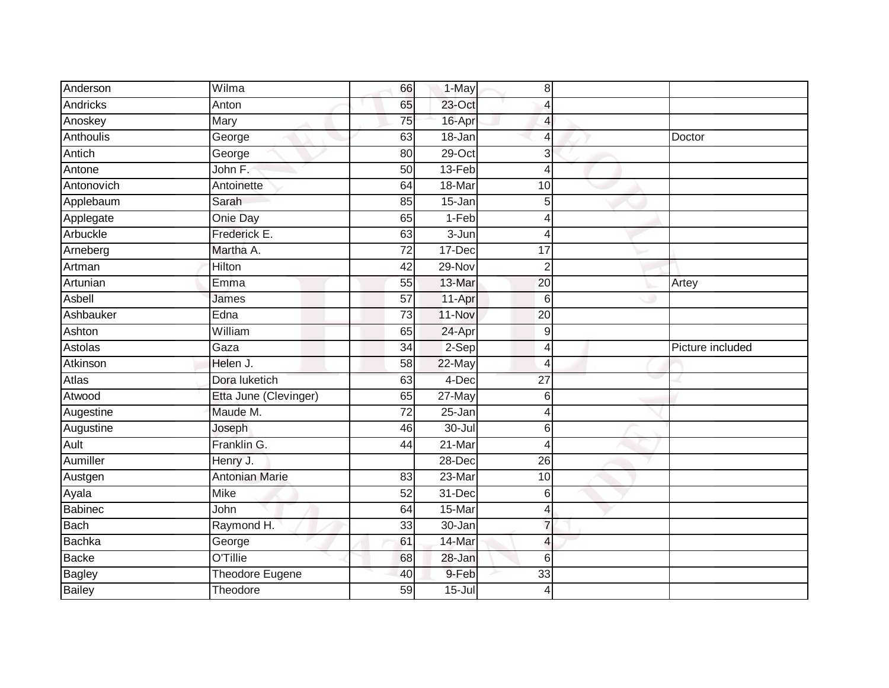| | | | | | | |
|---|---|---|---|---|---|---|
| Anderson | Wilma | 66 | 1-May | 8 | | |
| Andricks | Anton | 65 | 23-Oct | 4 | | |
| Anoskey | Mary | 75 | 16-Apr | 4 | | |
| Anthoulis | George | 63 | 18-Jan | 4 | | Doctor |
| Antich | George | 80 | 29-Oct | 3 | | |
| Antone | John F. | 50 | 13-Feb | 4 | | |
| Antonovich | Antoinette | 64 | 18-Mar | 10 | | |
| Applebaum | Sarah | 85 | 15-Jan | 5 | | |
| Applegate | Onie Day | 65 | 1-Feb | 4 | | |
| Arbuckle | Frederick E. | 63 | 3-Jun | 4 | | |
| Arneberg | Martha A. | 72 | 17-Dec | 17 | | |
| Artman | Hilton | 42 | 29-Nov | 2 | | |
| Artunian | Emma | 55 | 13-Mar | 20 | | Artey |
| Asbell | James | 57 | 11-Apr | 6 | | |
| Ashbauker | Edna | 73 | 11-Nov | 20 | | |
| Ashton | William | 65 | 24-Apr | 9 | | |
| Astolas | Gaza | 34 | 2-Sep | 4 | | Picture included |
| Atkinson | Helen J. | 58 | 22-May | 4 | | |
| Atlas | Dora luketich | 63 | 4-Dec | 27 | | |
| Atwood | Etta June (Clevinger) | 65 | 27-May | 6 | | |
| Augestine | Maude M. | 72 | 25-Jan | 4 | | |
| Augustine | Joseph | 46 | 30-Jul | 6 | | |
| Ault | Franklin G. | 44 | 21-Mar | 4 | | |
| Aumiller | Henry J. | | 28-Dec | 26 | | |
| Austgen | Antonian Marie | 83 | 23-Mar | 10 | | |
| Ayala | Mike | 52 | 31-Dec | 6 | | |
| Babinec | John | 64 | 15-Mar | 4 | | |
| Bach | Raymond H. | 33 | 30-Jan | 7 | | |
| Bachka | George | 61 | 14-Mar | 4 | | |
| Backe | O'Tillie | 68 | 28-Jan | 6 | | |
| Bagley | Theodore Eugene | 40 | 9-Feb | 33 | | |
| Bailey | Theodore | 59 | 15-Jul | 4 | | |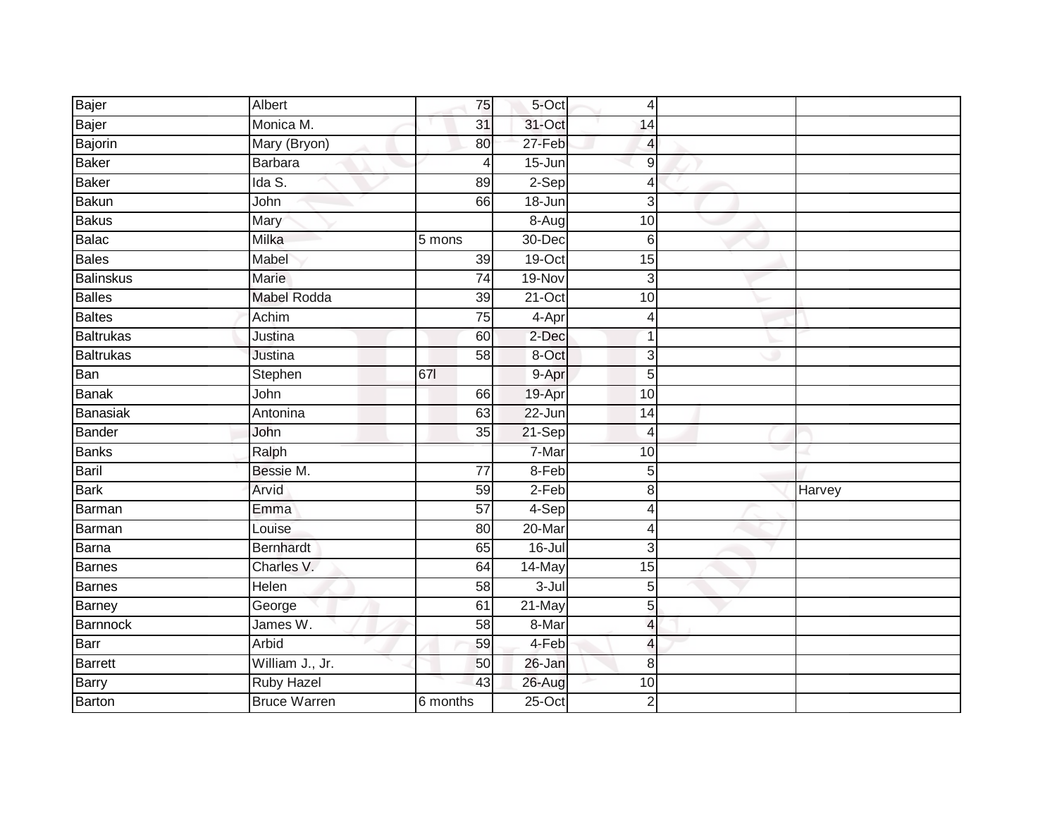| | | | | | | |
|---|---|---|---|---|---|---|
| Bajer | Albert | 75 | 5-Oct | 4 | | |
| Bajer | Monica M. | 31 | 31-Oct | 14 | | |
| Bajorin | Mary (Bryon) | 80 | 27-Feb | 4 | | |
| Baker | Barbara | 4 | 15-Jun | 9 | | |
| Baker | Ida S. | 89 | 2-Sep | 4 | | |
| Bakun | John | 66 | 18-Jun | 3 | | |
| Bakus | Mary | | 8-Aug | 10 | | |
| Balac | Milka | 5 mons | 30-Dec | 6 | | |
| Bales | Mabel | 39 | 19-Oct | 15 | | |
| Balinskus | Marie | 74 | 19-Nov | 3 | | |
| Balles | Mabel Rodda | 39 | 21-Oct | 10 | | |
| Baltes | Achim | 75 | 4-Apr | 4 | | |
| Baltrukas | Justina | 60 | 2-Dec | 1 | | |
| Baltrukas | Justina | 58 | 8-Oct | 3 | | |
| Ban | Stephen | 67l | 9-Apr | 5 | | |
| Banak | John | 66 | 19-Apr | 10 | | |
| Banasiak | Antonina | 63 | 22-Jun | 14 | | |
| Bander | John | 35 | 21-Sep | 4 | | |
| Banks | Ralph | | 7-Mar | 10 | | |
| Baril | Bessie M. | 77 | 8-Feb | 5 | | |
| Bark | Arvid | 59 | 2-Feb | 8 | | Harvey |
| Barman | Emma | 57 | 4-Sep | 4 | | |
| Barman | Louise | 80 | 20-Mar | 4 | | |
| Barna | Bernhardt | 65 | 16-Jul | 3 | | |
| Barnes | Charles V. | 64 | 14-May | 15 | | |
| Barnes | Helen | 58 | 3-Jul | 5 | | |
| Barney | George | 61 | 21-May | 5 | | |
| Barnnock | James W. | 58 | 8-Mar | 4 | | |
| Barr | Arbid | 59 | 4-Feb | 4 | | |
| Barrett | William J., Jr. | 50 | 26-Jan | 8 | | |
| Barry | Ruby Hazel | 43 | 26-Aug | 10 | | |
| Barton | Bruce Warren | 6 months | 25-Oct | 2 | | |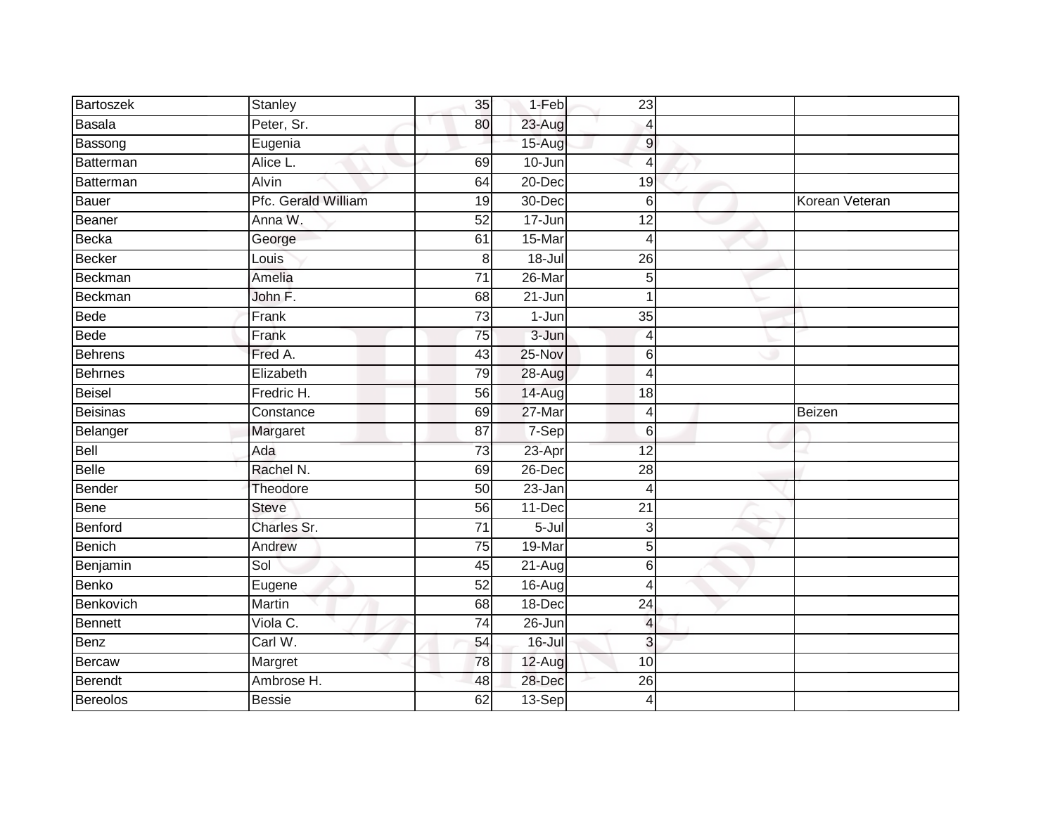| Bartoszek | Stanley | 35 | 1-Feb | 23 | | |
|---|---|---|---|---|---|---|
| Basala | Peter, Sr. | 80 | 23-Aug | 4 | | |
| Bassong | Eugenia | | 15-Aug | 9 | | |
| Batterman | Alice L. | 69 | 10-Jun | 4 | | |
| Batterman | Alvin | 64 | 20-Dec | 19 | | |
| Bauer | Pfc. Gerald William | 19 | 30-Dec | 6 | | Korean Veteran |
| Beaner | Anna W. | 52 | 17-Jun | 12 | | |
| Becka | George | 61 | 15-Mar | 4 | | |
| Becker | Louis | 8 | 18-Jul | 26 | | |
| Beckman | Amelia | 71 | 26-Mar | 5 | | |
| Beckman | John F. | 68 | 21-Jun | 1 | | |
| Bede | Frank | 73 | 1-Jun | 35 | | |
| Bede | Frank | 75 | 3-Jun | 4 | | |
| Behrens | Fred A. | 43 | 25-Nov | 6 | | |
| Behrnes | Elizabeth | 79 | 28-Aug | 4 | | |
| Beisel | Fredric H. | 56 | 14-Aug | 18 | | |
| Beisinas | Constance | 69 | 27-Mar | 4 | | Beizen |
| Belanger | Margaret | 87 | 7-Sep | 6 | | |
| Bell | Ada | 73 | 23-Apr | 12 | | |
| Belle | Rachel N. | 69 | 26-Dec | 28 | | |
| Bender | Theodore | 50 | 23-Jan | 4 | | |
| Bene | Steve | 56 | 11-Dec | 21 | | |
| Benford | Charles Sr. | 71 | 5-Jul | 3 | | |
| Benich | Andrew | 75 | 19-Mar | 5 | | |
| Benjamin | Sol | 45 | 21-Aug | 6 | | |
| Benko | Eugene | 52 | 16-Aug | 4 | | |
| Benkovich | Martin | 68 | 18-Dec | 24 | | |
| Bennett | Viola C. | 74 | 26-Jun | 4 | | |
| Benz | Carl W. | 54 | 16-Jul | 3 | | |
| Bercaw | Margret | 78 | 12-Aug | 10 | | |
| Berendt | Ambrose H. | 48 | 28-Dec | 26 | | |
| Bereolos | Bessie | 62 | 13-Sep | 4 | | |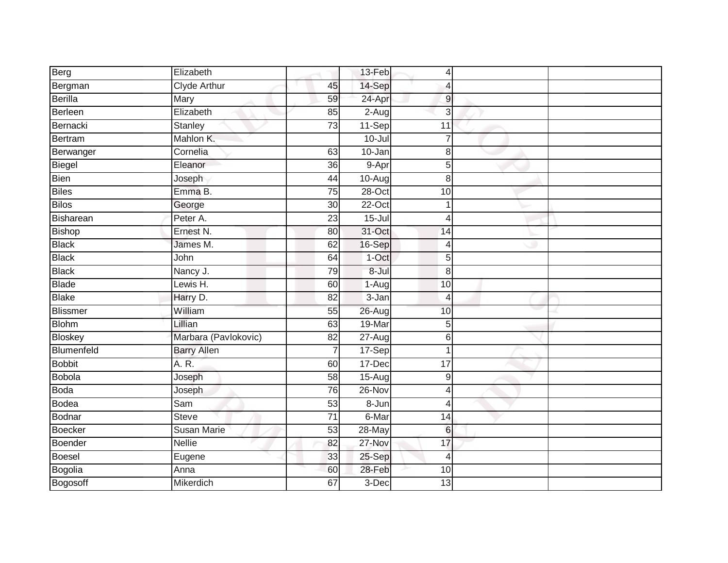| | | | | | | |
|---|---|---|---|---|---|---|
| Berg | Elizabeth | | 13-Feb | 4 | | |
| Bergman | Clyde Arthur | 45 | 14-Sep | 4 | | |
| Berilla | Mary | 59 | 24-Apr | 9 | | |
| Berleen | Elizabeth | 85 | 2-Aug | 3 | | |
| Bernacki | Stanley | 73 | 11-Sep | 11 | | |
| Bertram | Mahlon K. | | 10-Jul | 7 | | |
| Berwanger | Cornelia | 63 | 10-Jan | 8 | | |
| Biegel | Eleanor | 36 | 9-Apr | 5 | | |
| Bien | Joseph | 44 | 10-Aug | 8 | | |
| Biles | Emma B. | 75 | 28-Oct | 10 | | |
| Bilos | George | 30 | 22-Oct | 1 | | |
| Bisharean | Peter A. | 23 | 15-Jul | 4 | | |
| Bishop | Ernest N. | 80 | 31-Oct | 14 | | |
| Black | James M. | 62 | 16-Sep | 4 | | |
| Black | John | 64 | 1-Oct | 5 | | |
| Black | Nancy J. | 79 | 8-Jul | 8 | | |
| Blade | Lewis H. | 60 | 1-Aug | 10 | | |
| Blake | Harry D. | 82 | 3-Jan | 4 | | |
| Blissmer | William | 55 | 26-Aug | 10 | | |
| Blohm | Lillian | 63 | 19-Mar | 5 | | |
| Bloskey | Marbara (Pavlokovic) | 82 | 27-Aug | 6 | | |
| Blumenfeld | Barry Allen | 7 | 17-Sep | 1 | | |
| Bobbit | A. R. | 60 | 17-Dec | 17 | | |
| Bobola | Joseph | 58 | 15-Aug | 9 | | |
| Boda | Joseph | 76 | 26-Nov | 4 | | |
| Bodea | Sam | 53 | 8-Jun | 4 | | |
| Bodnar | Steve | 71 | 6-Mar | 14 | | |
| Boecker | Susan Marie | 53 | 28-May | 6 | | |
| Boender | Nellie | 82 | 27-Nov | 17 | | |
| Boesel | Eugene | 33 | 25-Sep | 4 | | |
| Bogolia | Anna | 60 | 28-Feb | 10 | | |
| Bogosoff | Mikerdich | 67 | 3-Dec | 13 | | |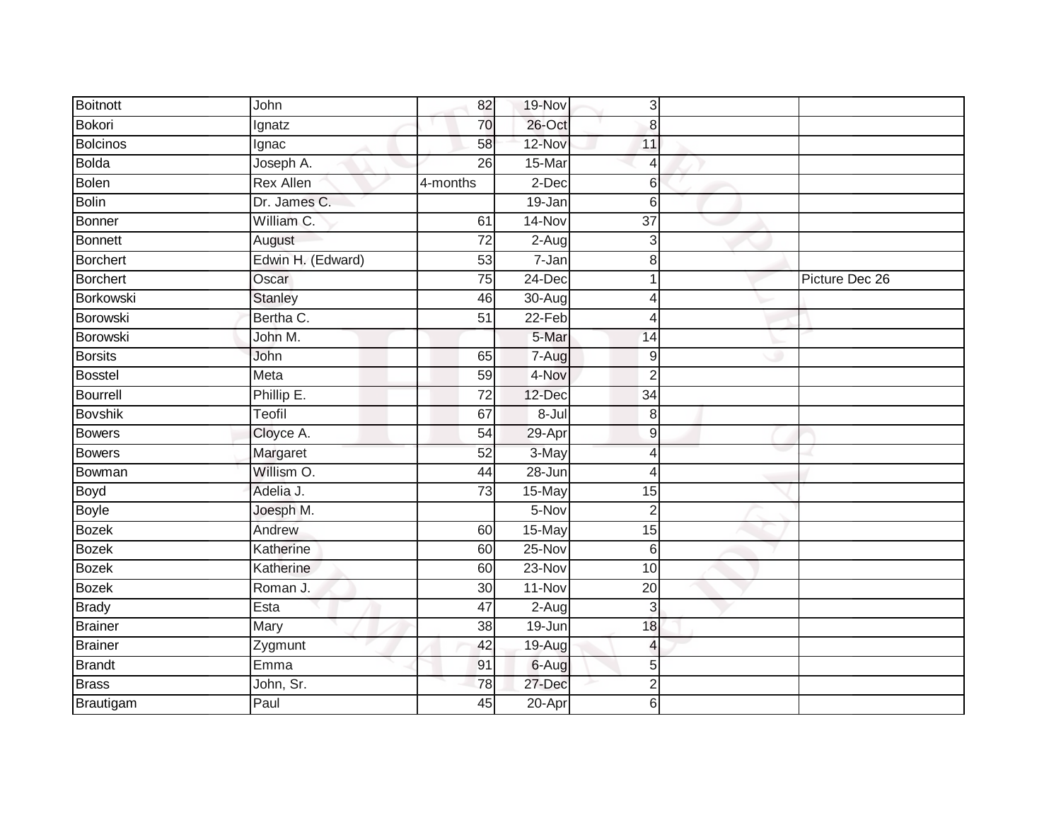| | | | | | | |
|---|---|---|---|---|---|---|
| Boitnott | John | 82 | 19-Nov | 3 | | |
| Bokori | Ignatz | 70 | 26-Oct | 8 | | |
| Bolcinos | Ignac | 58 | 12-Nov | 11 | | |
| Bolda | Joseph A. | 26 | 15-Mar | 4 | | |
| Bolen | Rex Allen | 4-months | 2-Dec | 6 | | |
| Bolin | Dr. James C. | | 19-Jan | 6 | | |
| Bonner | William C. | 61 | 14-Nov | 37 | | |
| Bonnett | August | 72 | 2-Aug | 3 | | |
| Borchert | Edwin H. (Edward) | 53 | 7-Jan | 8 | | |
| Borchert | Oscar | 75 | 24-Dec | 1 | | Picture Dec 26 |
| Borkowski | Stanley | 46 | 30-Aug | 4 | | |
| Borowski | Bertha C. | 51 | 22-Feb | 4 | | |
| Borowski | John M. | | 5-Mar | 14 | | |
| Borsits | John | 65 | 7-Aug | 9 | | |
| Bosstel | Meta | 59 | 4-Nov | 2 | | |
| Bourrell | Phillip E. | 72 | 12-Dec | 34 | | |
| Bovshik | Teofil | 67 | 8-Jul | 8 | | |
| Bowers | Cloyce A. | 54 | 29-Apr | 9 | | |
| Bowers | Margaret | 52 | 3-May | 4 | | |
| Bowman | Willism O. | 44 | 28-Jun | 4 | | |
| Boyd | Adelia J. | 73 | 15-May | 15 | | |
| Boyle | Joesph M. | | 5-Nov | 2 | | |
| Bozek | Andrew | 60 | 15-May | 15 | | |
| Bozek | Katherine | 60 | 25-Nov | 6 | | |
| Bozek | Katherine | 60 | 23-Nov | 10 | | |
| Bozek | Roman J. | 30 | 11-Nov | 20 | | |
| Brady | Esta | 47 | 2-Aug | 3 | | |
| Brainer | Mary | 38 | 19-Jun | 18 | | |
| Brainer | Zygmunt | 42 | 19-Aug | 4 | | |
| Brandt | Emma | 91 | 6-Aug | 5 | | |
| Brass | John, Sr. | 78 | 27-Dec | 2 | | |
| Brautigam | Paul | 45 | 20-Apr | 6 | | |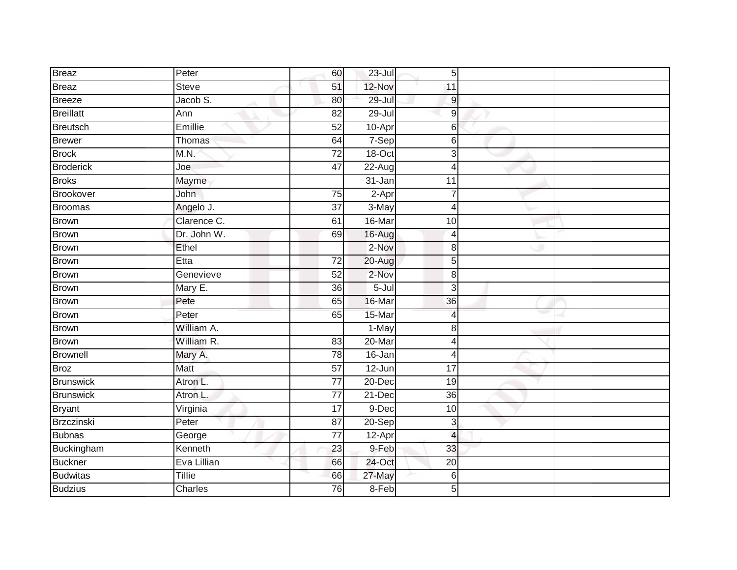| | | | | | | |
|---|---|---|---|---|---|---|
| Breaz | Peter | 60 | 23-Jul | 5 | | |
| Breaz | Steve | 51 | 12-Nov | 11 | | |
| Breeze | Jacob S. | 80 | 29-Jul | 9 | | |
| Breillatt | Ann | 82 | 29-Jul | 9 | | |
| Breutsch | Emillie | 52 | 10-Apr | 6 | | |
| Brewer | Thomas | 64 | 7-Sep | 6 | | |
| Brock | M.N. | 72 | 18-Oct | 3 | | |
| Broderick | Joe | 47 | 22-Aug | 4 | | |
| Broks | Mayme | | 31-Jan | 11 | | |
| Brookover | John | 75 | 2-Apr | 7 | | |
| Broomas | Angelo J. | 37 | 3-May | 4 | | |
| Brown | Clarence C. | 61 | 16-Mar | 10 | | |
| Brown | Dr. John W. | 69 | 16-Aug | 4 | | |
| Brown | Ethel | | 2-Nov | 8 | | |
| Brown | Etta | 72 | 20-Aug | 5 | | |
| Brown | Genevieve | 52 | 2-Nov | 8 | | |
| Brown | Mary E. | 36 | 5-Jul | 3 | | |
| Brown | Pete | 65 | 16-Mar | 36 | | |
| Brown | Peter | 65 | 15-Mar | 4 | | |
| Brown | William A. | | 1-May | 8 | | |
| Brown | William R. | 83 | 20-Mar | 4 | | |
| Brownell | Mary A. | 78 | 16-Jan | 4 | | |
| Broz | Matt | 57 | 12-Jun | 17 | | |
| Brunswick | Atron L. | 77 | 20-Dec | 19 | | |
| Brunswick | Atron L. | 77 | 21-Dec | 36 | | |
| Bryant | Virginia | 17 | 9-Dec | 10 | | |
| Brzczinski | Peter | 87 | 20-Sep | 3 | | |
| Bubnas | George | 77 | 12-Apr | 4 | | |
| Buckingham | Kenneth | 23 | 9-Feb | 33 | | |
| Buckner | Eva Lillian | 66 | 24-Oct | 20 | | |
| Budwitas | Tillie | 66 | 27-May | 6 | | |
| Budzius | Charles | 76 | 8-Feb | 5 | | |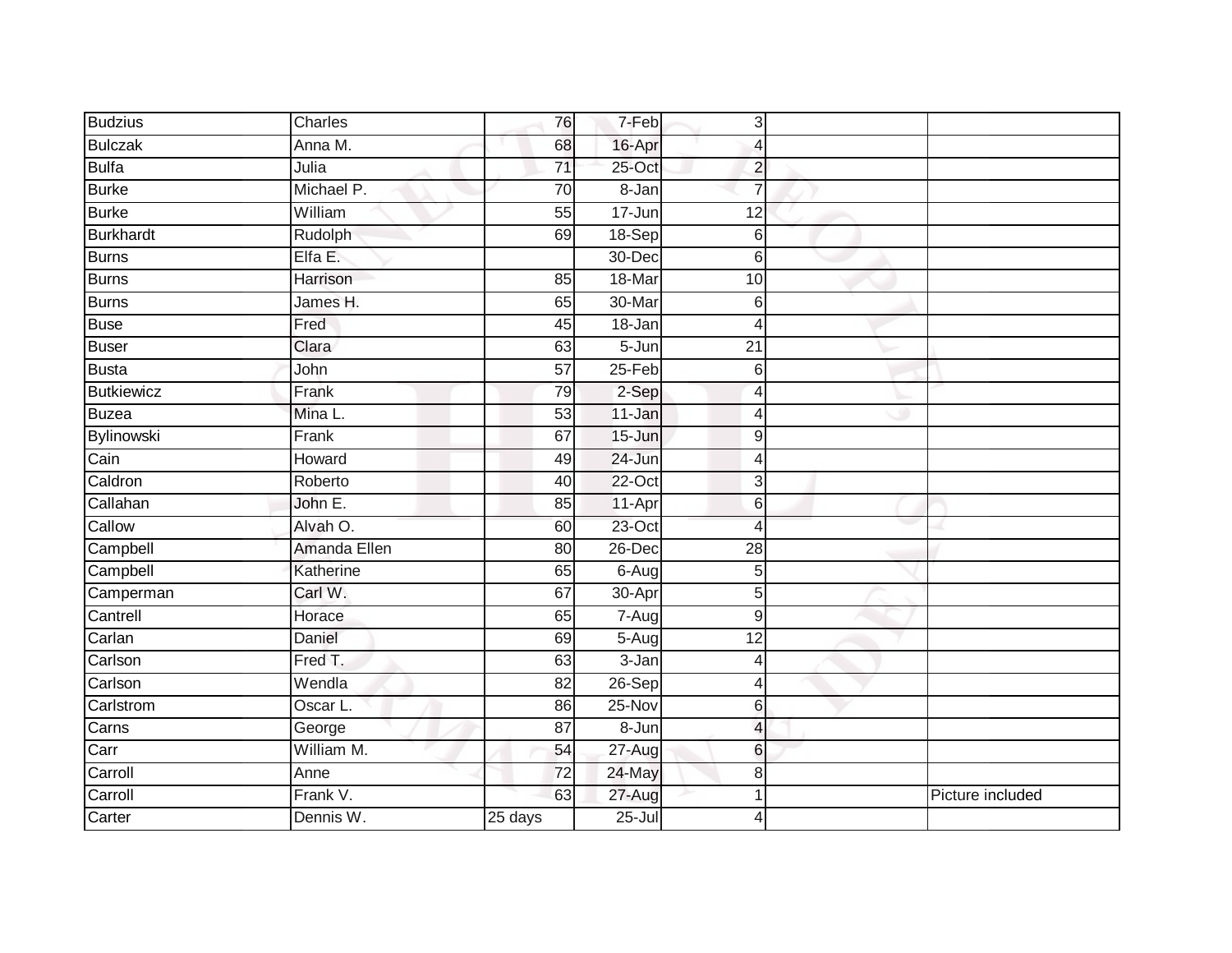| | | | | | | |
|---|---|---|---|---|---|---|
| Budzius | Charles | 76 | 7-Feb | 3 | | |
| Bulczak | Anna M. | 68 | 16-Apr | 4 | | |
| Bulfa | Julia | 71 | 25-Oct | 2 | | |
| Burke | Michael P. | 70 | 8-Jan | 7 | | |
| Burke | William | 55 | 17-Jun | 12 | | |
| Burkhardt | Rudolph | 69 | 18-Sep | 6 | | |
| Burns | Elfa E. | | 30-Dec | 6 | | |
| Burns | Harrison | 85 | 18-Mar | 10 | | |
| Burns | James H. | 65 | 30-Mar | 6 | | |
| Buse | Fred | 45 | 18-Jan | 4 | | |
| Buser | Clara | 63 | 5-Jun | 21 | | |
| Busta | John | 57 | 25-Feb | 6 | | |
| Butkiewicz | Frank | 79 | 2-Sep | 4 | | |
| Buzea | Mina L. | 53 | 11-Jan | 4 | | |
| Bylinowski | Frank | 67 | 15-Jun | 9 | | |
| Cain | Howard | 49 | 24-Jun | 4 | | |
| Caldron | Roberto | 40 | 22-Oct | 3 | | |
| Callahan | John E. | 85 | 11-Apr | 6 | | |
| Callow | Alvah O. | 60 | 23-Oct | 4 | | |
| Campbell | Amanda Ellen | 80 | 26-Dec | 28 | | |
| Campbell | Katherine | 65 | 6-Aug | 5 | | |
| Camperman | Carl W. | 67 | 30-Apr | 5 | | |
| Cantrell | Horace | 65 | 7-Aug | 9 | | |
| Carlan | Daniel | 69 | 5-Aug | 12 | | |
| Carlson | Fred T. | 63 | 3-Jan | 4 | | |
| Carlson | Wendla | 82 | 26-Sep | 4 | | |
| Carlstrom | Oscar L. | 86 | 25-Nov | 6 | | |
| Carns | George | 87 | 8-Jun | 4 | | |
| Carr | William M. | 54 | 27-Aug | 6 | | |
| Carroll | Anne | 72 | 24-May | 8 | | |
| Carroll | Frank V. | 63 | 27-Aug | 1 | | Picture included |
| Carter | Dennis W. | 25 days | 25-Jul | 4 | | |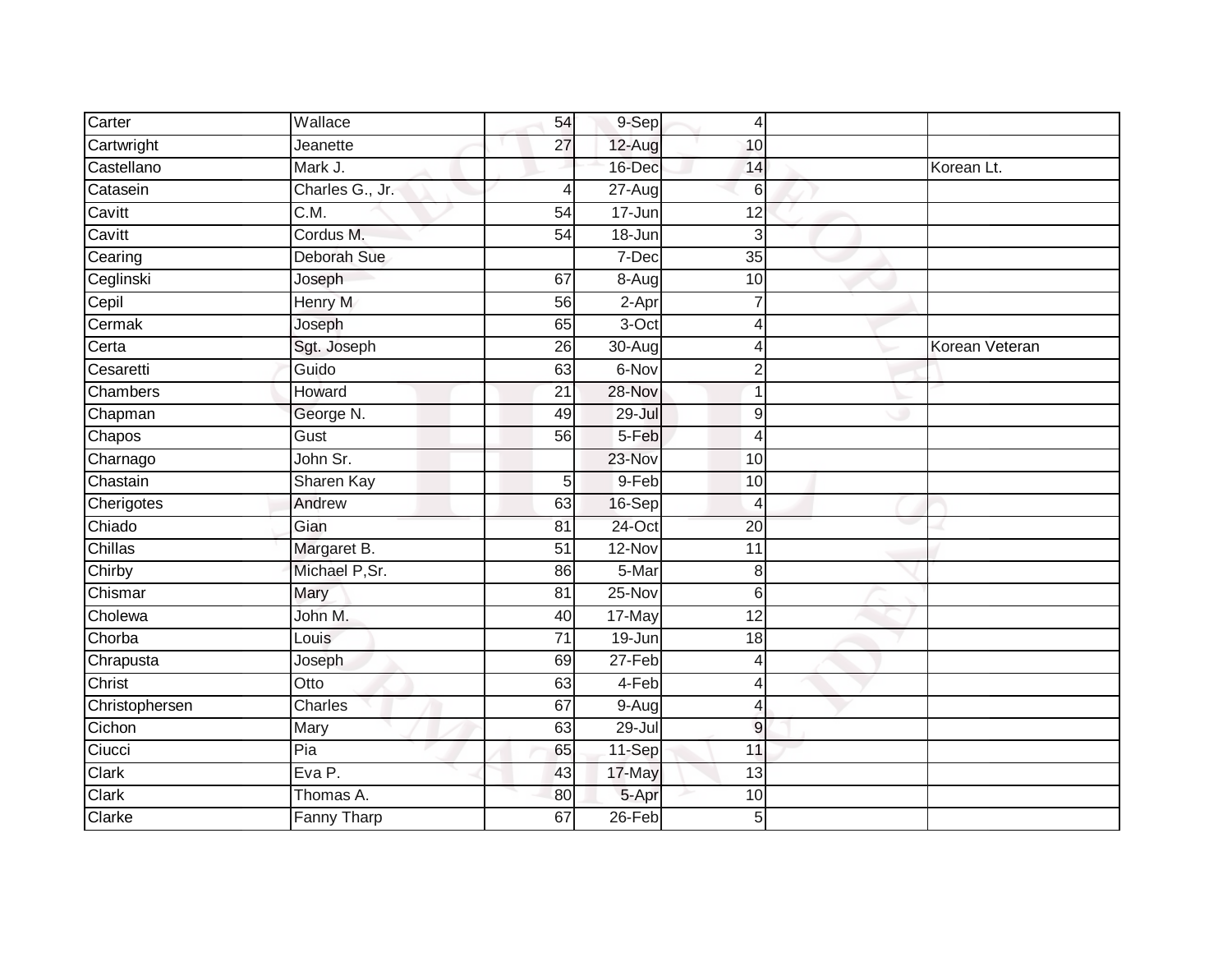| | | | | | | |
|---|---|---|---|---|---|---|
| Carter | Wallace | 54 | 9-Sep | 4 | | |
| Cartwright | Jeanette | 27 | 12-Aug | 10 | | |
| Castellano | Mark J. | | 16-Dec | 14 | | Korean Lt. |
| Catasein | Charles G., Jr. | 4 | 27-Aug | 6 | | |
| Cavitt | C.M. | 54 | 17-Jun | 12 | | |
| Cavitt | Cordus M. | 54 | 18-Jun | 3 | | |
| Cearing | Deborah Sue | | 7-Dec | 35 | | |
| Ceglinski | Joseph | 67 | 8-Aug | 10 | | |
| Cepil | Henry M | 56 | 2-Apr | 7 | | |
| Cermak | Joseph | 65 | 3-Oct | 4 | | |
| Certa | Sgt. Joseph | 26 | 30-Aug | 4 | | Korean Veteran |
| Cesaretti | Guido | 63 | 6-Nov | 2 | | |
| Chambers | Howard | 21 | 28-Nov | 1 | | |
| Chapman | George N. | 49 | 29-Jul | 9 | | |
| Chapos | Gust | 56 | 5-Feb | 4 | | |
| Charnago | John Sr. | | 23-Nov | 10 | | |
| Chastain | Sharen Kay | 5 | 9-Feb | 10 | | |
| Cherigotes | Andrew | 63 | 16-Sep | 4 | | |
| Chiado | Gian | 81 | 24-Oct | 20 | | |
| Chillas | Margaret B. | 51 | 12-Nov | 11 | | |
| Chirby | Michael P,Sr. | 86 | 5-Mar | 8 | | |
| Chismar | Mary | 81 | 25-Nov | 6 | | |
| Cholewa | John M. | 40 | 17-May | 12 | | |
| Chorba | Louis | 71 | 19-Jun | 18 | | |
| Chrapusta | Joseph | 69 | 27-Feb | 4 | | |
| Christ | Otto | 63 | 4-Feb | 4 | | |
| Christophersen | Charles | 67 | 9-Aug | 4 | | |
| Cichon | Mary | 63 | 29-Jul | 9 | | |
| Ciucci | Pia | 65 | 11-Sep | 11 | | |
| Clark | Eva P. | 43 | 17-May | 13 | | |
| Clark | Thomas A. | 80 | 5-Apr | 10 | | |
| Clarke | Fanny Tharp | 67 | 26-Feb | 5 | | |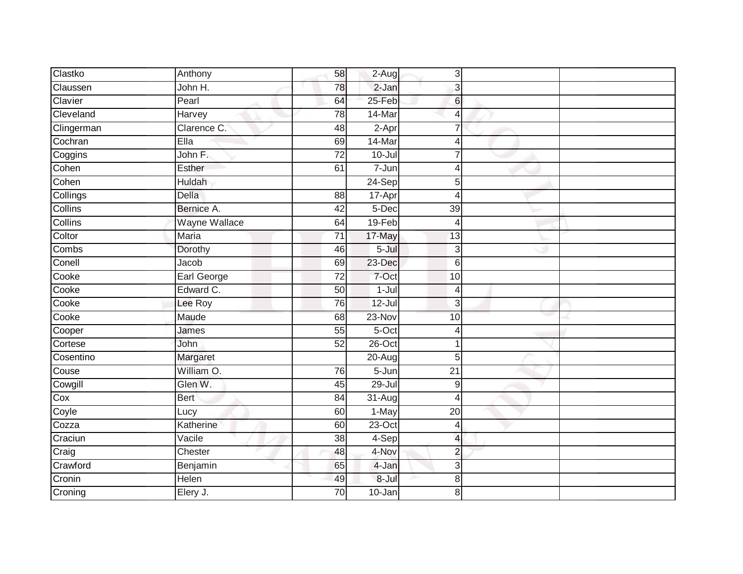| Clastko | Anthony | 58 | 2-Aug | 3 | | |
|---|---|---|---|---|---|---|
| Claussen | John H. | 78 | 2-Jan | 3 | | |
| Clavier | Pearl | 64 | 25-Feb | 6 | | |
| Cleveland | Harvey | 78 | 14-Mar | 4 | | |
| Clingerman | Clarence C. | 48 | 2-Apr | 7 | | |
| Cochran | Ella | 69 | 14-Mar | 4 | | |
| Coggins | John F. | 72 | 10-Jul | 7 | | |
| Cohen | Esther | 61 | 7-Jun | 4 | | |
| Cohen | Huldah | | 24-Sep | 5 | | |
| Collings | Della | 88 | 17-Apr | 4 | | |
| Collins | Bernice A. | 42 | 5-Dec | 39 | | |
| Collins | Wayne Wallace | 64 | 19-Feb | 4 | | |
| Coltor | Maria | 71 | 17-May | 13 | | |
| Combs | Dorothy | 46 | 5-Jul | 3 | | |
| Conell | Jacob | 69 | 23-Dec | 6 | | |
| Cooke | Earl George | 72 | 7-Oct | 10 | | |
| Cooke | Edward C. | 50 | 1-Jul | 4 | | |
| Cooke | Lee Roy | 76 | 12-Jul | 3 | | |
| Cooke | Maude | 68 | 23-Nov | 10 | | |
| Cooper | James | 55 | 5-Oct | 4 | | |
| Cortese | John | 52 | 26-Oct | 1 | | |
| Cosentino | Margaret | | 20-Aug | 5 | | |
| Couse | William O. | 76 | 5-Jun | 21 | | |
| Cowgill | Glen W. | 45 | 29-Jul | 9 | | |
| Cox | Bert | 84 | 31-Aug | 4 | | |
| Coyle | Lucy | 60 | 1-May | 20 | | |
| Cozza | Katherine | 60 | 23-Oct | 4 | | |
| Craciun | Vacile | 38 | 4-Sep | 4 | | |
| Craig | Chester | 48 | 4-Nov | 2 | | |
| Crawford | Benjamin | 65 | 4-Jan | 3 | | |
| Cronin | Helen | 49 | 8-Jul | 8 | | |
| Croning | Elery J. | 70 | 10-Jan | 8 | | |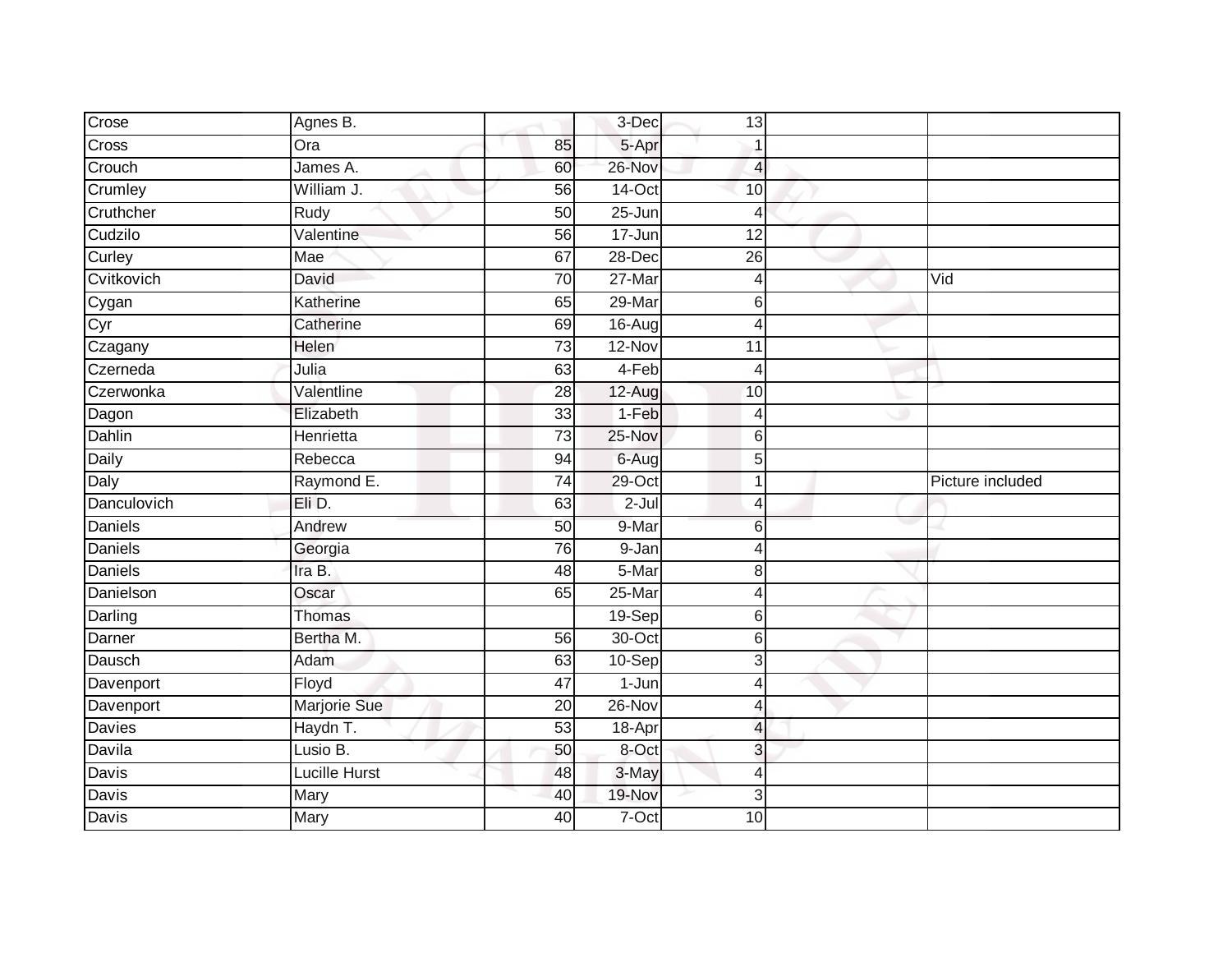| | | | | | | |
|---|---|---|---|---|---|---|
| Crose | Agnes B. | | 3-Dec | 13 | | |
| Cross | Ora | 85 | 5-Apr | 1 | | |
| Crouch | James A. | 60 | 26-Nov | 4 | | |
| Crumley | William J. | 56 | 14-Oct | 10 | | |
| Cruthcher | Rudy | 50 | 25-Jun | 4 | | |
| Cudzilo | Valentine | 56 | 17-Jun | 12 | | |
| Curley | Mae | 67 | 28-Dec | 26 | | |
| Cvitkovich | David | 70 | 27-Mar | 4 | | Vid |
| Cygan | Katherine | 65 | 29-Mar | 6 | | |
| Cyr | Catherine | 69 | 16-Aug | 4 | | |
| Czagany | Helen | 73 | 12-Nov | 11 | | |
| Czerneda | Julia | 63 | 4-Feb | 4 | | |
| Czerwonka | Valentline | 28 | 12-Aug | 10 | | |
| Dagon | Elizabeth | 33 | 1-Feb | 4 | | |
| Dahlin | Henrietta | 73 | 25-Nov | 6 | | |
| Daily | Rebecca | 94 | 6-Aug | 5 | | |
| Daly | Raymond E. | 74 | 29-Oct | 1 | | Picture included |
| Danculovich | Eli D. | 63 | 2-Jul | 4 | | |
| Daniels | Andrew | 50 | 9-Mar | 6 | | |
| Daniels | Georgia | 76 | 9-Jan | 4 | | |
| Daniels | Ira B. | 48 | 5-Mar | 8 | | |
| Danielson | Oscar | 65 | 25-Mar | 4 | | |
| Darling | Thomas | | 19-Sep | 6 | | |
| Darner | Bertha M. | 56 | 30-Oct | 6 | | |
| Dausch | Adam | 63 | 10-Sep | 3 | | |
| Davenport | Floyd | 47 | 1-Jun | 4 | | |
| Davenport | Marjorie Sue | 20 | 26-Nov | 4 | | |
| Davies | Haydn T. | 53 | 18-Apr | 4 | | |
| Davila | Lusio B. | 50 | 8-Oct | 3 | | |
| Davis | Lucille Hurst | 48 | 3-May | 4 | | |
| Davis | Mary | 40 | 19-Nov | 3 | | |
| Davis | Mary | 40 | 7-Oct | 10 | | |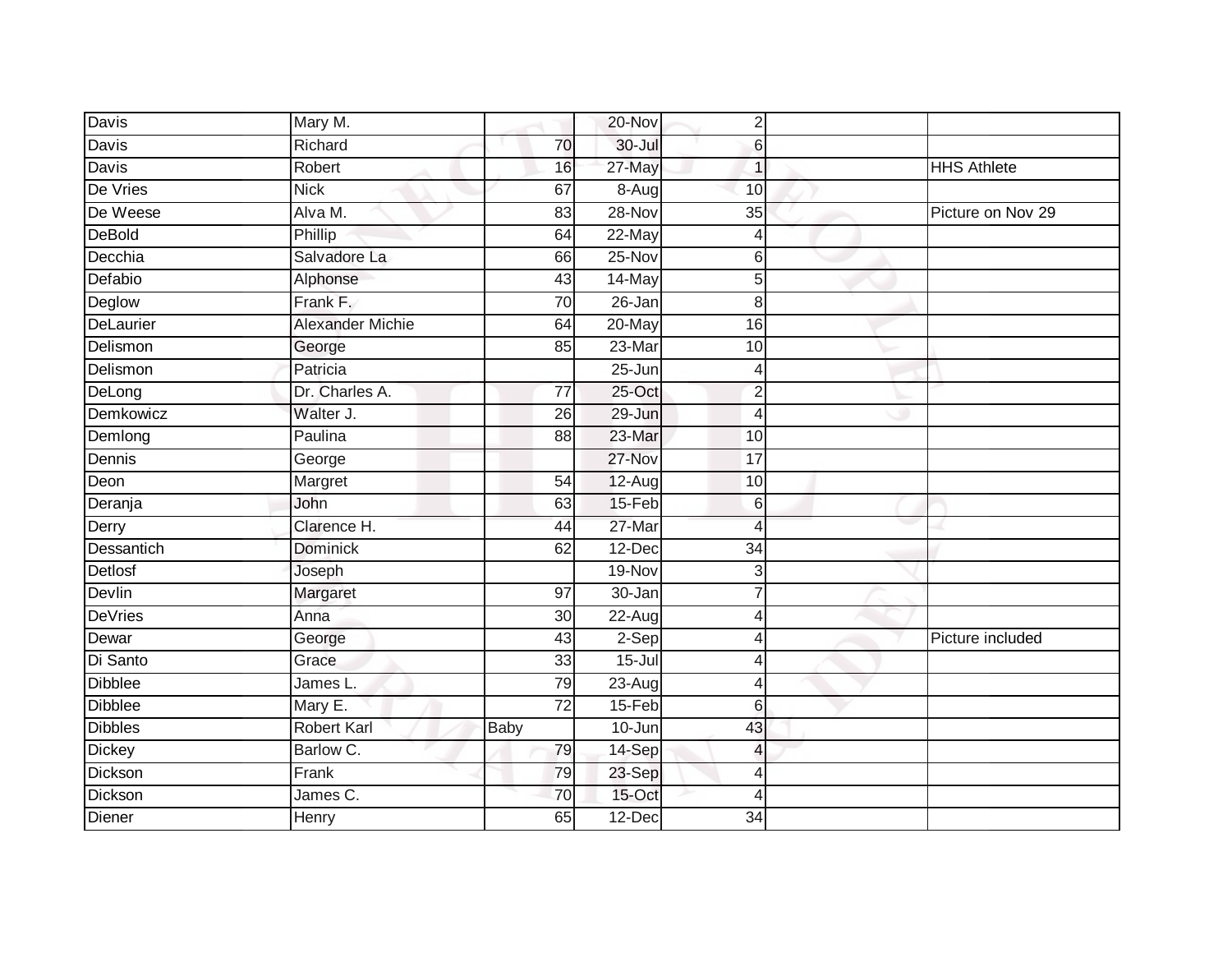| Davis | Mary M. | | 20-Nov | 2 | | |
|---|---|---|---|---|---|---|
| Davis | Richard | 70 | 30-Jul | 6 | | |
| Davis | Robert | 16 | 27-May | 1 | | HHS Athlete |
| De Vries | Nick | 67 | 8-Aug | 10 | | |
| De Weese | Alva M. | 83 | 28-Nov | 35 | | Picture on Nov 29 |
| DeBold | Phillip | 64 | 22-May | 4 | | |
| Decchia | Salvadore La | 66 | 25-Nov | 6 | | |
| Defabio | Alphonse | 43 | 14-May | 5 | | |
| Deglow | Frank F. | 70 | 26-Jan | 8 | | |
| DeLaurier | Alexander Michie | 64 | 20-May | 16 | | |
| Delismon | George | 85 | 23-Mar | 10 | | |
| Delismon | Patricia | | 25-Jun | 4 | | |
| DeLong | Dr. Charles A. | 77 | 25-Oct | 2 | | |
| Demkowicz | Walter J. | 26 | 29-Jun | 4 | | |
| Demlong | Paulina | 88 | 23-Mar | 10 | | |
| Dennis | George | | 27-Nov | 17 | | |
| Deon | Margret | 54 | 12-Aug | 10 | | |
| Deranja | John | 63 | 15-Feb | 6 | | |
| Derry | Clarence H. | 44 | 27-Mar | 4 | | |
| Dessantich | Dominick | 62 | 12-Dec | 34 | | |
| Detlosf | Joseph | | 19-Nov | 3 | | |
| Devlin | Margaret | 97 | 30-Jan | 7 | | |
| DeVries | Anna | 30 | 22-Aug | 4 | | |
| Dewar | George | 43 | 2-Sep | 4 | | Picture included |
| Di Santo | Grace | 33 | 15-Jul | 4 | | |
| Dibblee | James L. | 79 | 23-Aug | 4 | | |
| Dibblee | Mary E. | 72 | 15-Feb | 6 | | |
| Dibbles | Robert Karl | Baby | 10-Jun | 43 | | |
| Dickey | Barlow C. | 79 | 14-Sep | 4 | | |
| Dickson | Frank | 79 | 23-Sep | 4 | | |
| Dickson | James C. | 70 | 15-Oct | 4 | | |
| Diener | Henry | 65 | 12-Dec | 34 | | |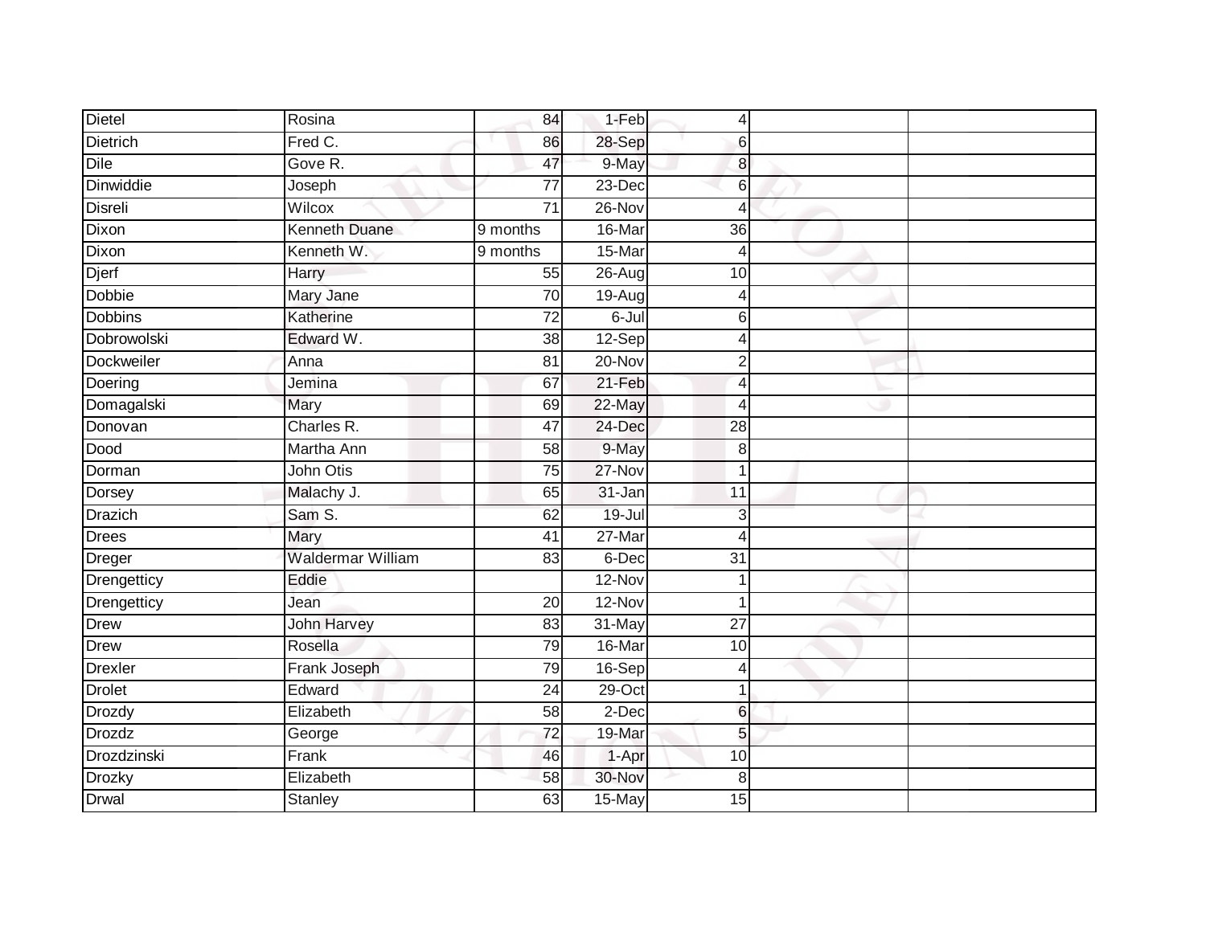| | | | | | | |
|---|---|---|---|---|---|---|
| Dietel | Rosina | 84 | 1-Feb | 4 | | |
| Dietrich | Fred C. | 86 | 28-Sep | 6 | | |
| Dile | Gove R. | 47 | 9-May | 8 | | |
| Dinwiddie | Joseph | 77 | 23-Dec | 6 | | |
| Disreli | Wilcox | 71 | 26-Nov | 4 | | |
| Dixon | Kenneth Duane | 9 months | 16-Mar | 36 | | |
| Dixon | Kenneth W. | 9 months | 15-Mar | 4 | | |
| Djerf | Harry | 55 | 26-Aug | 10 | | |
| Dobbie | Mary Jane | 70 | 19-Aug | 4 | | |
| Dobbins | Katherine | 72 | 6-Jul | 6 | | |
| Dobrowolski | Edward W. | 38 | 12-Sep | 4 | | |
| Dockweiler | Anna | 81 | 20-Nov | 2 | | |
| Doering | Jemina | 67 | 21-Feb | 4 | | |
| Domagalski | Mary | 69 | 22-May | 4 | | |
| Donovan | Charles R. | 47 | 24-Dec | 28 | | |
| Dood | Martha Ann | 58 | 9-May | 8 | | |
| Dorman | John Otis | 75 | 27-Nov | 1 | | |
| Dorsey | Malachy J. | 65 | 31-Jan | 11 | | |
| Drazich | Sam S. | 62 | 19-Jul | 3 | | |
| Drees | Mary | 41 | 27-Mar | 4 | | |
| Dreger | Waldermar William | 83 | 6-Dec | 31 | | |
| Drengetticy | Eddie | | 12-Nov | 1 | | |
| Drengetticy | Jean | 20 | 12-Nov | 1 | | |
| Drew | John Harvey | 83 | 31-May | 27 | | |
| Drew | Rosella | 79 | 16-Mar | 10 | | |
| Drexler | Frank Joseph | 79 | 16-Sep | 4 | | |
| Drolet | Edward | 24 | 29-Oct | 1 | | |
| Drozdy | Elizabeth | 58 | 2-Dec | 6 | | |
| Drozdz | George | 72 | 19-Mar | 5 | | |
| Drozdzinski | Frank | 46 | 1-Apr | 10 | | |
| Drozky | Elizabeth | 58 | 30-Nov | 8 | | |
| Drwal | Stanley | 63 | 15-May | 15 | | |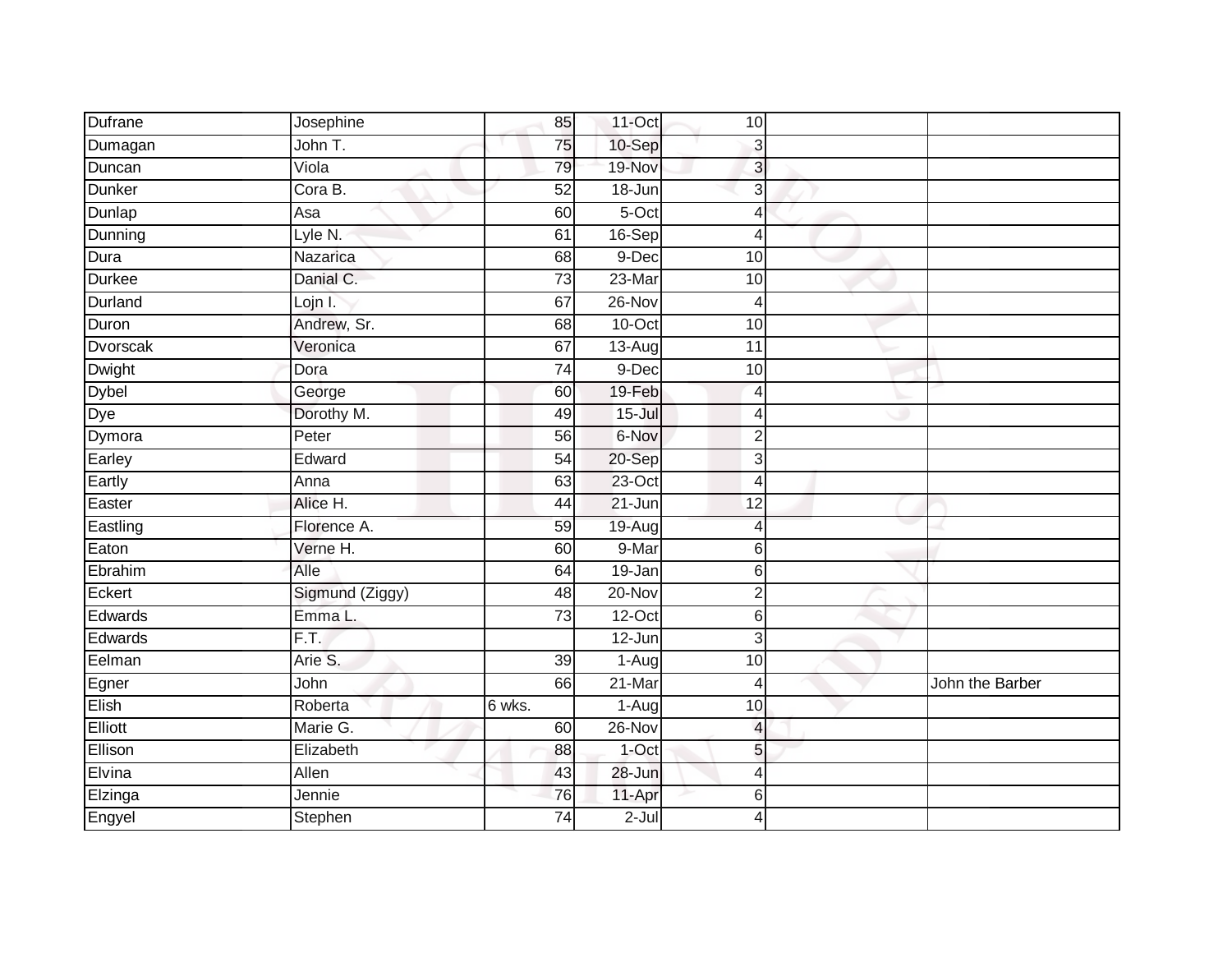| Dufrane | Josephine | 85 | 11-Oct | 10 | | |
|---|---|---|---|---|---|---|
| Dumagan | John T. | 75 | 10-Sep | 3 | | |
| Duncan | Viola | 79 | 19-Nov | 3 | | |
| Dunker | Cora B. | 52 | 18-Jun | 3 | | |
| Dunlap | Asa | 60 | 5-Oct | 4 | | |
| Dunning | Lyle N. | 61 | 16-Sep | 4 | | |
| Dura | Nazarica | 68 | 9-Dec | 10 | | |
| Durkee | Danial C. | 73 | 23-Mar | 10 | | |
| Durland | Lojn I. | 67 | 26-Nov | 4 | | |
| Duron | Andrew, Sr. | 68 | 10-Oct | 10 | | |
| Dvorscak | Veronica | 67 | 13-Aug | 11 | | |
| Dwight | Dora | 74 | 9-Dec | 10 | | |
| Dybel | George | 60 | 19-Feb | 4 | | |
| Dye | Dorothy M. | 49 | 15-Jul | 4 | | |
| Dymora | Peter | 56 | 6-Nov | 2 | | |
| Earley | Edward | 54 | 20-Sep | 3 | | |
| Eartly | Anna | 63 | 23-Oct | 4 | | |
| Easter | Alice H. | 44 | 21-Jun | 12 | | |
| Eastling | Florence A. | 59 | 19-Aug | 4 | | |
| Eaton | Verne H. | 60 | 9-Mar | 6 | | |
| Ebrahim | Alle | 64 | 19-Jan | 6 | | |
| Eckert | Sigmund (Ziggy) | 48 | 20-Nov | 2 | | |
| Edwards | Emma L. | 73 | 12-Oct | 6 | | |
| Edwards | F.T. | | 12-Jun | 3 | | |
| Eelman | Arie S. | 39 | 1-Aug | 10 | | |
| Egner | John | 66 | 21-Mar | 4 | | John the Barber |
| Elish | Roberta | 6 wks. | 1-Aug | 10 | | |
| Elliott | Marie G. | 60 | 26-Nov | 4 | | |
| Ellison | Elizabeth | 88 | 1-Oct | 5 | | |
| Elvina | Allen | 43 | 28-Jun | 4 | | |
| Elzinga | Jennie | 76 | 11-Apr | 6 | | |
| Engyel | Stephen | 74 | 2-Jul | 4 | | |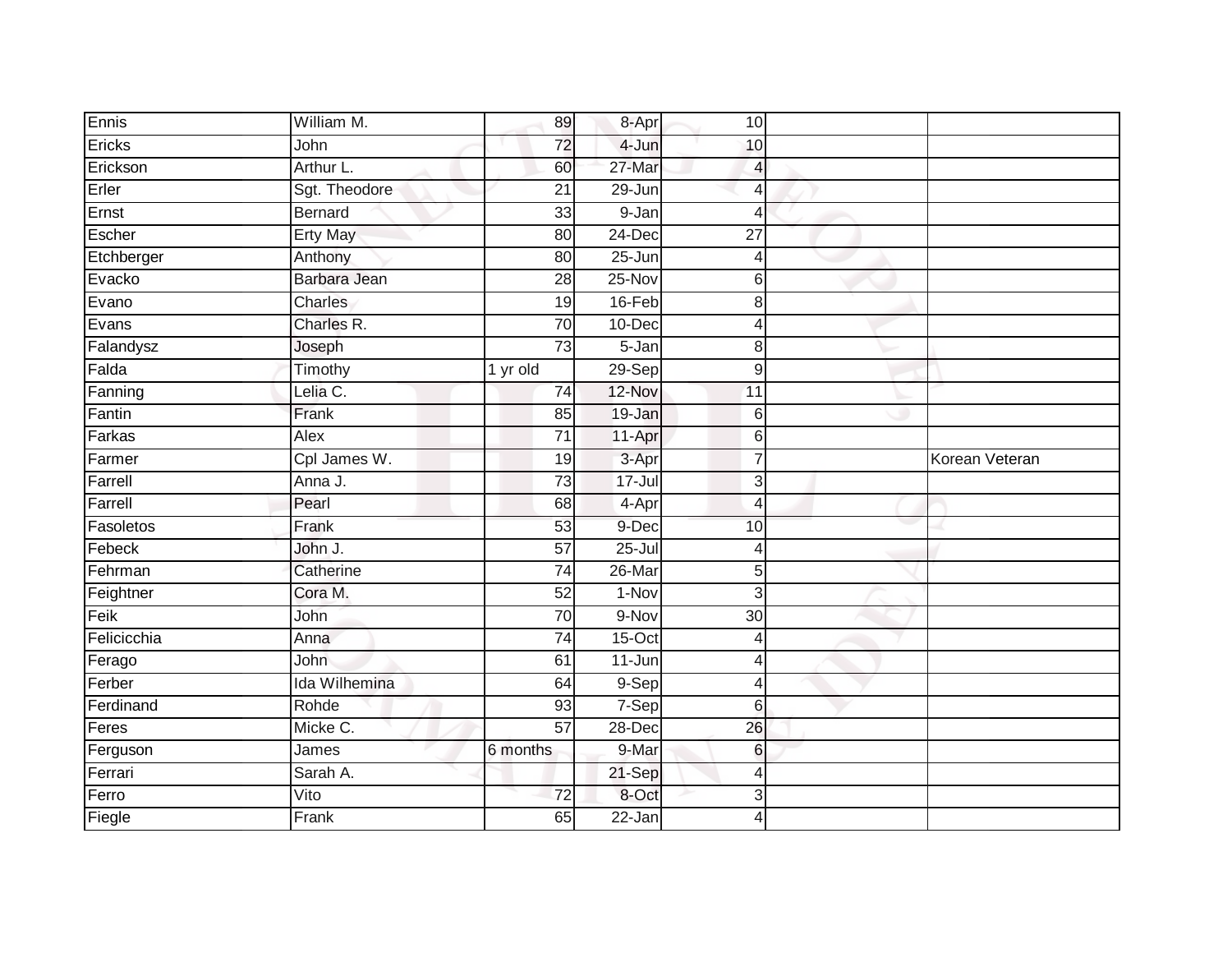| | | | | | | |
|---|---|---|---|---|---|---|
| Ennis | William M. | 89 | 8-Apr | 10 | | |
| Ericks | John | 72 | 4-Jun | 10 | | |
| Erickson | Arthur L. | 60 | 27-Mar | 4 | | |
| Erler | Sgt. Theodore | 21 | 29-Jun | 4 | | |
| Ernst | Bernard | 33 | 9-Jan | 4 | | |
| Escher | Erty May | 80 | 24-Dec | 27 | | |
| Etchberger | Anthony | 80 | 25-Jun | 4 | | |
| Evacko | Barbara Jean | 28 | 25-Nov | 6 | | |
| Evano | Charles | 19 | 16-Feb | 8 | | |
| Evans | Charles R. | 70 | 10-Dec | 4 | | |
| Falandysz | Joseph | 73 | 5-Jan | 8 | | |
| Falda | Timothy | 1 yr old | 29-Sep | 9 | | |
| Fanning | Lelia C. | 74 | 12-Nov | 11 | | |
| Fantin | Frank | 85 | 19-Jan | 6 | | |
| Farkas | Alex | 71 | 11-Apr | 6 | | |
| Farmer | Cpl James W. | 19 | 3-Apr | 7 | | Korean Veteran |
| Farrell | Anna J. | 73 | 17-Jul | 3 | | |
| Farrell | Pearl | 68 | 4-Apr | 4 | | |
| Fasoletos | Frank | 53 | 9-Dec | 10 | | |
| Febeck | John J. | 57 | 25-Jul | 4 | | |
| Fehrman | Catherine | 74 | 26-Mar | 5 | | |
| Feightner | Cora M. | 52 | 1-Nov | 3 | | |
| Feik | John | 70 | 9-Nov | 30 | | |
| Felicicchia | Anna | 74 | 15-Oct | 4 | | |
| Ferago | John | 61 | 11-Jun | 4 | | |
| Ferber | Ida Wilhemina | 64 | 9-Sep | 4 | | |
| Ferdinand | Rohde | 93 | 7-Sep | 6 | | |
| Feres | Micke C. | 57 | 28-Dec | 26 | | |
| Ferguson | James | 6 months | 9-Mar | 6 | | |
| Ferrari | Sarah A. | | 21-Sep | 4 | | |
| Ferro | Vito | 72 | 8-Oct | 3 | | |
| Fiegle | Frank | 65 | 22-Jan | 4 | | |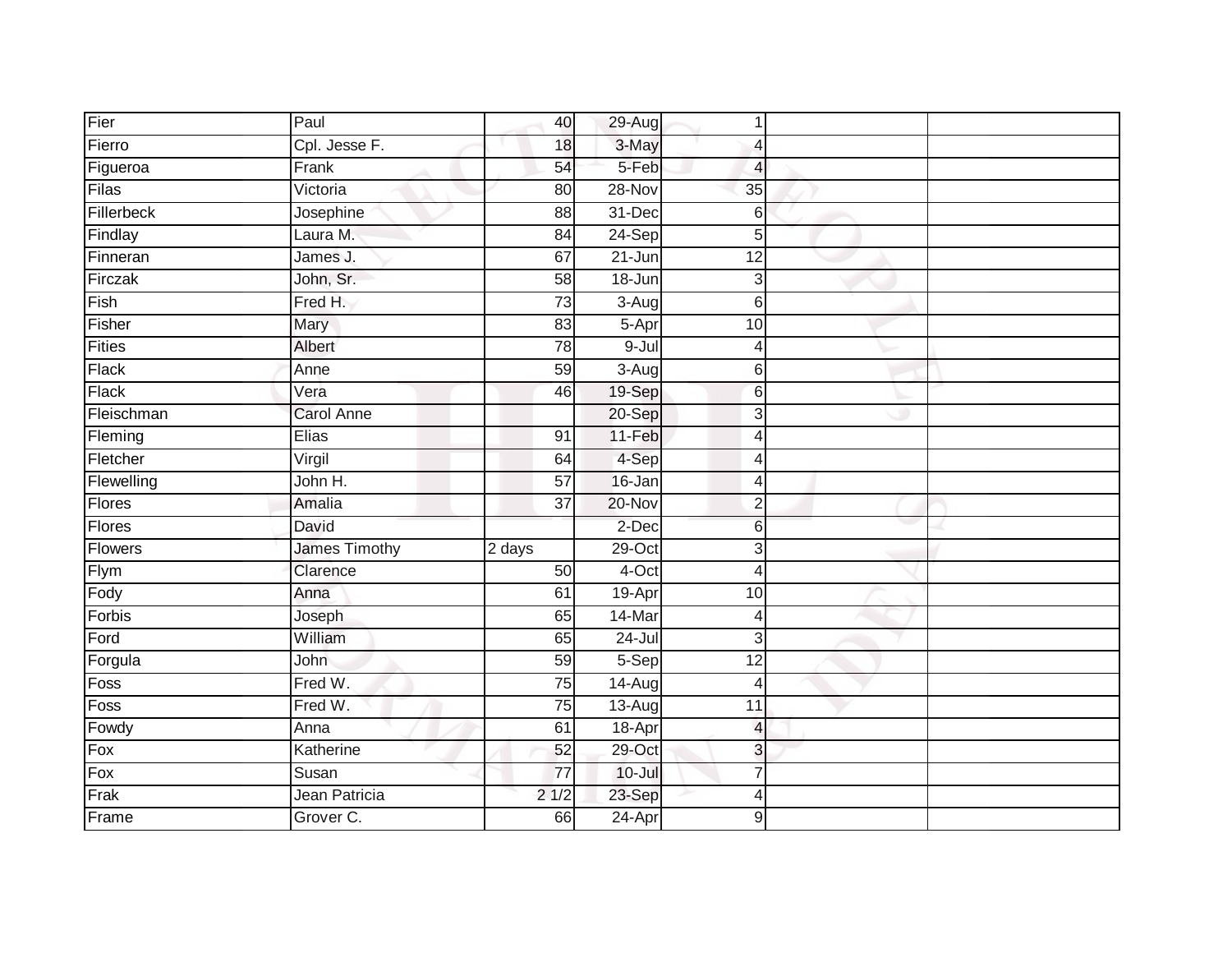| | | | | | | |
|---|---|---|---|---|---|---|
| Fier | Paul | 40 | 29-Aug | 1 | | |
| Fierro | Cpl. Jesse F. | 18 | 3-May | 4 | | |
| Figueroa | Frank | 54 | 5-Feb | 4 | | |
| Filas | Victoria | 80 | 28-Nov | 35 | | |
| Fillerbeck | Josephine | 88 | 31-Dec | 6 | | |
| Findlay | Laura M. | 84 | 24-Sep | 5 | | |
| Finneran | James J. | 67 | 21-Jun | 12 | | |
| Firczak | John, Sr. | 58 | 18-Jun | 3 | | |
| Fish | Fred H. | 73 | 3-Aug | 6 | | |
| Fisher | Mary | 83 | 5-Apr | 10 | | |
| Fities | Albert | 78 | 9-Jul | 4 | | |
| Flack | Anne | 59 | 3-Aug | 6 | | |
| Flack | Vera | 46 | 19-Sep | 6 | | |
| Fleischman | Carol Anne | | 20-Sep | 3 | | |
| Fleming | Elias | 91 | 11-Feb | 4 | | |
| Fletcher | Virgil | 64 | 4-Sep | 4 | | |
| Flewelling | John H. | 57 | 16-Jan | 4 | | |
| Flores | Amalia | 37 | 20-Nov | 2 | | |
| Flores | David | | 2-Dec | 6 | | |
| Flowers | James Timothy | 2 days | 29-Oct | 3 | | |
| Flym | Clarence | 50 | 4-Oct | 4 | | |
| Fody | Anna | 61 | 19-Apr | 10 | | |
| Forbis | Joseph | 65 | 14-Mar | 4 | | |
| Ford | William | 65 | 24-Jul | 3 | | |
| Forgula | John | 59 | 5-Sep | 12 | | |
| Foss | Fred W. | 75 | 14-Aug | 4 | | |
| Foss | Fred W. | 75 | 13-Aug | 11 | | |
| Fowdy | Anna | 61 | 18-Apr | 4 | | |
| Fox | Katherine | 52 | 29-Oct | 3 | | |
| Fox | Susan | 77 | 10-Jul | 7 | | |
| Frak | Jean Patricia | 2 1/2 | 23-Sep | 4 | | |
| Frame | Grover C. | 66 | 24-Apr | 9 | | |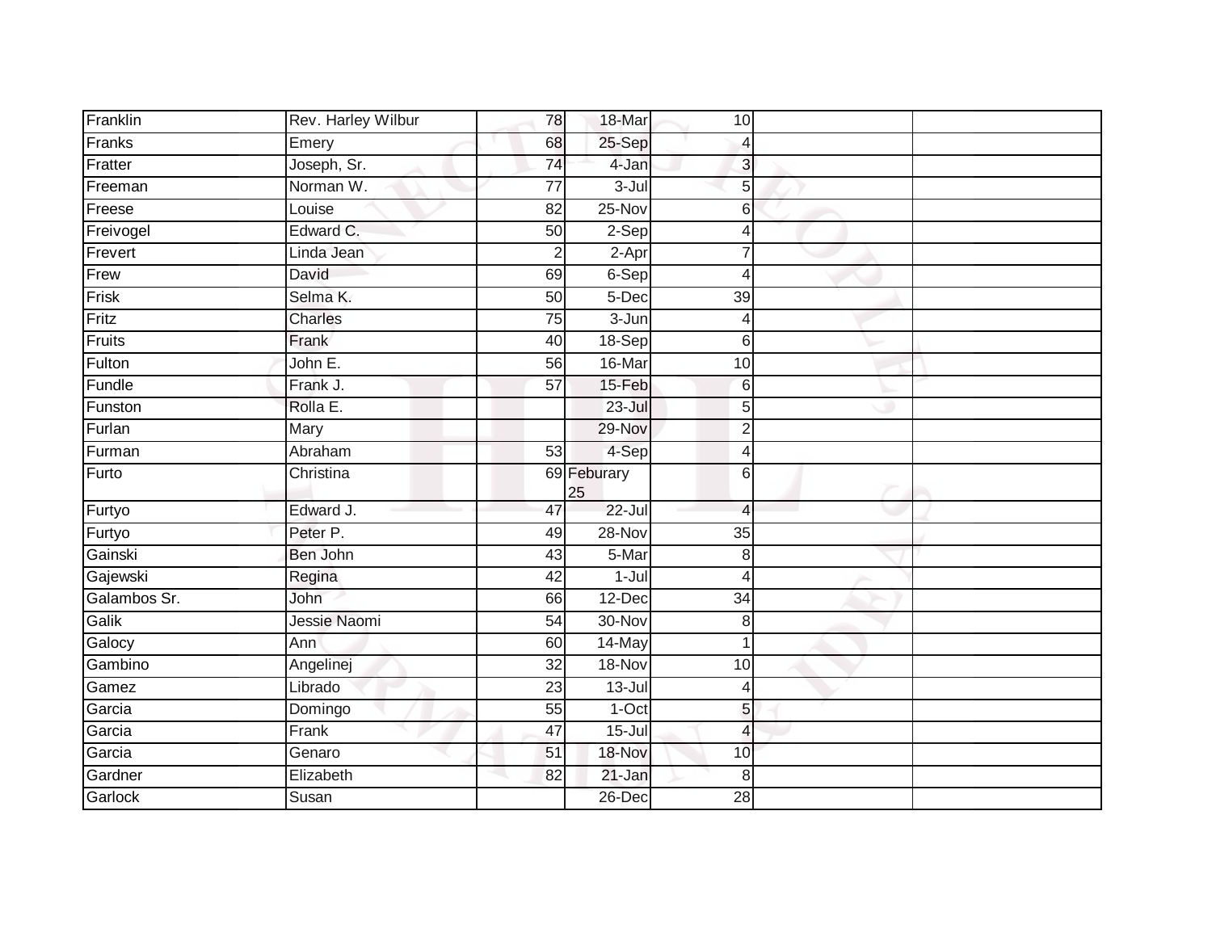| | | | | | | |
|---|---|---|---|---|---|---|
| Franklin | Rev. Harley Wilbur | 78 | 18-Mar | 10 | | |
| Franks | Emery | 68 | 25-Sep | 4 | | |
| Fratter | Joseph, Sr. | 74 | 4-Jan | 3 | | |
| Freeman | Norman W. | 77 | 3-Jul | 5 | | |
| Freese | Louise | 82 | 25-Nov | 6 | | |
| Freivogel | Edward C. | 50 | 2-Sep | 4 | | |
| Frevert | Linda Jean | 2 | 2-Apr | 7 | | |
| Frew | David | 69 | 6-Sep | 4 | | |
| Frisk | Selma K. | 50 | 5-Dec | 39 | | |
| Fritz | Charles | 75 | 3-Jun | 4 | | |
| Fruits | Frank | 40 | 18-Sep | 6 | | |
| Fulton | John E. | 56 | 16-Mar | 10 | | |
| Fundle | Frank J. | 57 | 15-Feb | 6 | | |
| Funston | Rolla E. | | 23-Jul | 5 | | |
| Furlan | Mary | | 29-Nov | 2 | | |
| Furman | Abraham | 53 | 4-Sep | 4 | | |
| Furto | Christina | 69 | Feburary 25 | 6 | | |
| Furtyo | Edward J. | 47 | 22-Jul | 4 | | |
| Furtyo | Peter P. | 49 | 28-Nov | 35 | | |
| Gainski | Ben John | 43 | 5-Mar | 8 | | |
| Gajewski | Regina | 42 | 1-Jul | 4 | | |
| Galambos Sr. | John | 66 | 12-Dec | 34 | | |
| Galik | Jessie Naomi | 54 | 30-Nov | 8 | | |
| Galocy | Ann | 60 | 14-May | 1 | | |
| Gambino | Angelinej | 32 | 18-Nov | 10 | | |
| Gamez | Librado | 23 | 13-Jul | 4 | | |
| Garcia | Domingo | 55 | 1-Oct | 5 | | |
| Garcia | Frank | 47 | 15-Jul | 4 | | |
| Garcia | Genaro | 51 | 18-Nov | 10 | | |
| Gardner | Elizabeth | 82 | 21-Jan | 8 | | |
| Garlock | Susan | | 26-Dec | 28 | | |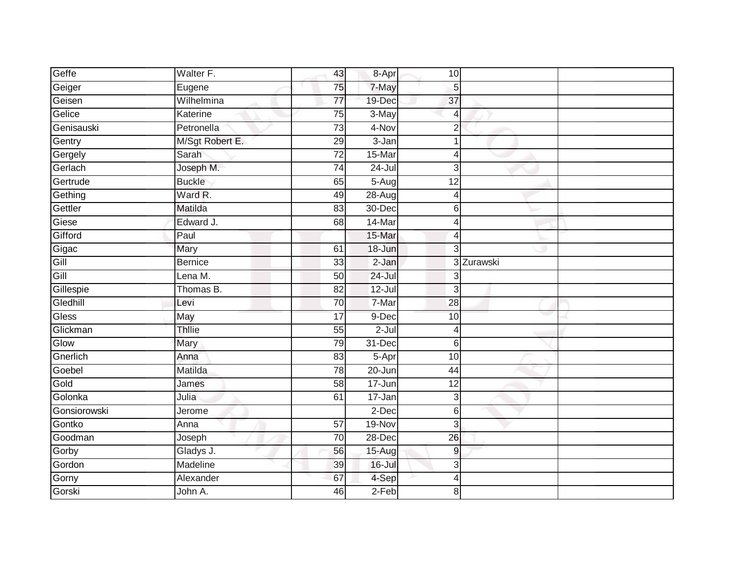| | | | | | | |
|---|---|---|---|---|---|---|
| Geffe | Walter F. | 43 | 8-Apr | 10 | | |
| Geiger | Eugene | 75 | 7-May | 5 | | |
| Geisen | Wilhelmina | 77 | 19-Dec | 37 | | |
| Gelice | Katerine | 75 | 3-May | 4 | | |
| Genisauski | Petronella | 73 | 4-Nov | 2 | | |
| Gentry | M/Sgt Robert E. | 29 | 3-Jan | 1 | | |
| Gergely | Sarah | 72 | 15-Mar | 4 | | |
| Gerlach | Joseph M. | 74 | 24-Jul | 3 | | |
| Gertrude | Buckle | 65 | 5-Aug | 12 | | |
| Gething | Ward R. | 49 | 28-Aug | 4 | | |
| Gettler | Matilda | 83 | 30-Dec | 6 | | |
| Giese | Edward J. | 68 | 14-Mar | 4 | | |
| Gifford | Paul | | 15-Mar | 4 | | |
| Gigac | Mary | 61 | 18-Jun | 3 | | |
| Gill | Bernice | 33 | 2-Jan | 3 | Zurawski | |
| Gill | Lena M. | 50 | 24-Jul | 3 | | |
| Gillespie | Thomas B. | 82 | 12-Jul | 3 | | |
| Gledhill | Levi | 70 | 7-Mar | 28 | | |
| Gless | May | 17 | 9-Dec | 10 | | |
| Glickman | Thllie | 55 | 2-Jul | 4 | | |
| Glow | Mary | 79 | 31-Dec | 6 | | |
| Gnerlich | Anna | 83 | 5-Apr | 10 | | |
| Goebel | Matilda | 78 | 20-Jun | 44 | | |
| Gold | James | 58 | 17-Jun | 12 | | |
| Golonka | Julia | 61 | 17-Jan | 3 | | |
| Gonsiorowski | Jerome | | 2-Dec | 6 | | |
| Gontko | Anna | 57 | 19-Nov | 3 | | |
| Goodman | Joseph | 70 | 28-Dec | 26 | | |
| Gorby | Gladys J. | 56 | 15-Aug | 9 | | |
| Gordon | Madeline | 39 | 16-Jul | 3 | | |
| Gorny | Alexander | 67 | 4-Sep | 4 | | |
| Gorski | John A. | 46 | 2-Feb | 8 | | |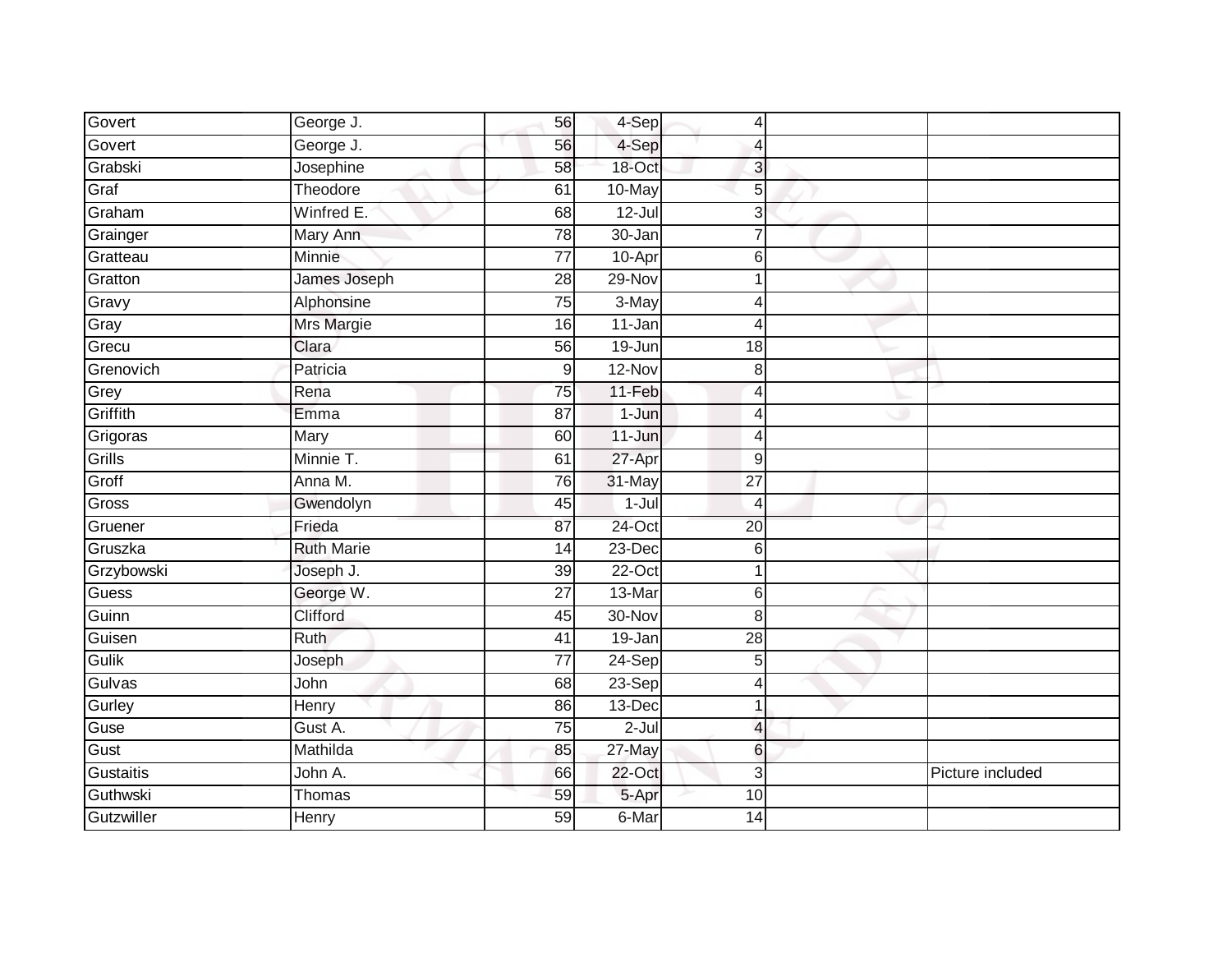| | | | | | | |
|---|---|---|---|---|---|---|
| Govert | George J. | 56 | 4-Sep | 4 | | |
| Govert | George J. | 56 | 4-Sep | 4 | | |
| Grabski | Josephine | 58 | 18-Oct | 3 | | |
| Graf | Theodore | 61 | 10-May | 5 | | |
| Graham | Winfred E. | 68 | 12-Jul | 3 | | |
| Grainger | Mary Ann | 78 | 30-Jan | 7 | | |
| Gratteau | Minnie | 77 | 10-Apr | 6 | | |
| Gratton | James Joseph | 28 | 29-Nov | 1 | | |
| Gravy | Alphonsine | 75 | 3-May | 4 | | |
| Gray | Mrs Margie | 16 | 11-Jan | 4 | | |
| Grecu | Clara | 56 | 19-Jun | 18 | | |
| Grenovich | Patricia | 9 | 12-Nov | 8 | | |
| Grey | Rena | 75 | 11-Feb | 4 | | |
| Griffith | Emma | 87 | 1-Jun | 4 | | |
| Grigoras | Mary | 60 | 11-Jun | 4 | | |
| Grills | Minnie T. | 61 | 27-Apr | 9 | | |
| Groff | Anna M. | 76 | 31-May | 27 | | |
| Gross | Gwendolyn | 45 | 1-Jul | 4 | | |
| Gruener | Frieda | 87 | 24-Oct | 20 | | |
| Gruszka | Ruth Marie | 14 | 23-Dec | 6 | | |
| Grzybowski | Joseph J. | 39 | 22-Oct | 1 | | |
| Guess | George W. | 27 | 13-Mar | 6 | | |
| Guinn | Clifford | 45 | 30-Nov | 8 | | |
| Guisen | Ruth | 41 | 19-Jan | 28 | | |
| Gulik | Joseph | 77 | 24-Sep | 5 | | |
| Gulvas | John | 68 | 23-Sep | 4 | | |
| Gurley | Henry | 86 | 13-Dec | 1 | | |
| Guse | Gust A. | 75 | 2-Jul | 4 | | |
| Gust | Mathilda | 85 | 27-May | 6 | | |
| Gustaitis | John A. | 66 | 22-Oct | 3 | | Picture included |
| Guthwski | Thomas | 59 | 5-Apr | 10 | | |
| Gutzwiller | Henry | 59 | 6-Mar | 14 | | |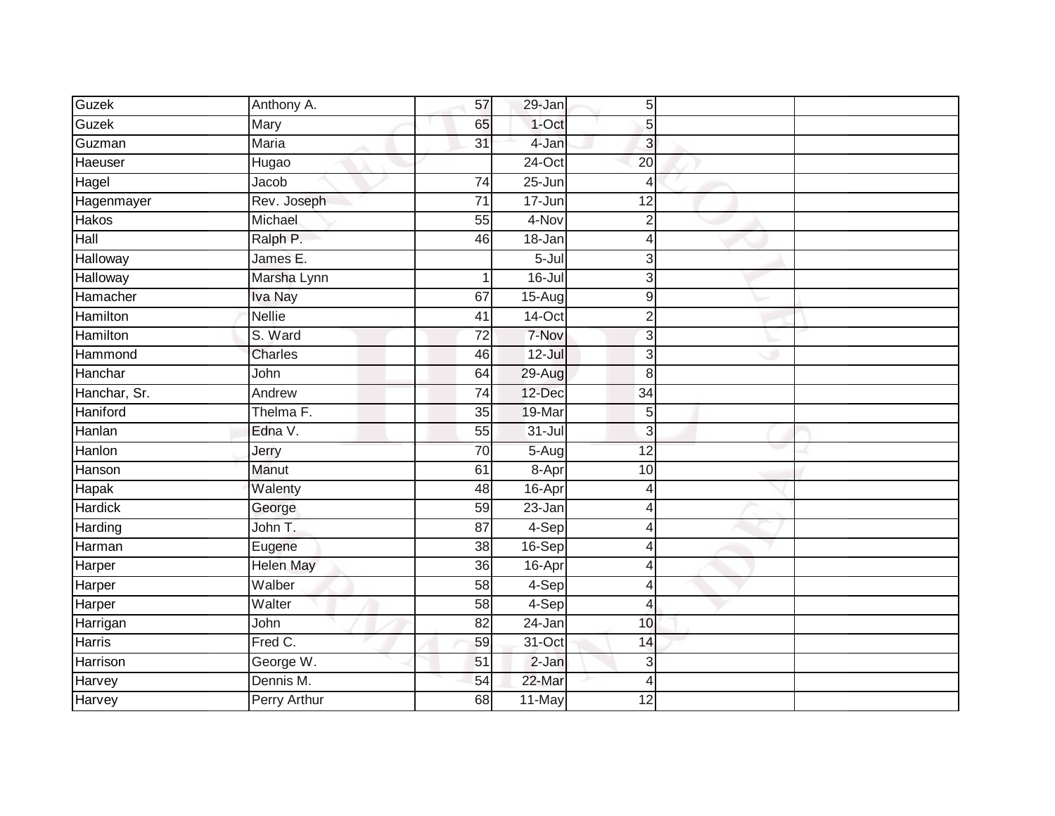| | | | | | | |
|---|---|---|---|---|---|---|
| Guzek | Anthony A. | 57 | 29-Jan | 5 | | |
| Guzek | Mary | 65 | 1-Oct | 5 | | |
| Guzman | Maria | 31 | 4-Jan | 3 | | |
| Haeuser | Hugao | | 24-Oct | 20 | | |
| Hagel | Jacob | 74 | 25-Jun | 4 | | |
| Hagenmayer | Rev. Joseph | 71 | 17-Jun | 12 | | |
| Hakos | Michael | 55 | 4-Nov | 2 | | |
| Hall | Ralph P. | 46 | 18-Jan | 4 | | |
| Halloway | James E. | | 5-Jul | 3 | | |
| Halloway | Marsha Lynn | 1 | 16-Jul | 3 | | |
| Hamacher | Iva Nay | 67 | 15-Aug | 9 | | |
| Hamilton | Nellie | 41 | 14-Oct | 2 | | |
| Hamilton | S. Ward | 72 | 7-Nov | 3 | | |
| Hammond | Charles | 46 | 12-Jul | 3 | | |
| Hanchar | John | 64 | 29-Aug | 8 | | |
| Hanchar, Sr. | Andrew | 74 | 12-Dec | 34 | | |
| Haniford | Thelma F. | 35 | 19-Mar | 5 | | |
| Hanlan | Edna V. | 55 | 31-Jul | 3 | | |
| Hanlon | Jerry | 70 | 5-Aug | 12 | | |
| Hanson | Manut | 61 | 8-Apr | 10 | | |
| Hapak | Walenty | 48 | 16-Apr | 4 | | |
| Hardick | George | 59 | 23-Jan | 4 | | |
| Harding | John T. | 87 | 4-Sep | 4 | | |
| Harman | Eugene | 38 | 16-Sep | 4 | | |
| Harper | Helen May | 36 | 16-Apr | 4 | | |
| Harper | Walber | 58 | 4-Sep | 4 | | |
| Harper | Walter | 58 | 4-Sep | 4 | | |
| Harrigan | John | 82 | 24-Jan | 10 | | |
| Harris | Fred C. | 59 | 31-Oct | 14 | | |
| Harrison | George W. | 51 | 2-Jan | 3 | | |
| Harvey | Dennis M. | 54 | 22-Mar | 4 | | |
| Harvey | Perry Arthur | 68 | 11-May | 12 | | |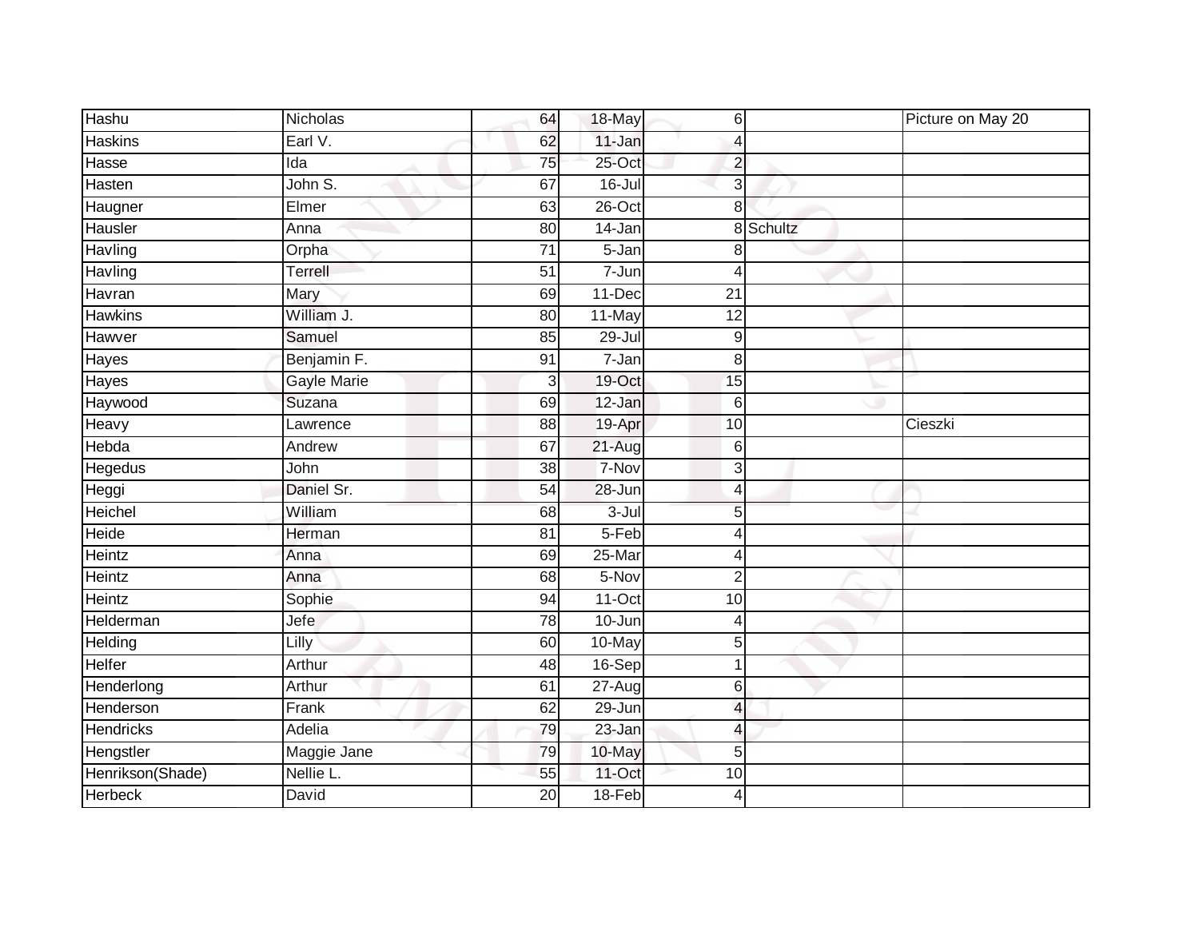| | | | | | | |
|---|---|---|---|---|---|---|
| Hashu | Nicholas | 64 | 18-May | 6 | | Picture on May 20 |
| Haskins | Earl V. | 62 | 11-Jan | 4 | | |
| Hasse | Ida | 75 | 25-Oct | 2 | | |
| Hasten | John S. | 67 | 16-Jul | 3 | | |
| Haugner | Elmer | 63 | 26-Oct | 8 | | |
| Hausler | Anna | 80 | 14-Jan | 8 | Schultz | |
| Havling | Orpha | 71 | 5-Jan | 8 | | |
| Havling | Terrell | 51 | 7-Jun | 4 | | |
| Havran | Mary | 69 | 11-Dec | 21 | | |
| Hawkins | William J. | 80 | 11-May | 12 | | |
| Hawver | Samuel | 85 | 29-Jul | 9 | | |
| Hayes | Benjamin F. | 91 | 7-Jan | 8 | | |
| Hayes | Gayle Marie | 3 | 19-Oct | 15 | | |
| Haywood | Suzana | 69 | 12-Jan | 6 | | |
| Heavy | Lawrence | 88 | 19-Apr | 10 | | Cieszki |
| Hebda | Andrew | 67 | 21-Aug | 6 | | |
| Hegedus | John | 38 | 7-Nov | 3 | | |
| Heggi | Daniel Sr. | 54 | 28-Jun | 4 | | |
| Heichel | William | 68 | 3-Jul | 5 | | |
| Heide | Herman | 81 | 5-Feb | 4 | | |
| Heintz | Anna | 69 | 25-Mar | 4 | | |
| Heintz | Anna | 68 | 5-Nov | 2 | | |
| Heintz | Sophie | 94 | 11-Oct | 10 | | |
| Helderman | Jefe | 78 | 10-Jun | 4 | | |
| Helding | Lilly | 60 | 10-May | 5 | | |
| Helfer | Arthur | 48 | 16-Sep | 1 | | |
| Henderlong | Arthur | 61 | 27-Aug | 6 | | |
| Henderson | Frank | 62 | 29-Jun | 4 | | |
| Hendricks | Adelia | 79 | 23-Jan | 4 | | |
| Hengstler | Maggie Jane | 79 | 10-May | 5 | | |
| Henrikson(Shade) | Nellie L. | 55 | 11-Oct | 10 | | |
| Herbeck | David | 20 | 18-Feb | 4 | | |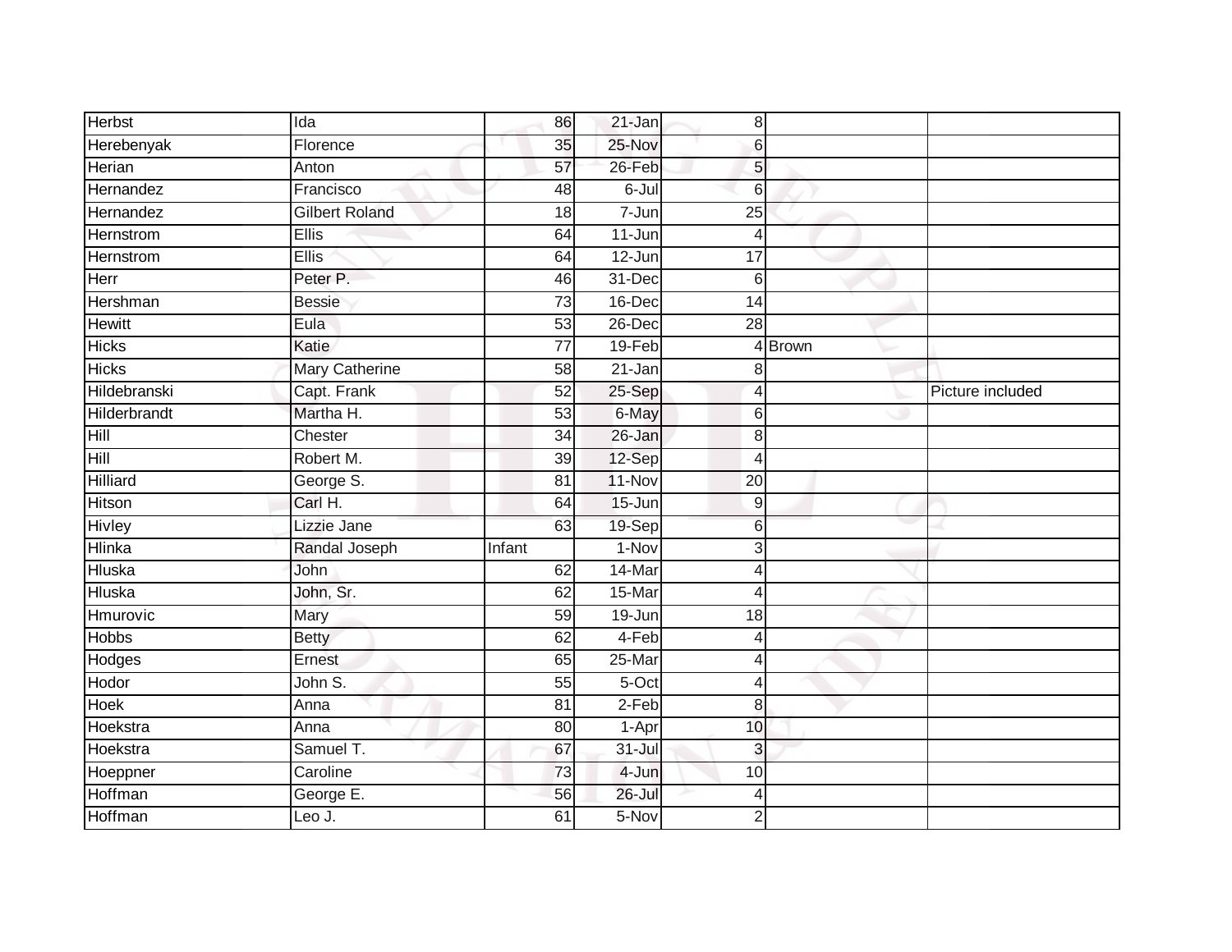| Herbst | Ida | 86 | 21-Jan | 8 | | |
|---|---|---|---|---|---|---|
| Herebenyak | Florence | 35 | 25-Nov | 6 | | |
| Herian | Anton | 57 | 26-Feb | 5 | | |
| Hernandez | Francisco | 48 | 6-Jul | 6 | | |
| Hernandez | Gilbert Roland | 18 | 7-Jun | 25 | | |
| Hernstrom | Ellis | 64 | 11-Jun | 4 | | |
| Hernstrom | Ellis | 64 | 12-Jun | 17 | | |
| Herr | Peter P. | 46 | 31-Dec | 6 | | |
| Hershman | Bessie | 73 | 16-Dec | 14 | | |
| Hewitt | Eula | 53 | 26-Dec | 28 | | |
| Hicks | Katie | 77 | 19-Feb | 4 | Brown | |
| Hicks | Mary Catherine | 58 | 21-Jan | 8 | | |
| Hildebranski | Capt. Frank | 52 | 25-Sep | 4 | | Picture included |
| Hilderbrandt | Martha H. | 53 | 6-May | 6 | | |
| Hill | Chester | 34 | 26-Jan | 8 | | |
| Hill | Robert M. | 39 | 12-Sep | 4 | | |
| Hilliard | George S. | 81 | 11-Nov | 20 | | |
| Hitson | Carl H. | 64 | 15-Jun | 9 | | |
| Hivley | Lizzie Jane | 63 | 19-Sep | 6 | | |
| Hlinka | Randal Joseph | Infant | 1-Nov | 3 | | |
| Hluska | John | 62 | 14-Mar | 4 | | |
| Hluska | John, Sr. | 62 | 15-Mar | 4 | | |
| Hmurovic | Mary | 59 | 19-Jun | 18 | | |
| Hobbs | Betty | 62 | 4-Feb | 4 | | |
| Hodges | Ernest | 65 | 25-Mar | 4 | | |
| Hodor | John S. | 55 | 5-Oct | 4 | | |
| Hoek | Anna | 81 | 2-Feb | 8 | | |
| Hoekstra | Anna | 80 | 1-Apr | 10 | | |
| Hoekstra | Samuel T. | 67 | 31-Jul | 3 | | |
| Hoeppner | Caroline | 73 | 4-Jun | 10 | | |
| Hoffman | George E. | 56 | 26-Jul | 4 | | |
| Hoffman | Leo J. | 61 | 5-Nov | 2 | | |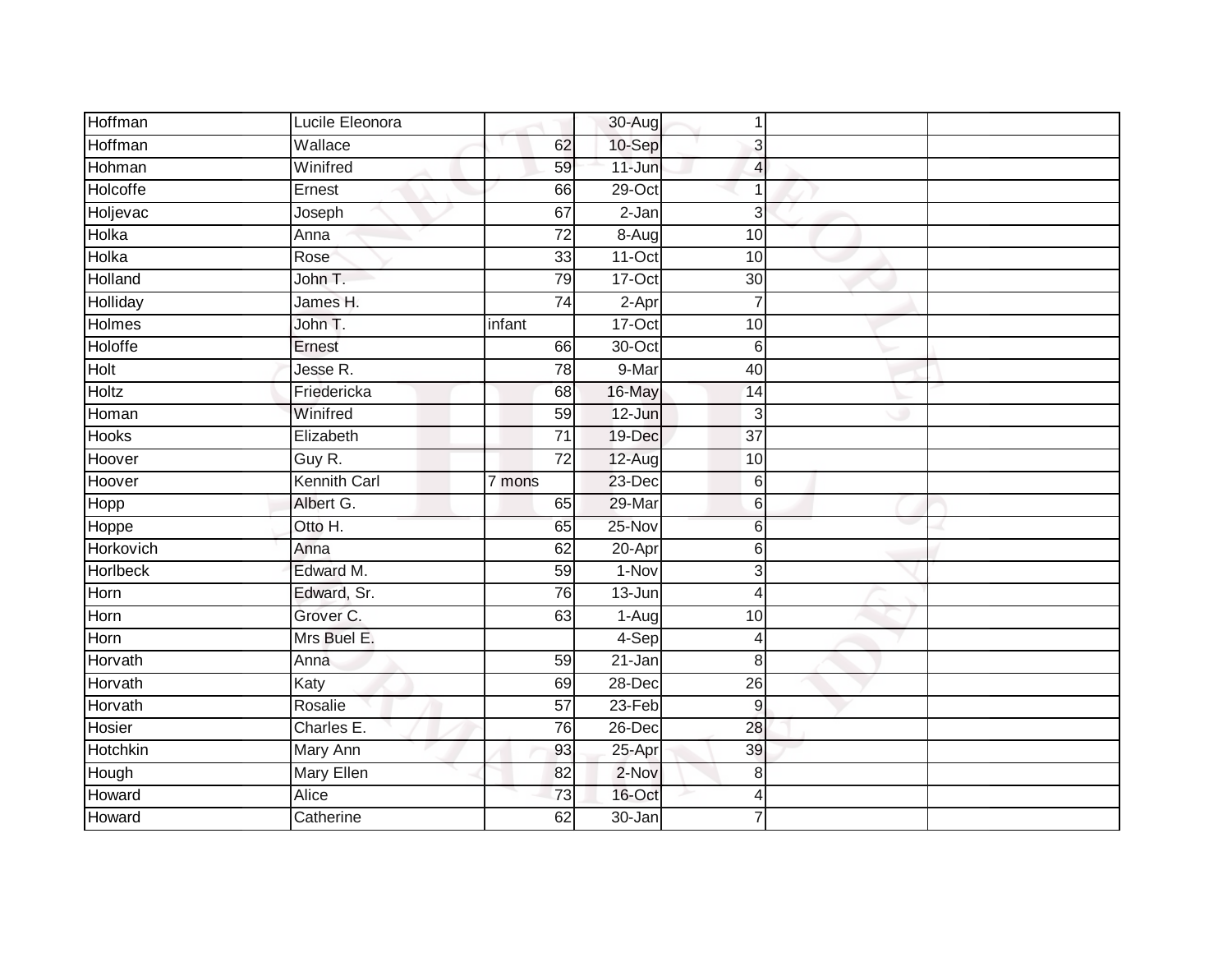| Hoffman | Lucile Eleonora | | 30-Aug | 1 | | |
|---|---|---|---|---|---|---|
| Hoffman | Wallace | 62 | 10-Sep | 3 | | |
| Hohman | Winifred | 59 | 11-Jun | 4 | | |
| Holcoffe | Ernest | 66 | 29-Oct | 1 | | |
| Holjevac | Joseph | 67 | 2-Jan | 3 | | |
| Holka | Anna | 72 | 8-Aug | 10 | | |
| Holka | Rose | 33 | 11-Oct | 10 | | |
| Holland | John T. | 79 | 17-Oct | 30 | | |
| Holliday | James H. | 74 | 2-Apr | 7 | | |
| Holmes | John T. | infant | 17-Oct | 10 | | |
| Holoffe | Ernest | 66 | 30-Oct | 6 | | |
| Holt | Jesse R. | 78 | 9-Mar | 40 | | |
| Holtz | Friedericka | 68 | 16-May | 14 | | |
| Homan | Winifred | 59 | 12-Jun | 3 | | |
| Hooks | Elizabeth | 71 | 19-Dec | 37 | | |
| Hoover | Guy R. | 72 | 12-Aug | 10 | | |
| Hoover | Kennith Carl | 7 mons | 23-Dec | 6 | | |
| Hopp | Albert G. | 65 | 29-Mar | 6 | | |
| Hoppe | Otto H. | 65 | 25-Nov | 6 | | |
| Horkovich | Anna | 62 | 20-Apr | 6 | | |
| Horlbeck | Edward M. | 59 | 1-Nov | 3 | | |
| Horn | Edward, Sr. | 76 | 13-Jun | 4 | | |
| Horn | Grover C. | 63 | 1-Aug | 10 | | |
| Horn | Mrs Buel E. | | 4-Sep | 4 | | |
| Horvath | Anna | 59 | 21-Jan | 8 | | |
| Horvath | Katy | 69 | 28-Dec | 26 | | |
| Horvath | Rosalie | 57 | 23-Feb | 9 | | |
| Hosier | Charles E. | 76 | 26-Dec | 28 | | |
| Hotchkin | Mary Ann | 93 | 25-Apr | 39 | | |
| Hough | Mary Ellen | 82 | 2-Nov | 8 | | |
| Howard | Alice | 73 | 16-Oct | 4 | | |
| Howard | Catherine | 62 | 30-Jan | 7 | | |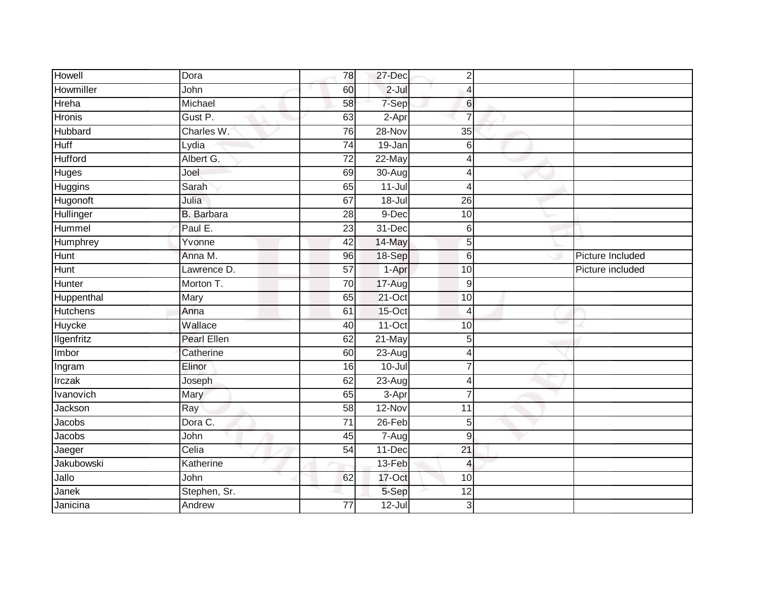| | | | | | | |
|---|---|---|---|---|---|---|
| Howell | Dora | 78 | 27-Dec | 2 | | |
| Howmiller | John | 60 | 2-Jul | 4 | | |
| Hreha | Michael | 58 | 7-Sep | 6 | | |
| Hronis | Gust P. | 63 | 2-Apr | 7 | | |
| Hubbard | Charles W. | 76 | 28-Nov | 35 | | |
| Huff | Lydia | 74 | 19-Jan | 6 | | |
| Hufford | Albert G. | 72 | 22-May | 4 | | |
| Huges | Joel | 69 | 30-Aug | 4 | | |
| Huggins | Sarah | 65 | 11-Jul | 4 | | |
| Hugonoft | Julia | 67 | 18-Jul | 26 | | |
| Hullinger | B. Barbara | 28 | 9-Dec | 10 | | |
| Hummel | Paul E. | 23 | 31-Dec | 6 | | |
| Humphrey | Yvonne | 42 | 14-May | 5 | | |
| Hunt | Anna M. | 96 | 18-Sep | 6 | | Picture Included |
| Hunt | Lawrence D. | 57 | 1-Apr | 10 | | Picture included |
| Hunter | Morton T. | 70 | 17-Aug | 9 | | |
| Huppenthal | Mary | 65 | 21-Oct | 10 | | |
| Hutchens | Anna | 61 | 15-Oct | 4 | | |
| Huycke | Wallace | 40 | 11-Oct | 10 | | |
| Ilgenfritz | Pearl Ellen | 62 | 21-May | 5 | | |
| Imbor | Catherine | 60 | 23-Aug | 4 | | |
| Ingram | Elinor | 16 | 10-Jul | 7 | | |
| Irczak | Joseph | 62 | 23-Aug | 4 | | |
| Ivanovich | Mary | 65 | 3-Apr | 7 | | |
| Jackson | Ray | 58 | 12-Nov | 11 | | |
| Jacobs | Dora C. | 71 | 26-Feb | 5 | | |
| Jacobs | John | 45 | 7-Aug | 9 | | |
| Jaeger | Celia | 54 | 11-Dec | 21 | | |
| Jakubowski | Katherine | | 13-Feb | 4 | | |
| Jallo | John | 62 | 17-Oct | 10 | | |
| Janek | Stephen, Sr. | | 5-Sep | 12 | | |
| Janicina | Andrew | 77 | 12-Jul | 3 | | |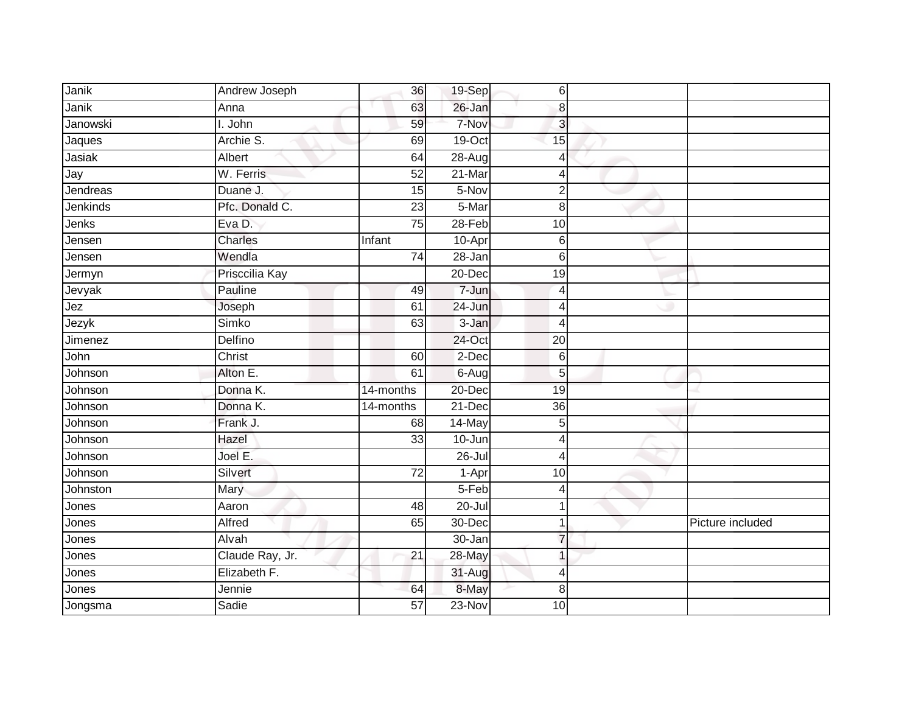| Janik | Andrew Joseph | 36 | 19-Sep | 6 | | |
|---|---|---|---|---|---|---|
| Janik | Anna | 63 | 26-Jan | 8 | | |
| Janowski | I. John | 59 | 7-Nov | 3 | | |
| Jaques | Archie S. | 69 | 19-Oct | 15 | | |
| Jasiak | Albert | 64 | 28-Aug | 4 | | |
| Jay | W. Ferris | 52 | 21-Mar | 4 | | |
| Jendreas | Duane J. | 15 | 5-Nov | 2 | | |
| Jenkinds | Pfc. Donald C. | 23 | 5-Mar | 8 | | |
| Jenks | Eva D. | 75 | 28-Feb | 10 | | |
| Jensen | Charles | Infant | 10-Apr | 6 | | |
| Jensen | Wendla | 74 | 28-Jan | 6 | | |
| Jermyn | Prisccilia Kay | | 20-Dec | 19 | | |
| Jevyak | Pauline | 49 | 7-Jun | 4 | | |
| Jez | Joseph | 61 | 24-Jun | 4 | | |
| Jezyk | Simko | 63 | 3-Jan | 4 | | |
| Jimenez | Delfino | | 24-Oct | 20 | | |
| John | Christ | 60 | 2-Dec | 6 | | |
| Johnson | Alton E. | 61 | 6-Aug | 5 | | |
| Johnson | Donna K. | 14-months | 20-Dec | 19 | | |
| Johnson | Donna K. | 14-months | 21-Dec | 36 | | |
| Johnson | Frank J. | 68 | 14-May | 5 | | |
| Johnson | Hazel | 33 | 10-Jun | 4 | | |
| Johnson | Joel E. | | 26-Jul | 4 | | |
| Johnson | Silvert | 72 | 1-Apr | 10 | | |
| Johnston | Mary | | 5-Feb | 4 | | |
| Jones | Aaron | 48 | 20-Jul | 1 | | |
| Jones | Alfred | 65 | 30-Dec | 1 | | Picture included |
| Jones | Alvah | | 30-Jan | 7 | | |
| Jones | Claude Ray, Jr. | 21 | 28-May | 1 | | |
| Jones | Elizabeth F. | | 31-Aug | 4 | | |
| Jones | Jennie | 64 | 8-May | 8 | | |
| Jongsma | Sadie | 57 | 23-Nov | 10 | | |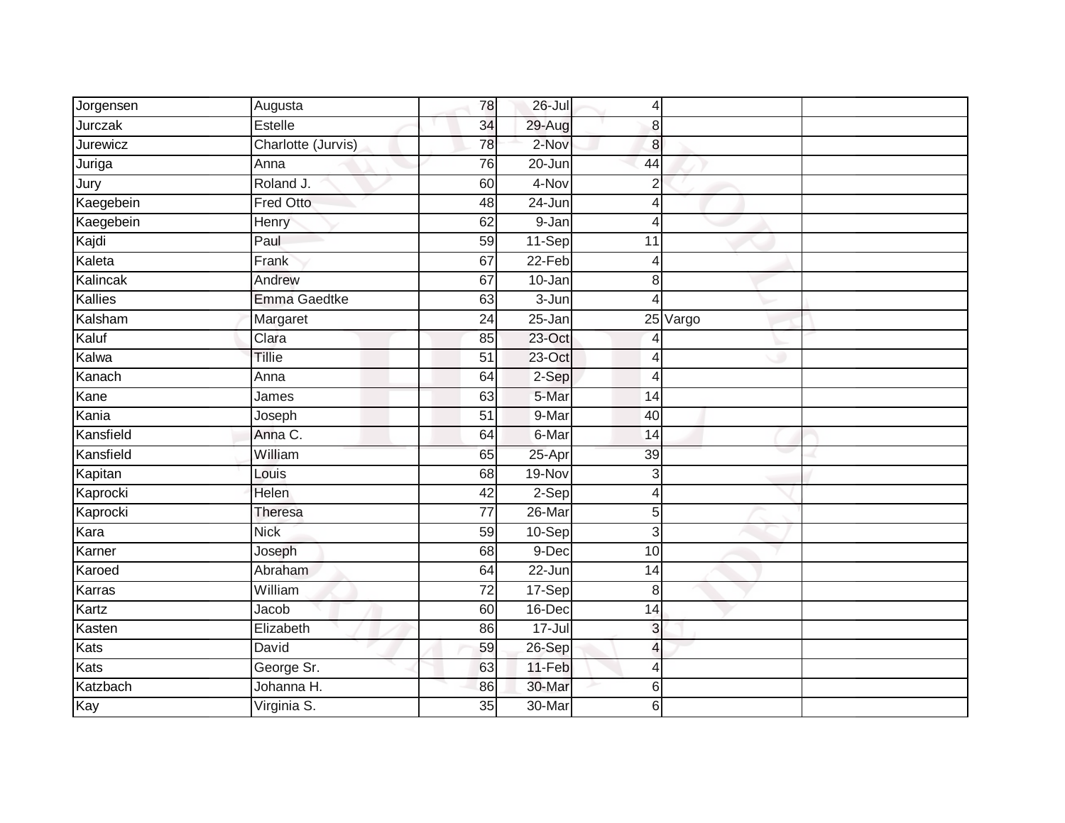| | | | | | | |
|---|---|---|---|---|---|---|
| Jorgensen | Augusta | 78 | 26-Jul | 4 | | |
| Jurczak | Estelle | 34 | 29-Aug | 8 | | |
| Jurewicz | Charlotte (Jurvis) | 78 | 2-Nov | 8 | | |
| Juriga | Anna | 76 | 20-Jun | 44 | | |
| Jury | Roland J. | 60 | 4-Nov | 2 | | |
| Kaegebein | Fred Otto | 48 | 24-Jun | 4 | | |
| Kaegebein | Henry | 62 | 9-Jan | 4 | | |
| Kajdi | Paul | 59 | 11-Sep | 11 | | |
| Kaleta | Frank | 67 | 22-Feb | 4 | | |
| Kalincak | Andrew | 67 | 10-Jan | 8 | | |
| Kallies | Emma Gaedtke | 63 | 3-Jun | 4 | | |
| Kalsham | Margaret | 24 | 25-Jan | 25 | Vargo | |
| Kaluf | Clara | 85 | 23-Oct | 4 | | |
| Kalwa | Tillie | 51 | 23-Oct | 4 | | |
| Kanach | Anna | 64 | 2-Sep | 4 | | |
| Kane | James | 63 | 5-Mar | 14 | | |
| Kania | Joseph | 51 | 9-Mar | 40 | | |
| Kansfield | Anna C. | 64 | 6-Mar | 14 | | |
| Kansfield | William | 65 | 25-Apr | 39 | | |
| Kapitan | Louis | 68 | 19-Nov | 3 | | |
| Kaprocki | Helen | 42 | 2-Sep | 4 | | |
| Kaprocki | Theresa | 77 | 26-Mar | 5 | | |
| Kara | Nick | 59 | 10-Sep | 3 | | |
| Karner | Joseph | 68 | 9-Dec | 10 | | |
| Karoed | Abraham | 64 | 22-Jun | 14 | | |
| Karras | William | 72 | 17-Sep | 8 | | |
| Kartz | Jacob | 60 | 16-Dec | 14 | | |
| Kasten | Elizabeth | 86 | 17-Jul | 3 | | |
| Kats | David | 59 | 26-Sep | 4 | | |
| Kats | George Sr. | 63 | 11-Feb | 4 | | |
| Katzbach | Johanna H. | 86 | 30-Mar | 6 | | |
| Kay | Virginia S. | 35 | 30-Mar | 6 | | |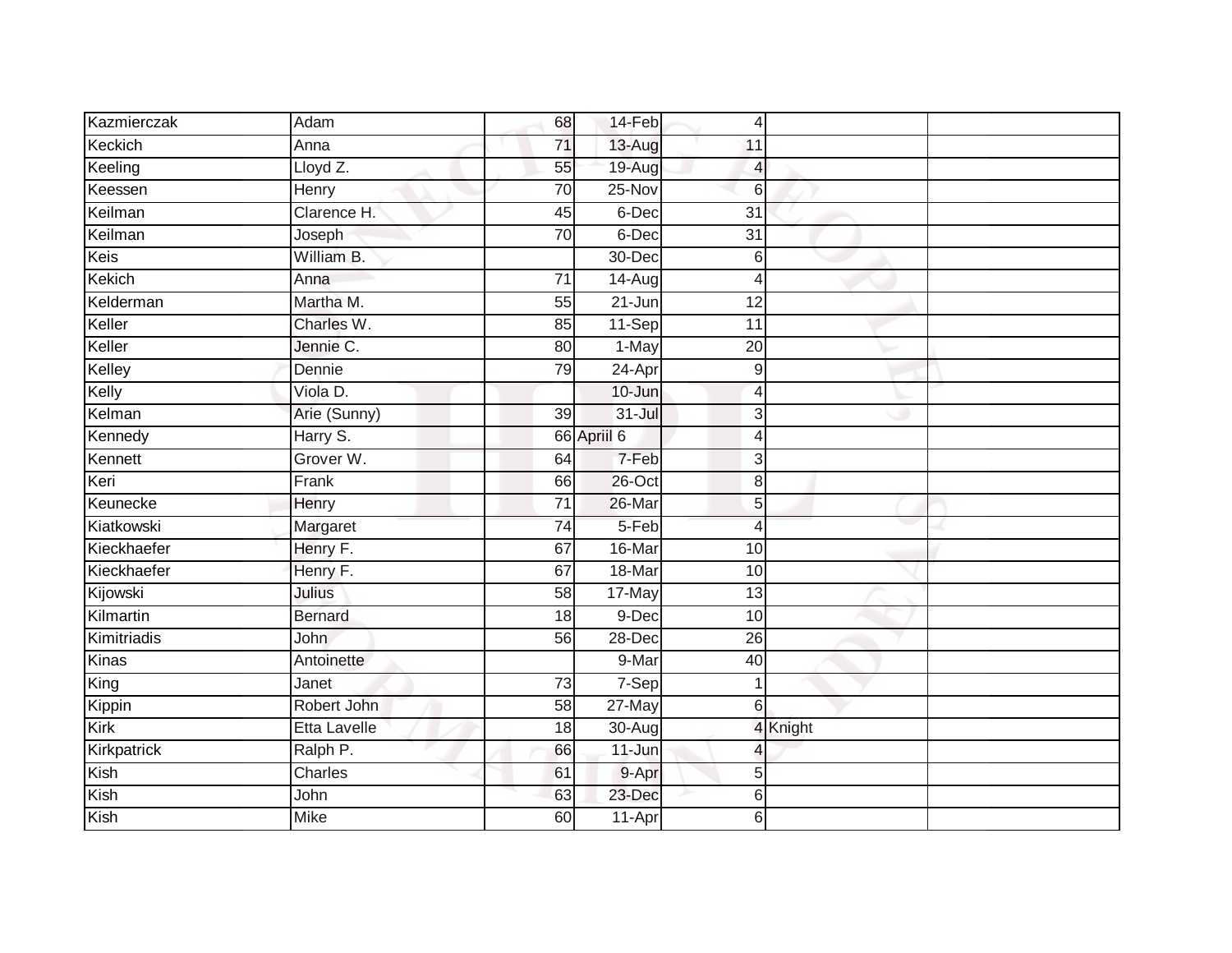| | | | | | | |
|---|---|---|---|---|---|---|
| Kazmierczak | Adam | 68 | 14-Feb | 4 | | |
| Keckich | Anna | 71 | 13-Aug | 11 | | |
| Keeling | Lloyd Z. | 55 | 19-Aug | 4 | | |
| Keessen | Henry | 70 | 25-Nov | 6 | | |
| Keilman | Clarence H. | 45 | 6-Dec | 31 | | |
| Keilman | Joseph | 70 | 6-Dec | 31 | | |
| Keis | William B. | | 30-Dec | 6 | | |
| Kekich | Anna | 71 | 14-Aug | 4 | | |
| Kelderman | Martha M. | 55 | 21-Jun | 12 | | |
| Keller | Charles W. | 85 | 11-Sep | 11 | | |
| Keller | Jennie C. | 80 | 1-May | 20 | | |
| Kelley | Dennie | 79 | 24-Apr | 9 | | |
| Kelly | Viola D. | | 10-Jun | 4 | | |
| Kelman | Arie (Sunny) | 39 | 31-Jul | 3 | | |
| Kennedy | Harry S. | 66 | Apriil 6 | 4 | | |
| Kennett | Grover W. | 64 | 7-Feb | 3 | | |
| Keri | Frank | 66 | 26-Oct | 8 | | |
| Keunecke | Henry | 71 | 26-Mar | 5 | | |
| Kiatkowski | Margaret | 74 | 5-Feb | 4 | | |
| Kieckhaefer | Henry F. | 67 | 16-Mar | 10 | | |
| Kieckhaefer | Henry F. | 67 | 18-Mar | 10 | | |
| Kijowski | Julius | 58 | 17-May | 13 | | |
| Kilmartin | Bernard | 18 | 9-Dec | 10 | | |
| Kimitriadis | John | 56 | 28-Dec | 26 | | |
| Kinas | Antoinette | | 9-Mar | 40 | | |
| King | Janet | 73 | 7-Sep | 1 | | |
| Kippin | Robert John | 58 | 27-May | 6 | | |
| Kirk | Etta Lavelle | 18 | 30-Aug | 4 | Knight | |
| Kirkpatrick | Ralph P. | 66 | 11-Jun | 4 | | |
| Kish | Charles | 61 | 9-Apr | 5 | | |
| Kish | John | 63 | 23-Dec | 6 | | |
| Kish | Mike | 60 | 11-Apr | 6 | | |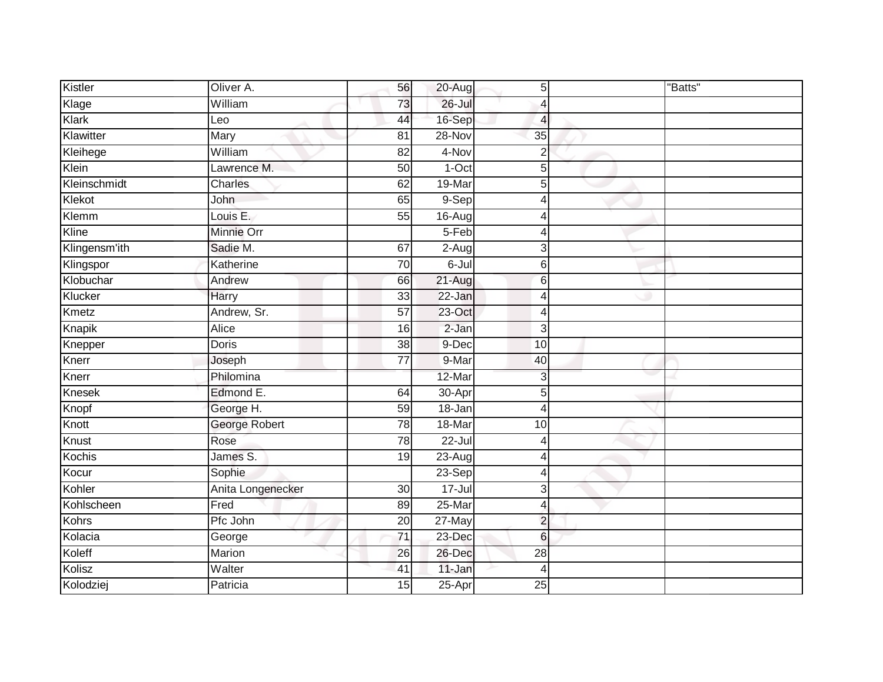| | | | | | | |
|---|---|---|---|---|---|---|
| Kistler | Oliver A. | 56 | 20-Aug | 5 | | "Batts" |
| Klage | William | 73 | 26-Jul | 4 | | |
| Klark | Leo | 44 | 16-Sep | 4 | | |
| Klawitter | Mary | 81 | 28-Nov | 35 | | |
| Kleihege | William | 82 | 4-Nov | 2 | | |
| Klein | Lawrence M. | 50 | 1-Oct | 5 | | |
| Kleinschmidt | Charles | 62 | 19-Mar | 5 | | |
| Klekot | John | 65 | 9-Sep | 4 | | |
| Klemm | Louis E. | 55 | 16-Aug | 4 | | |
| Kline | Minnie Orr | | 5-Feb | 4 | | |
| Klingensm'ith | Sadie M. | 67 | 2-Aug | 3 | | |
| Klingspor | Katherine | 70 | 6-Jul | 6 | | |
| Klobuchar | Andrew | 66 | 21-Aug | 6 | | |
| Klucker | Harry | 33 | 22-Jan | 4 | | |
| Kmetz | Andrew, Sr. | 57 | 23-Oct | 4 | | |
| Knapik | Alice | 16 | 2-Jan | 3 | | |
| Knepper | Doris | 38 | 9-Dec | 10 | | |
| Knerr | Joseph | 77 | 9-Mar | 40 | | |
| Knerr | Philomina | | 12-Mar | 3 | | |
| Knesek | Edmond E. | 64 | 30-Apr | 5 | | |
| Knopf | George H. | 59 | 18-Jan | 4 | | |
| Knott | George Robert | 78 | 18-Mar | 10 | | |
| Knust | Rose | 78 | 22-Jul | 4 | | |
| Kochis | James S. | 19 | 23-Aug | 4 | | |
| Kocur | Sophie | | 23-Sep | 4 | | |
| Kohler | Anita Longenecker | 30 | 17-Jul | 3 | | |
| Kohlscheen | Fred | 89 | 25-Mar | 4 | | |
| Kohrs | Pfc John | 20 | 27-May | 2 | | |
| Kolacia | George | 71 | 23-Dec | 6 | | |
| Koleff | Marion | 26 | 26-Dec | 28 | | |
| Kolisz | Walter | 41 | 11-Jan | 4 | | |
| Kolodziej | Patricia | 15 | 25-Apr | 25 | | |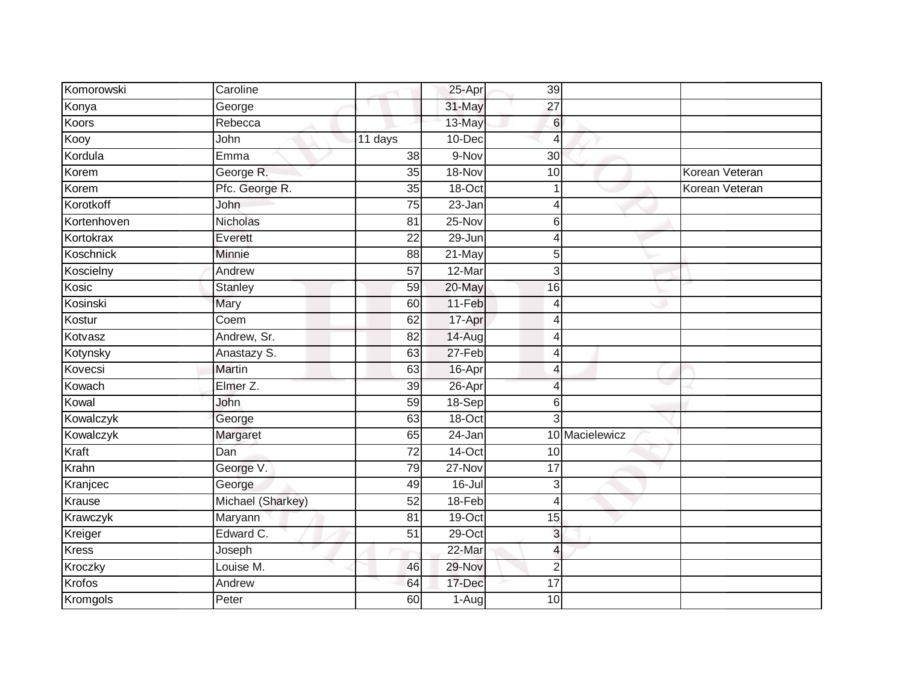| | | | | | | |
|---|---|---|---|---|---|---|
| Komorowski | Caroline | | 25-Apr | 39 | | |
| Konya | George | | 31-May | 27 | | |
| Koors | Rebecca | | 13-May | 6 | | |
| Kooy | John | 11 days | 10-Dec | 4 | | |
| Kordula | Emma | 38 | 9-Nov | 30 | | |
| Korem | George R. | 35 | 18-Nov | 10 | | Korean Veteran |
| Korem | Pfc. George R. | 35 | 18-Oct | 1 | | Korean Veteran |
| Korotkoff | John | 75 | 23-Jan | 4 | | |
| Kortenhoven | Nicholas | 81 | 25-Nov | 6 | | |
| Kortokrax | Everett | 22 | 29-Jun | 4 | | |
| Koschnick | Minnie | 88 | 21-May | 5 | | |
| Koscielny | Andrew | 57 | 12-Mar | 3 | | |
| Kosic | Stanley | 59 | 20-May | 16 | | |
| Kosinski | Mary | 60 | 11-Feb | 4 | | |
| Kostur | Coem | 62 | 17-Apr | 4 | | |
| Kotvasz | Andrew, Sr. | 82 | 14-Aug | 4 | | |
| Kotynsky | Anastazy S. | 63 | 27-Feb | 4 | | |
| Kovecsi | Martin | 63 | 16-Apr | 4 | | |
| Kowach | Elmer Z. | 39 | 26-Apr | 4 | | |
| Kowal | John | 59 | 18-Sep | 6 | | |
| Kowalczyk | George | 63 | 18-Oct | 3 | | |
| Kowalczyk | Margaret | 65 | 24-Jan | 10 | Macielewicz | |
| Kraft | Dan | 72 | 14-Oct | 10 | | |
| Krahn | George V. | 79 | 27-Nov | 17 | | |
| Kranjcec | George | 49 | 16-Jul | 3 | | |
| Krause | Michael (Sharkey) | 52 | 18-Feb | 4 | | |
| Krawczyk | Maryann | 81 | 19-Oct | 15 | | |
| Kreiger | Edward C. | 51 | 29-Oct | 3 | | |
| Kress | Joseph | | 22-Mar | 4 | | |
| Kroczky | Louise M. | 46 | 29-Nov | 2 | | |
| Krofos | Andrew | 64 | 17-Dec | 17 | | |
| Kromgols | Peter | 60 | 1-Aug | 10 | | |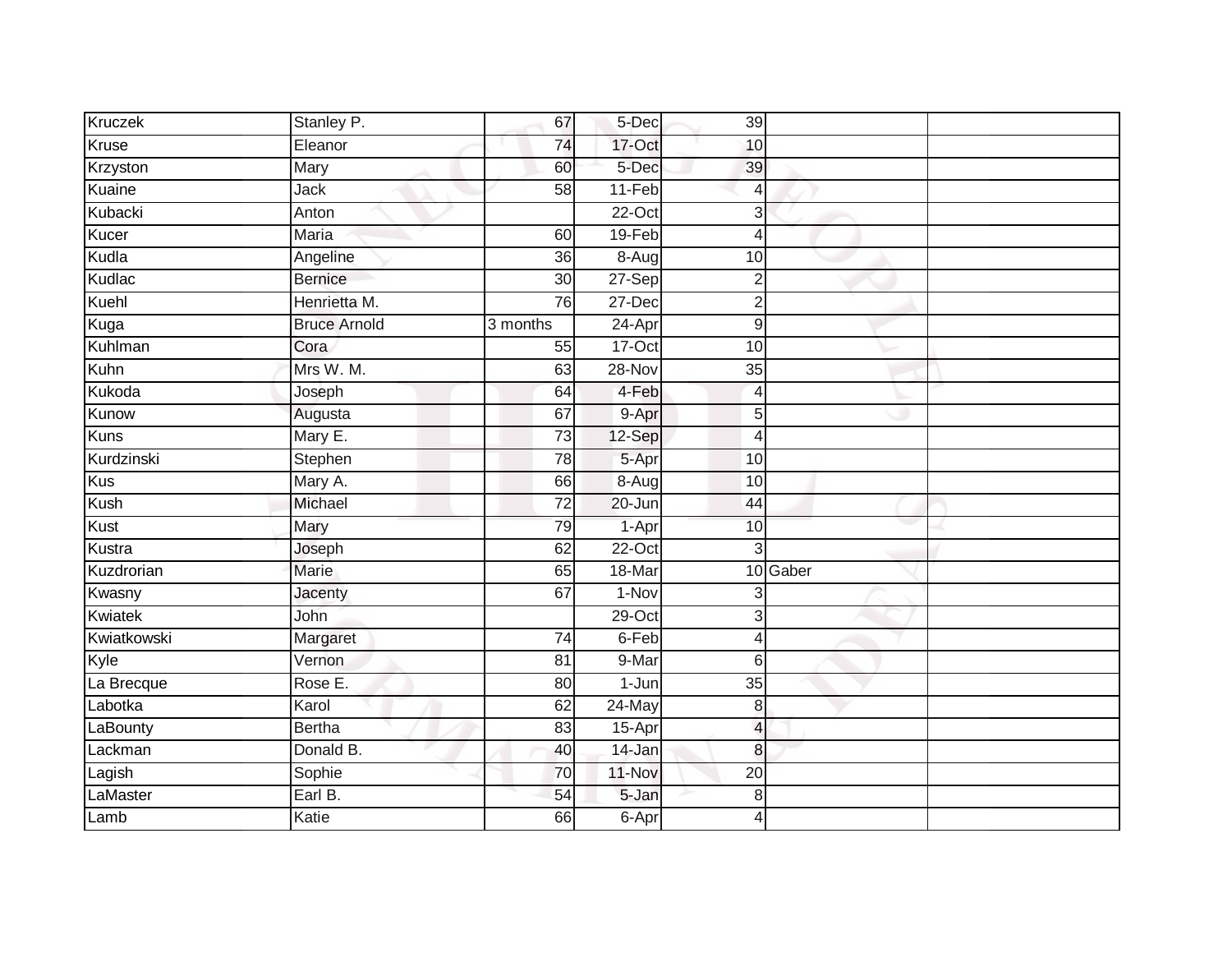| | | | | | | |
|---|---|---|---|---|---|---|
| Kruczek | Stanley P. | 67 | 5-Dec | 39 | | |
| Kruse | Eleanor | 74 | 17-Oct | 10 | | |
| Krzyston | Mary | 60 | 5-Dec | 39 | | |
| Kuaine | Jack | 58 | 11-Feb | 4 | | |
| Kubacki | Anton | | 22-Oct | 3 | | |
| Kucer | Maria | 60 | 19-Feb | 4 | | |
| Kudla | Angeline | 36 | 8-Aug | 10 | | |
| Kudlac | Bernice | 30 | 27-Sep | 2 | | |
| Kuehl | Henrietta M. | 76 | 27-Dec | 2 | | |
| Kuga | Bruce Arnold | 3 months | 24-Apr | 9 | | |
| Kuhlman | Cora | 55 | 17-Oct | 10 | | |
| Kuhn | Mrs W. M. | 63 | 28-Nov | 35 | | |
| Kukoda | Joseph | 64 | 4-Feb | 4 | | |
| Kunow | Augusta | 67 | 9-Apr | 5 | | |
| Kuns | Mary E. | 73 | 12-Sep | 4 | | |
| Kurdzinski | Stephen | 78 | 5-Apr | 10 | | |
| Kus | Mary A. | 66 | 8-Aug | 10 | | |
| Kush | Michael | 72 | 20-Jun | 44 | | |
| Kust | Mary | 79 | 1-Apr | 10 | | |
| Kustra | Joseph | 62 | 22-Oct | 3 | | |
| Kuzdrorian | Marie | 65 | 18-Mar | 10 | Gaber | |
| Kwasny | Jacenty | 67 | 1-Nov | 3 | | |
| Kwiatek | John | | 29-Oct | 3 | | |
| Kwiatkowski | Margaret | 74 | 6-Feb | 4 | | |
| Kyle | Vernon | 81 | 9-Mar | 6 | | |
| La Brecque | Rose E. | 80 | 1-Jun | 35 | | |
| Labotka | Karol | 62 | 24-May | 8 | | |
| LaBounty | Bertha | 83 | 15-Apr | 4 | | |
| Lackman | Donald B. | 40 | 14-Jan | 8 | | |
| Lagish | Sophie | 70 | 11-Nov | 20 | | |
| LaMaster | Earl B. | 54 | 5-Jan | 8 | | |
| Lamb | Katie | 66 | 6-Apr | 4 | | |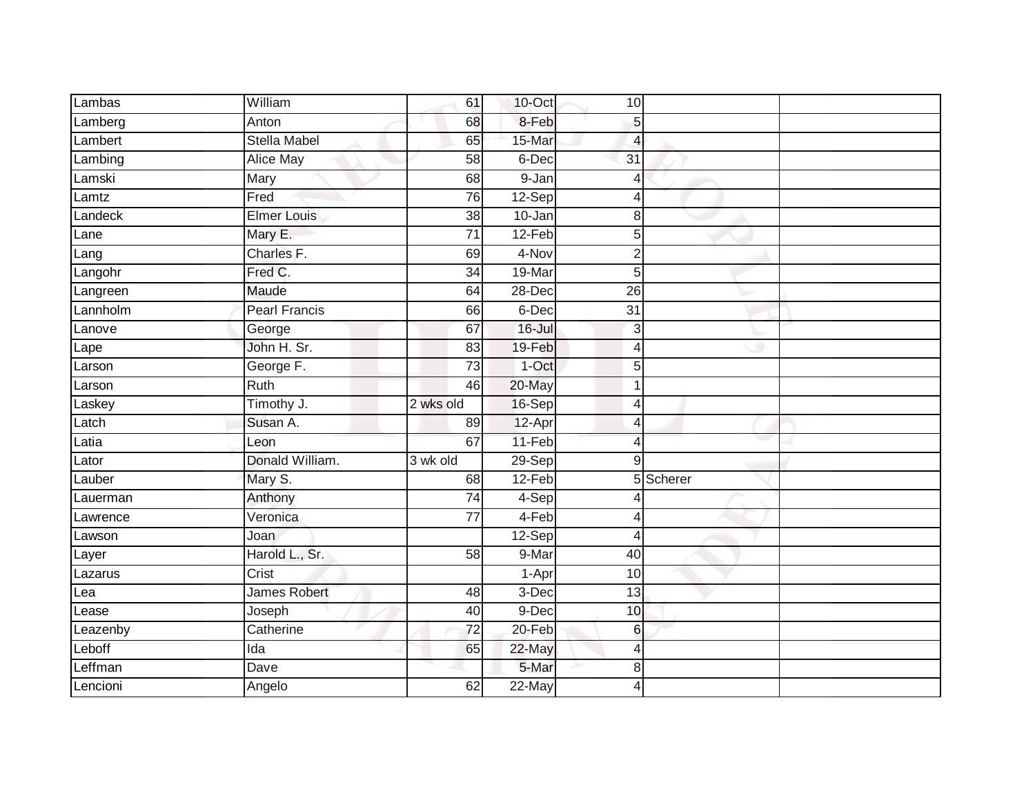| | | | | | | |
|---|---|---|---|---|---|---|
| Lambas | William | 61 | 10-Oct | 10 | | |
| Lamberg | Anton | 68 | 8-Feb | 5 | | |
| Lambert | Stella Mabel | 65 | 15-Mar | 4 | | |
| Lambing | Alice May | 58 | 6-Dec | 31 | | |
| Lamski | Mary | 68 | 9-Jan | 4 | | |
| Lamtz | Fred | 76 | 12-Sep | 4 | | |
| Landeck | Elmer Louis | 38 | 10-Jan | 8 | | |
| Lane | Mary E. | 71 | 12-Feb | 5 | | |
| Lang | Charles F. | 69 | 4-Nov | 2 | | |
| Langohr | Fred C. | 34 | 19-Mar | 5 | | |
| Langreen | Maude | 64 | 28-Dec | 26 | | |
| Lannholm | Pearl Francis | 66 | 6-Dec | 31 | | |
| Lanove | George | 67 | 16-Jul | 3 | | |
| Lape | John H. Sr. | 83 | 19-Feb | 4 | | |
| Larson | George F. | 73 | 1-Oct | 5 | | |
| Larson | Ruth | 46 | 20-May | 1 | | |
| Laskey | Timothy J. | 2 wks old | 16-Sep | 4 | | |
| Latch | Susan A. | 89 | 12-Apr | 4 | | |
| Latia | Leon | 67 | 11-Feb | 4 | | |
| Lator | Donald William. | 3 wk old | 29-Sep | 9 | | |
| Lauber | Mary S. | 68 | 12-Feb | 5 | Scherer | |
| Lauerman | Anthony | 74 | 4-Sep | 4 | | |
| Lawrence | Veronica | 77 | 4-Feb | 4 | | |
| Lawson | Joan | | 12-Sep | 4 | | |
| Layer | Harold L., Sr. | 58 | 9-Mar | 40 | | |
| Lazarus | Crist | | 1-Apr | 10 | | |
| Lea | James Robert | 48 | 3-Dec | 13 | | |
| Lease | Joseph | 40 | 9-Dec | 10 | | |
| Leazenby | Catherine | 72 | 20-Feb | 6 | | |
| Leboff | Ida | 65 | 22-May | 4 | | |
| Leffman | Dave | | 5-Mar | 8 | | |
| Lencioni | Angelo | 62 | 22-May | 4 | | |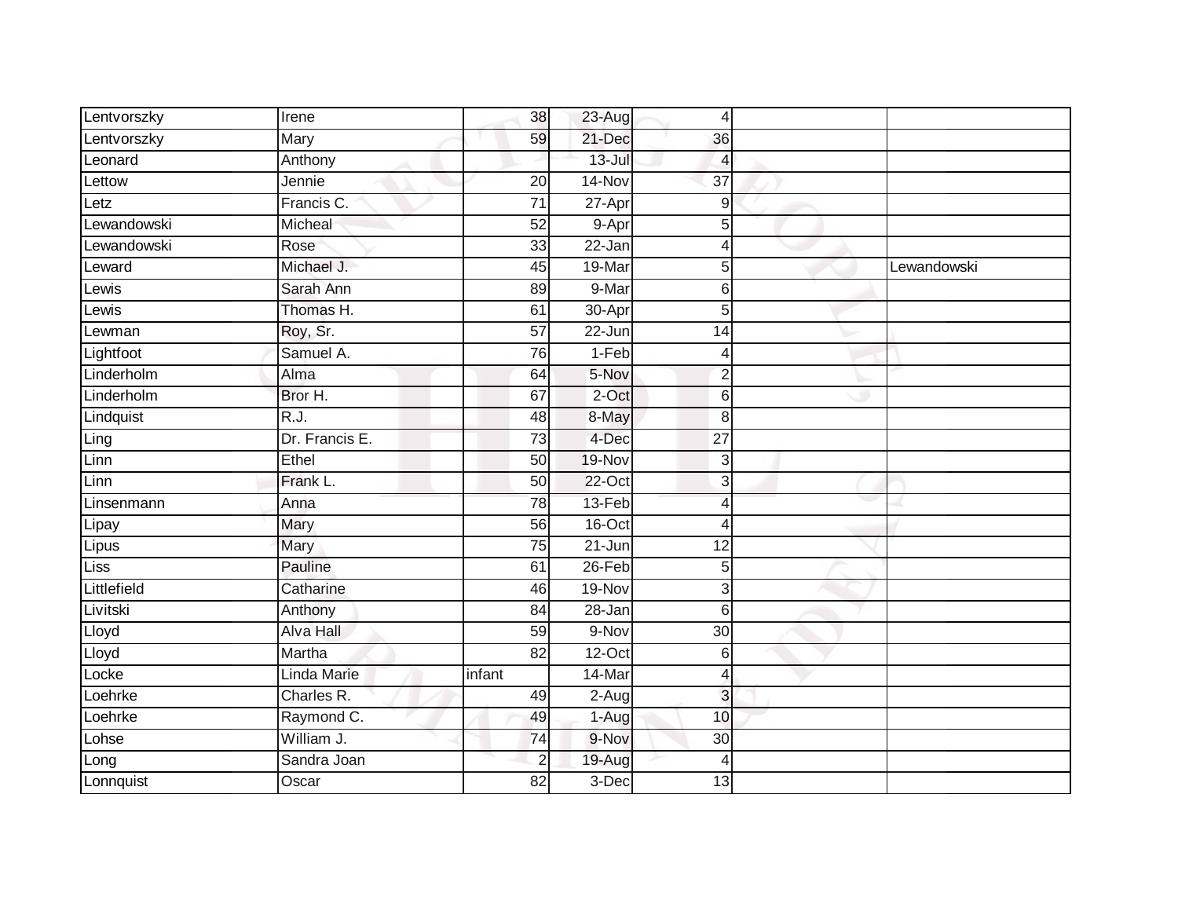| | | | | | | |
|---|---|---|---|---|---|---|
| Lentvorszky | Irene | 38 | 23-Aug | 4 | | |
| Lentvorszky | Mary | 59 | 21-Dec | 36 | | |
| Leonard | Anthony | | 13-Jul | 4 | | |
| Lettow | Jennie | 20 | 14-Nov | 37 | | |
| Letz | Francis C. | 71 | 27-Apr | 9 | | |
| Lewandowski | Micheal | 52 | 9-Apr | 5 | | |
| Lewandowski | Rose | 33 | 22-Jan | 4 | | |
| Leward | Michael J. | 45 | 19-Mar | 5 | | Lewandowski |
| Lewis | Sarah Ann | 89 | 9-Mar | 6 | | |
| Lewis | Thomas H. | 61 | 30-Apr | 5 | | |
| Lewman | Roy, Sr. | 57 | 22-Jun | 14 | | |
| Lightfoot | Samuel A. | 76 | 1-Feb | 4 | | |
| Linderholm | Alma | 64 | 5-Nov | 2 | | |
| Linderholm | Bror H. | 67 | 2-Oct | 6 | | |
| Lindquist | R.J. | 48 | 8-May | 8 | | |
| Ling | Dr. Francis E. | 73 | 4-Dec | 27 | | |
| Linn | Ethel | 50 | 19-Nov | 3 | | |
| Linn | Frank L. | 50 | 22-Oct | 3 | | |
| Linsenmann | Anna | 78 | 13-Feb | 4 | | |
| Lipay | Mary | 56 | 16-Oct | 4 | | |
| Lipus | Mary | 75 | 21-Jun | 12 | | |
| Liss | Pauline | 61 | 26-Feb | 5 | | |
| Littlefield | Catharine | 46 | 19-Nov | 3 | | |
| Livitski | Anthony | 84 | 28-Jan | 6 | | |
| Lloyd | Alva Hall | 59 | 9-Nov | 30 | | |
| Lloyd | Martha | 82 | 12-Oct | 6 | | |
| Locke | Linda Marie | infant | 14-Mar | 4 | | |
| Loehrke | Charles R. | 49 | 2-Aug | 3 | | |
| Loehrke | Raymond C. | 49 | 1-Aug | 10 | | |
| Lohse | William J. | 74 | 9-Nov | 30 | | |
| Long | Sandra Joan | 2 | 19-Aug | 4 | | |
| Lonnquist | Oscar | 82 | 3-Dec | 13 | | |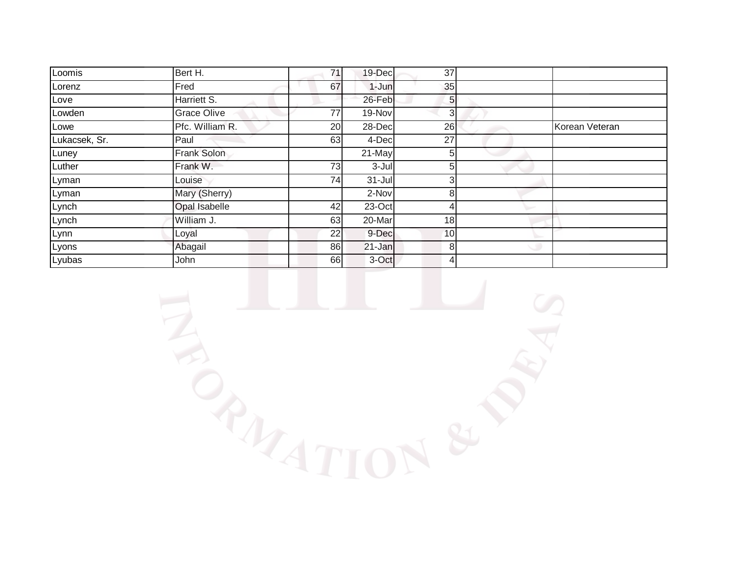| | | | | | | |
|---|---|---|---|---|---|---|
| Loomis | Bert H. | 71 | 19-Dec | 37 | | |
| Lorenz | Fred | 67 | 1-Jun | 35 | | |
| Love | Harriett S. | | 26-Feb | 5 | | |
| Lowden | Grace Olive | 77 | 19-Nov | 3 | | |
| Lowe | Pfc. William R. | 20 | 28-Dec | 26 | | Korean Veteran |
| Lukacsek, Sr. | Paul | 63 | 4-Dec | 27 | | |
| Luney | Frank Solon | | 21-May | 5 | | |
| Luther | Frank W. | 73 | 3-Jul | 5 | | |
| Lyman | Louise | 74 | 31-Jul | 3 | | |
| Lyman | Mary (Sherry) | | 2-Nov | 8 | | |
| Lynch | Opal Isabelle | 42 | 23-Oct | 4 | | |
| Lynch | William J. | 63 | 20-Mar | 18 | | |
| Lynn | Loyal | 22 | 9-Dec | 10 | | |
| Lyons | Abagail | 86 | 21-Jan | 8 | | |
| Lyubas | John | 66 | 3-Oct | 4 | | |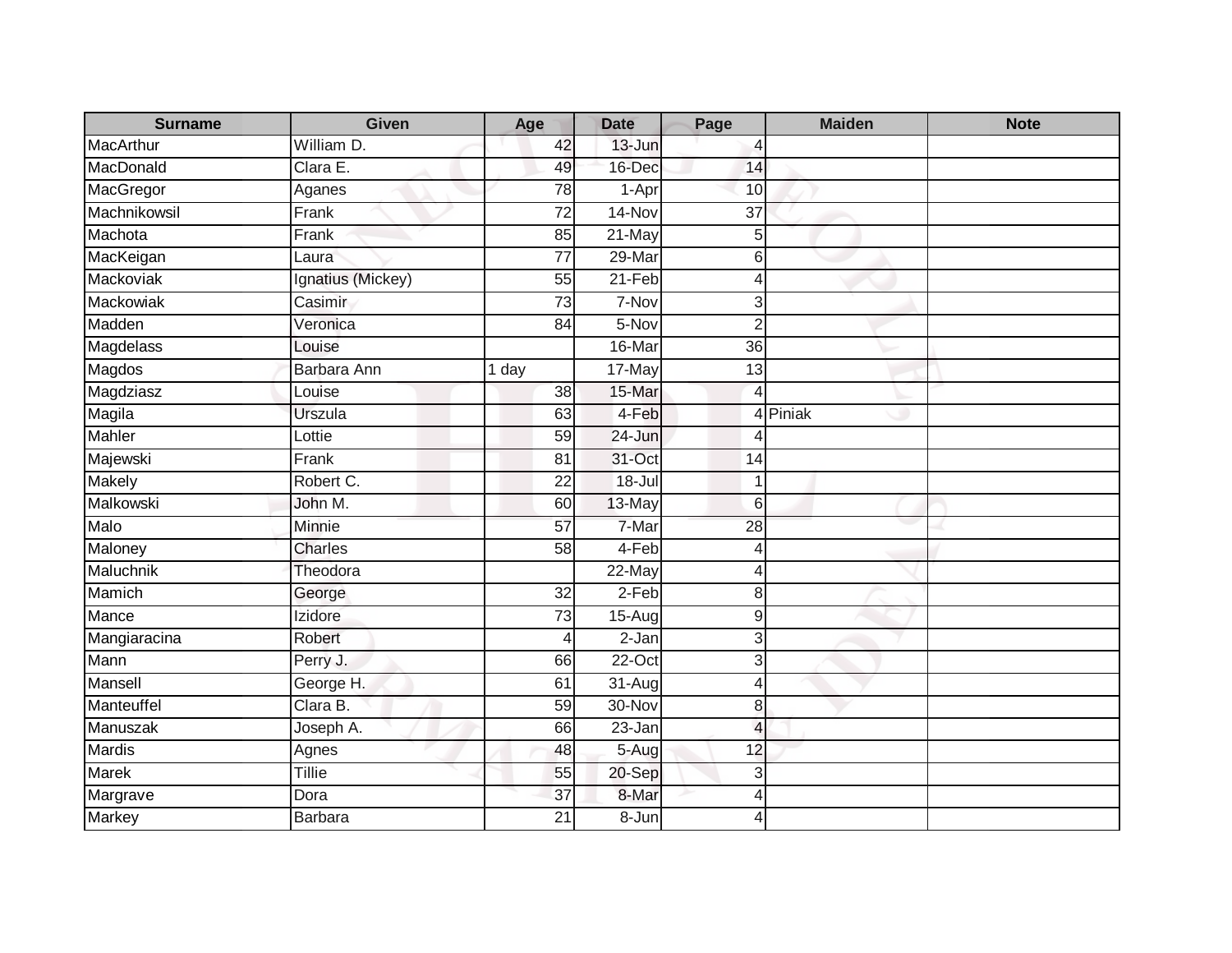| Surname | Given | Age | Date | Page | Maiden | Note |
|---|---|---|---|---|---|---|
| MacArthur | William D. | 42 | 13-Jun | 4 | | |
| MacDonald | Clara E. | 49 | 16-Dec | 14 | | |
| MacGregor | Aganes | 78 | 1-Apr | 10 | | |
| Machnikowsil | Frank | 72 | 14-Nov | 37 | | |
| Machota | Frank | 85 | 21-May | 5 | | |
| MacKeigan | Laura | 77 | 29-Mar | 6 | | |
| Mackoviak | Ignatius (Mickey) | 55 | 21-Feb | 4 | | |
| Mackowiak | Casimir | 73 | 7-Nov | 3 | | |
| Madden | Veronica | 84 | 5-Nov | 2 | | |
| Magdelass | Louise | | 16-Mar | 36 | | |
| Magdos | Barbara Ann | 1 day | 17-May | 13 | | |
| Magdziasz | Louise | 38 | 15-Mar | 4 | | |
| Magila | Urszula | 63 | 4-Feb | 4 | Piniak | |
| Mahler | Lottie | 59 | 24-Jun | 4 | | |
| Majewski | Frank | 81 | 31-Oct | 14 | | |
| Makely | Robert C. | 22 | 18-Jul | 1 | | |
| Malkowski | John M. | 60 | 13-May | 6 | | |
| Malo | Minnie | 57 | 7-Mar | 28 | | |
| Maloney | Charles | 58 | 4-Feb | 4 | | |
| Maluchnik | Theodora | | 22-May | 4 | | |
| Mamich | George | 32 | 2-Feb | 8 | | |
| Mance | Izidore | 73 | 15-Aug | 9 | | |
| Mangiaracina | Robert | 4 | 2-Jan | 3 | | |
| Mann | Perry J. | 66 | 22-Oct | 3 | | |
| Mansell | George H. | 61 | 31-Aug | 4 | | |
| Manteuffel | Clara B. | 59 | 30-Nov | 8 | | |
| Manuszak | Joseph A. | 66 | 23-Jan | 4 | | |
| Mardis | Agnes | 48 | 5-Aug | 12 | | |
| Marek | Tillie | 55 | 20-Sep | 3 | | |
| Margrave | Dora | 37 | 8-Mar | 4 | | |
| Markey | Barbara | 21 | 8-Jun | 4 | | |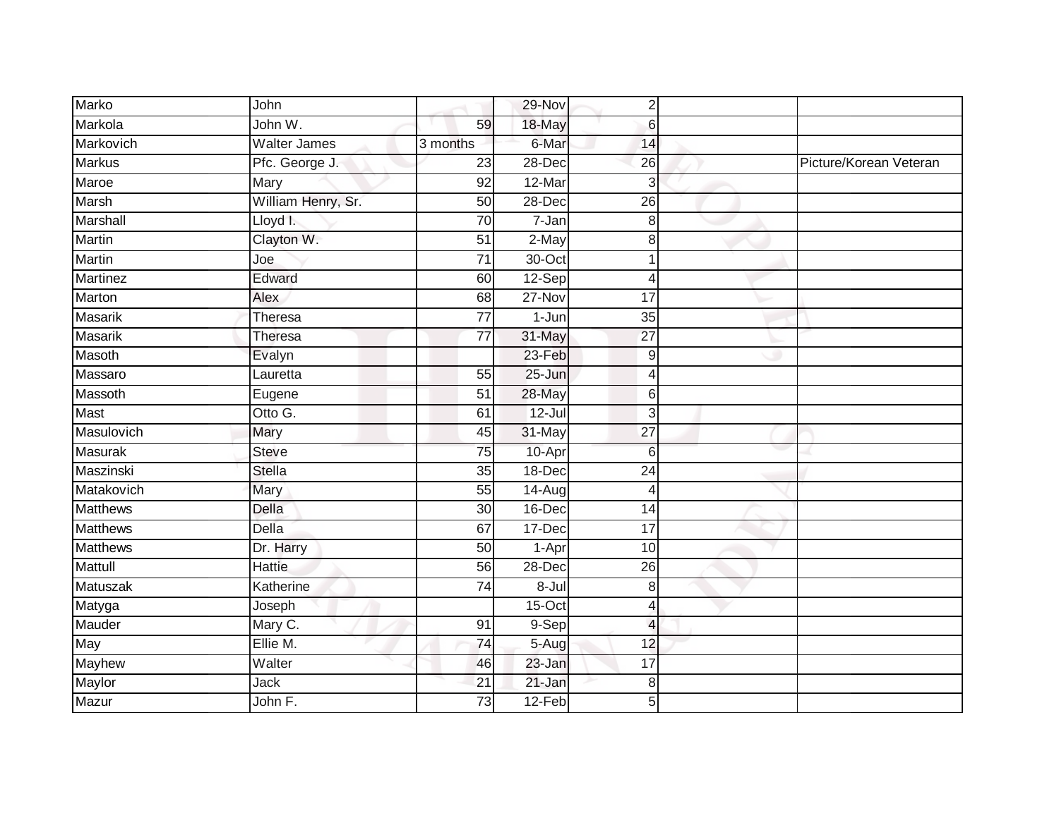| Marko | John | | 29-Nov | 2 | | |
|---|---|---|---|---|---|---|
| Markola | John W. | 59 | 18-May | 6 | | |
| Markovich | Walter James | 3 months | 6-Mar | 14 | | |
| Markus | Pfc. George J. | 23 | 28-Dec | 26 | | Picture/Korean Veteran |
| Maroe | Mary | 92 | 12-Mar | 3 | | |
| Marsh | William Henry, Sr. | 50 | 28-Dec | 26 | | |
| Marshall | Lloyd I. | 70 | 7-Jan | 8 | | |
| Martin | Clayton W. | 51 | 2-May | 8 | | |
| Martin | Joe | 71 | 30-Oct | 1 | | |
| Martinez | Edward | 60 | 12-Sep | 4 | | |
| Marton | Alex | 68 | 27-Nov | 17 | | |
| Masarik | Theresa | 77 | 1-Jun | 35 | | |
| Masarik | Theresa | 77 | 31-May | 27 | | |
| Masoth | Evalyn | | 23-Feb | 9 | | |
| Massaro | Lauretta | 55 | 25-Jun | 4 | | |
| Massoth | Eugene | 51 | 28-May | 6 | | |
| Mast | Otto G. | 61 | 12-Jul | 3 | | |
| Masulovich | Mary | 45 | 31-May | 27 | | |
| Masurak | Steve | 75 | 10-Apr | 6 | | |
| Maszinski | Stella | 35 | 18-Dec | 24 | | |
| Matakovich | Mary | 55 | 14-Aug | 4 | | |
| Matthews | Della | 30 | 16-Dec | 14 | | |
| Matthews | Della | 67 | 17-Dec | 17 | | |
| Matthews | Dr. Harry | 50 | 1-Apr | 10 | | |
| Mattull | Hattie | 56 | 28-Dec | 26 | | |
| Matuszak | Katherine | 74 | 8-Jul | 8 | | |
| Matyga | Joseph | | 15-Oct | 4 | | |
| Mauder | Mary C. | 91 | 9-Sep | 4 | | |
| May | Ellie M. | 74 | 5-Aug | 12 | | |
| Mayhew | Walter | 46 | 23-Jan | 17 | | |
| Maylor | Jack | 21 | 21-Jan | 8 | | |
| Mazur | John F. | 73 | 12-Feb | 5 | | |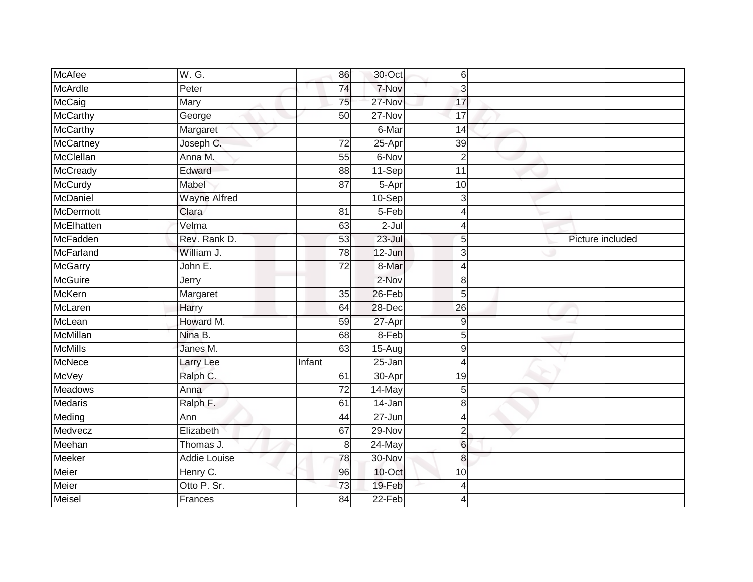| | | | | | | |
|---|---|---|---|---|---|---|
| McAfee | W. G. | 86 | 30-Oct | 6 | | |
| McArdle | Peter | 74 | 7-Nov | 3 | | |
| McCaig | Mary | 75 | 27-Nov | 17 | | |
| McCarthy | George | 50 | 27-Nov | 17 | | |
| McCarthy | Margaret | | 6-Mar | 14 | | |
| McCartney | Joseph C. | 72 | 25-Apr | 39 | | |
| McClellan | Anna M. | 55 | 6-Nov | 2 | | |
| McCready | Edward | 88 | 11-Sep | 11 | | |
| McCurdy | Mabel | 87 | 5-Apr | 10 | | |
| McDaniel | Wayne Alfred | | 10-Sep | 3 | | |
| McDermott | Clara | 81 | 5-Feb | 4 | | |
| McElhatten | Velma | 63 | 2-Jul | 4 | | |
| McFadden | Rev. Rank D. | 53 | 23-Jul | 5 | | Picture included |
| McFarland | William J. | 78 | 12-Jun | 3 | | |
| McGarry | John E. | 72 | 8-Mar | 4 | | |
| McGuire | Jerry | | 2-Nov | 8 | | |
| McKern | Margaret | 35 | 26-Feb | 5 | | |
| McLaren | Harry | 64 | 28-Dec | 26 | | |
| McLean | Howard M. | 59 | 27-Apr | 9 | | |
| McMillan | Nina B. | 68 | 8-Feb | 5 | | |
| McMills | Janes M. | 63 | 15-Aug | 9 | | |
| McNece | Larry Lee | Infant | 25-Jan | 4 | | |
| McVey | Ralph C. | 61 | 30-Apr | 19 | | |
| Meadows | Anna | 72 | 14-May | 5 | | |
| Medaris | Ralph F. | 61 | 14-Jan | 8 | | |
| Meding | Ann | 44 | 27-Jun | 4 | | |
| Medvecz | Elizabeth | 67 | 29-Nov | 2 | | |
| Meehan | Thomas J. | 8 | 24-May | 6 | | |
| Meeker | Addie Louise | 78 | 30-Nov | 8 | | |
| Meier | Henry C. | 96 | 10-Oct | 10 | | |
| Meier | Otto P. Sr. | 73 | 19-Feb | 4 | | |
| Meisel | Frances | 84 | 22-Feb | 4 | | |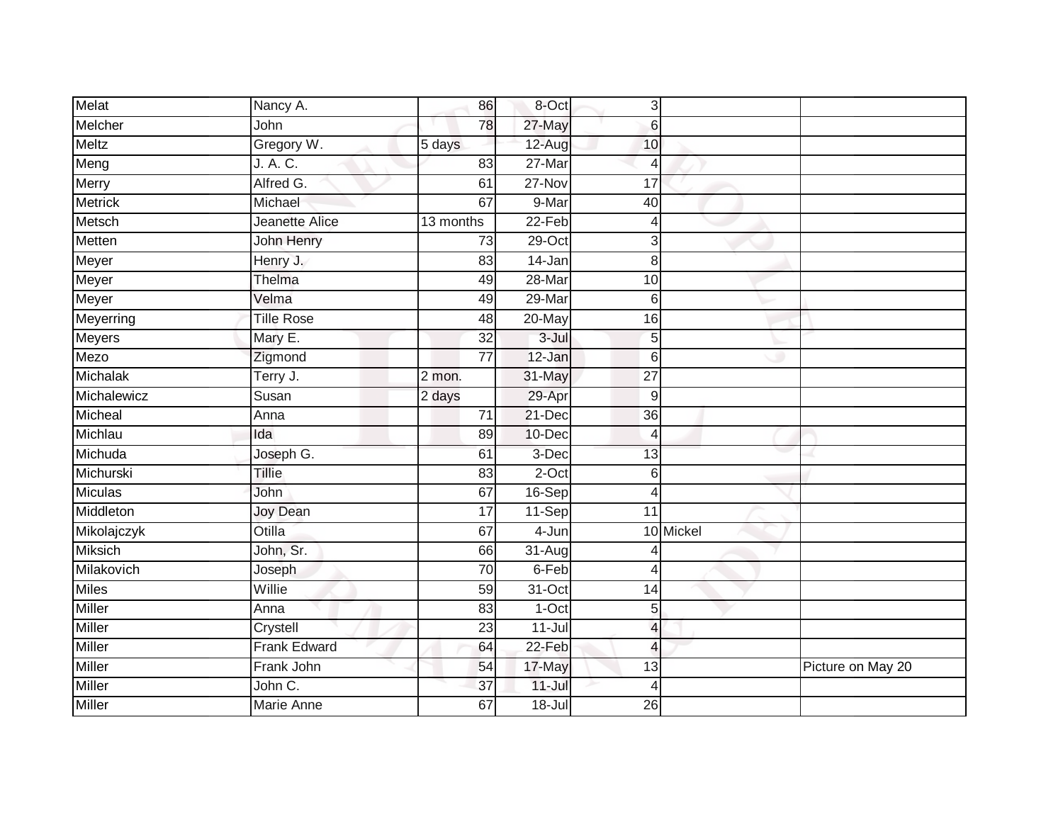| | | | | | | |
|---|---|---|---|---|---|---|
| Melat | Nancy A. | 86 | 8-Oct | 3 | | |
| Melcher | John | 78 | 27-May | 6 | | |
| Meltz | Gregory W. | 5 days | 12-Aug | 10 | | |
| Meng | J. A. C. | 83 | 27-Mar | 4 | | |
| Merry | Alfred G. | 61 | 27-Nov | 17 | | |
| Metrick | Michael | 67 | 9-Mar | 40 | | |
| Metsch | Jeanette Alice | 13 months | 22-Feb | 4 | | |
| Metten | John Henry | 73 | 29-Oct | 3 | | |
| Meyer | Henry J. | 83 | 14-Jan | 8 | | |
| Meyer | Thelma | 49 | 28-Mar | 10 | | |
| Meyer | Velma | 49 | 29-Mar | 6 | | |
| Meyerring | Tille Rose | 48 | 20-May | 16 | | |
| Meyers | Mary E. | 32 | 3-Jul | 5 | | |
| Mezo | Zigmond | 77 | 12-Jan | 6 | | |
| Michalak | Terry J. | 2 mon. | 31-May | 27 | | |
| Michalewicz | Susan | 2 days | 29-Apr | 9 | | |
| Micheal | Anna | 71 | 21-Dec | 36 | | |
| Michlau | Ida | 89 | 10-Dec | 4 | | |
| Michuda | Joseph G. | 61 | 3-Dec | 13 | | |
| Michurski | Tillie | 83 | 2-Oct | 6 | | |
| Miculas | John | 67 | 16-Sep | 4 | | |
| Middleton | Joy Dean | 17 | 11-Sep | 11 | | |
| Mikolajczyk | Otilla | 67 | 4-Jun | 10 | Mickel | |
| Miksich | John, Sr. | 66 | 31-Aug | 4 | | |
| Milakovich | Joseph | 70 | 6-Feb | 4 | | |
| Miles | Willie | 59 | 31-Oct | 14 | | |
| Miller | Anna | 83 | 1-Oct | 5 | | |
| Miller | Crystell | 23 | 11-Jul | 4 | | |
| Miller | Frank Edward | 64 | 22-Feb | 4 | | |
| Miller | Frank John | 54 | 17-May | 13 | | Picture on May 20 |
| Miller | John C. | 37 | 11-Jul | 4 | | |
| Miller | Marie Anne | 67 | 18-Jul | 26 | | |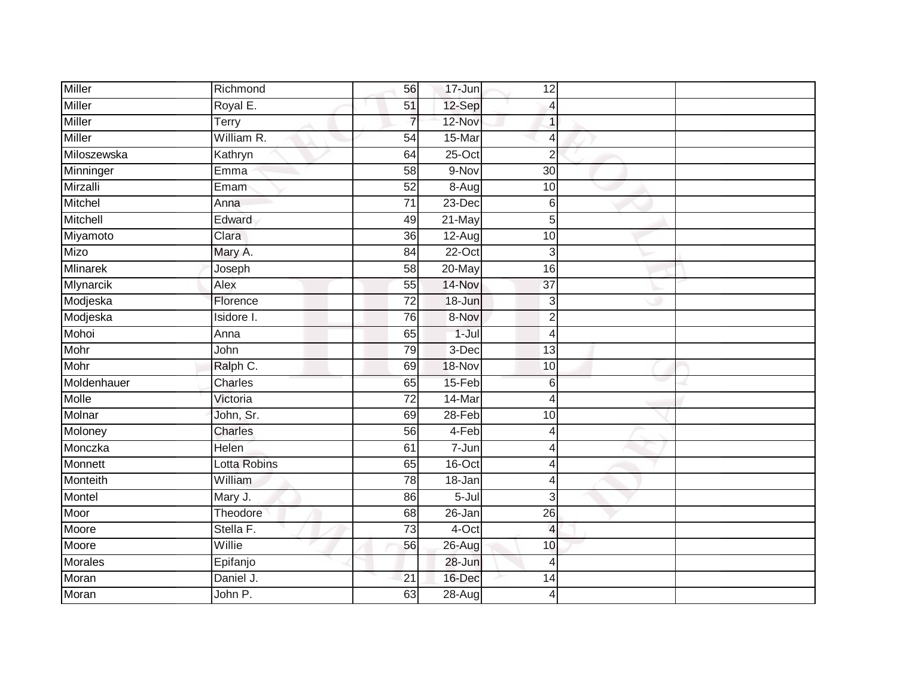| | | | | | | |
|---|---|---|---|---|---|---|
| Miller | Richmond | 56 | 17-Jun | 12 | | |
| Miller | Royal E. | 51 | 12-Sep | 4 | | |
| Miller | Terry | 7 | 12-Nov | 1 | | |
| Miller | William R. | 54 | 15-Mar | 4 | | |
| Miloszewska | Kathryn | 64 | 25-Oct | 2 | | |
| Minninger | Emma | 58 | 9-Nov | 30 | | |
| Mirzalli | Emam | 52 | 8-Aug | 10 | | |
| Mitchel | Anna | 71 | 23-Dec | 6 | | |
| Mitchell | Edward | 49 | 21-May | 5 | | |
| Miyamoto | Clara | 36 | 12-Aug | 10 | | |
| Mizo | Mary A. | 84 | 22-Oct | 3 | | |
| Mlinarek | Joseph | 58 | 20-May | 16 | | |
| Mlynarcik | Alex | 55 | 14-Nov | 37 | | |
| Modjeska | Florence | 72 | 18-Jun | 3 | | |
| Modjeska | Isidore I. | 76 | 8-Nov | 2 | | |
| Mohoi | Anna | 65 | 1-Jul | 4 | | |
| Mohr | John | 79 | 3-Dec | 13 | | |
| Mohr | Ralph C. | 69 | 18-Nov | 10 | | |
| Moldenhauer | Charles | 65 | 15-Feb | 6 | | |
| Molle | Victoria | 72 | 14-Mar | 4 | | |
| Molnar | John, Sr. | 69 | 28-Feb | 10 | | |
| Moloney | Charles | 56 | 4-Feb | 4 | | |
| Monczka | Helen | 61 | 7-Jun | 4 | | |
| Monnett | Lotta Robins | 65 | 16-Oct | 4 | | |
| Monteith | William | 78 | 18-Jan | 4 | | |
| Montel | Mary J. | 86 | 5-Jul | 3 | | |
| Moor | Theodore | 68 | 26-Jan | 26 | | |
| Moore | Stella F. | 73 | 4-Oct | 4 | | |
| Moore | Willie | 56 | 26-Aug | 10 | | |
| Morales | Epifanjo | | 28-Jun | 4 | | |
| Moran | Daniel J. | 21 | 16-Dec | 14 | | |
| Moran | John P. | 63 | 28-Aug | 4 | | |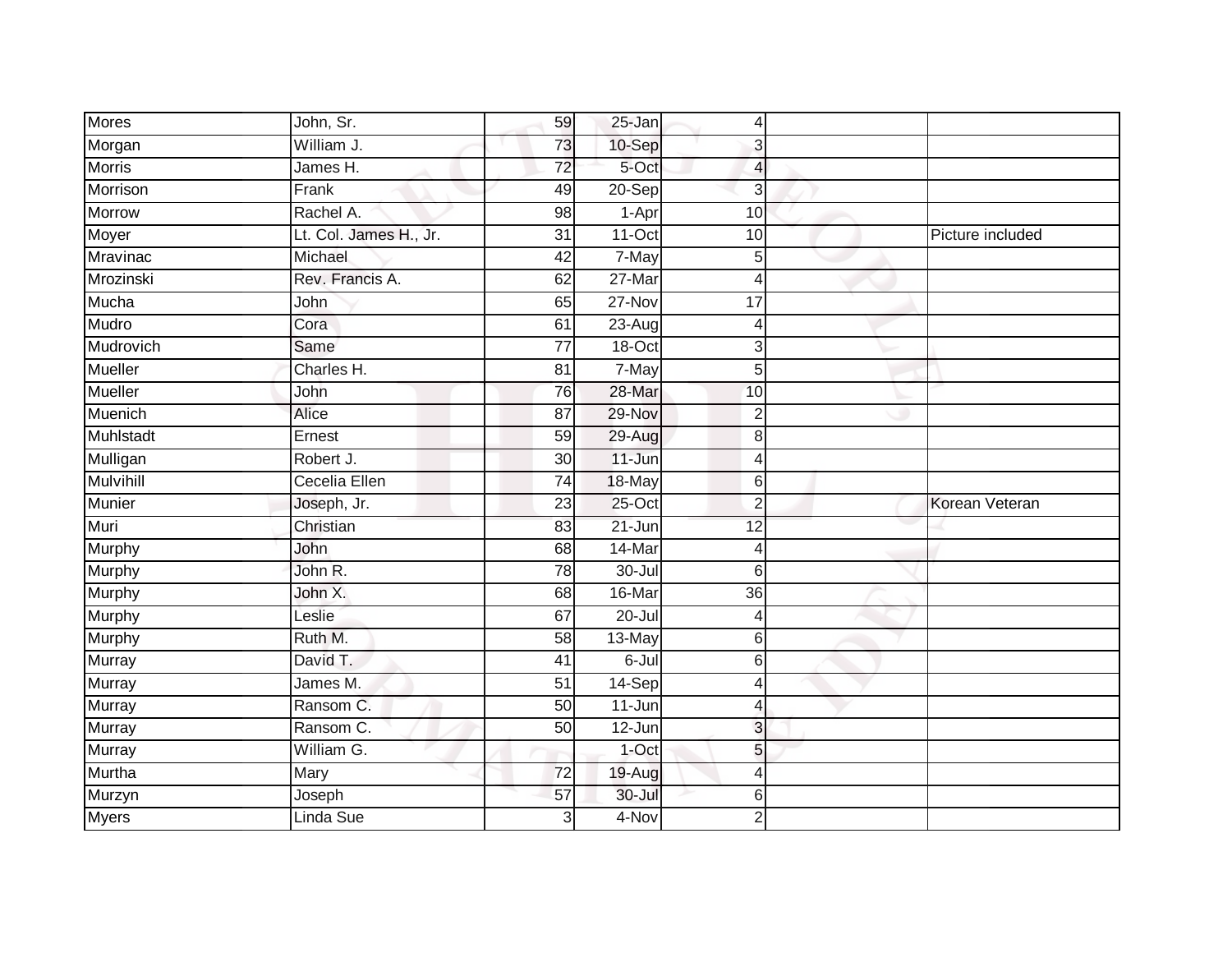| | | | | | | |
|---|---|---|---|---|---|---|
| Mores | John, Sr. | 59 | 25-Jan | 4 | | |
| Morgan | William J. | 73 | 10-Sep | 3 | | |
| Morris | James H. | 72 | 5-Oct | 4 | | |
| Morrison | Frank | 49 | 20-Sep | 3 | | |
| Morrow | Rachel A. | 98 | 1-Apr | 10 | | |
| Moyer | Lt. Col. James H., Jr. | 31 | 11-Oct | 10 | | Picture included |
| Mravinac | Michael | 42 | 7-May | 5 | | |
| Mrozinski | Rev. Francis A. | 62 | 27-Mar | 4 | | |
| Mucha | John | 65 | 27-Nov | 17 | | |
| Mudro | Cora | 61 | 23-Aug | 4 | | |
| Mudrovich | Same | 77 | 18-Oct | 3 | | |
| Mueller | Charles H. | 81 | 7-May | 5 | | |
| Mueller | John | 76 | 28-Mar | 10 | | |
| Muenich | Alice | 87 | 29-Nov | 2 | | |
| Muhlstadt | Ernest | 59 | 29-Aug | 8 | | |
| Mulligan | Robert J. | 30 | 11-Jun | 4 | | |
| Mulvihill | Cecelia Ellen | 74 | 18-May | 6 | | |
| Munier | Joseph, Jr. | 23 | 25-Oct | 2 | | Korean Veteran |
| Muri | Christian | 83 | 21-Jun | 12 | | |
| Murphy | John | 68 | 14-Mar | 4 | | |
| Murphy | John R. | 78 | 30-Jul | 6 | | |
| Murphy | John X. | 68 | 16-Mar | 36 | | |
| Murphy | Leslie | 67 | 20-Jul | 4 | | |
| Murphy | Ruth M. | 58 | 13-May | 6 | | |
| Murray | David T. | 41 | 6-Jul | 6 | | |
| Murray | James M. | 51 | 14-Sep | 4 | | |
| Murray | Ransom C. | 50 | 11-Jun | 4 | | |
| Murray | Ransom C. | 50 | 12-Jun | 3 | | |
| Murray | William G. | | 1-Oct | 5 | | |
| Murtha | Mary | 72 | 19-Aug | 4 | | |
| Murzyn | Joseph | 57 | 30-Jul | 6 | | |
| Myers | Linda Sue | 3 | 4-Nov | 2 | | |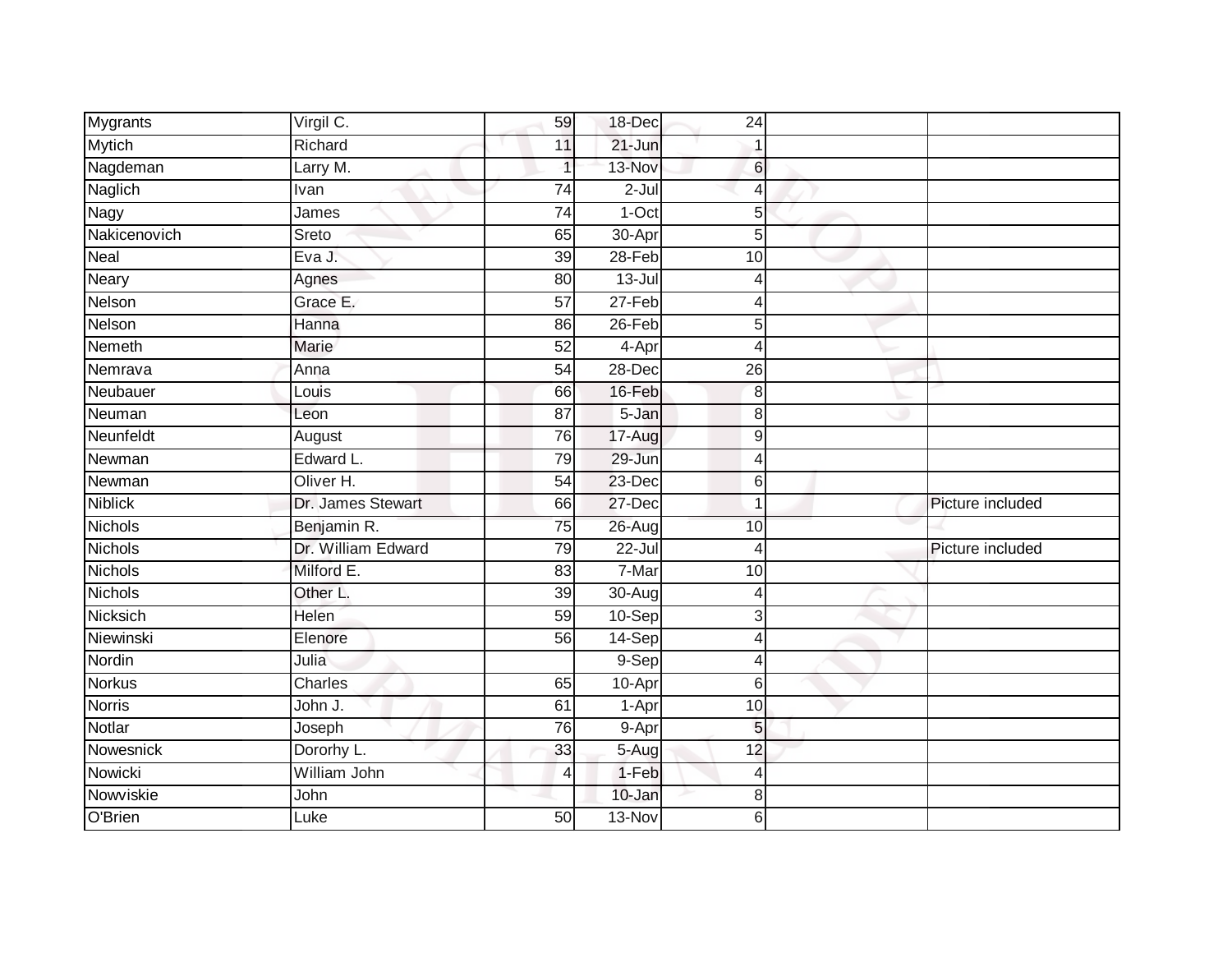| | | | | | | |
|---|---|---|---|---|---|---|
| Mygrants | Virgil C. | 59 | 18-Dec | 24 | | |
| Mytich | Richard | 11 | 21-Jun | 1 | | |
| Nagdeman | Larry M. | 1 | 13-Nov | 6 | | |
| Naglich | Ivan | 74 | 2-Jul | 4 | | |
| Nagy | James | 74 | 1-Oct | 5 | | |
| Nakicenovich | Sreto | 65 | 30-Apr | 5 | | |
| Neal | Eva J. | 39 | 28-Feb | 10 | | |
| Neary | Agnes | 80 | 13-Jul | 4 | | |
| Nelson | Grace E. | 57 | 27-Feb | 4 | | |
| Nelson | Hanna | 86 | 26-Feb | 5 | | |
| Nemeth | Marie | 52 | 4-Apr | 4 | | |
| Nemrava | Anna | 54 | 28-Dec | 26 | | |
| Neubauer | Louis | 66 | 16-Feb | 8 | | |
| Neuman | Leon | 87 | 5-Jan | 8 | | |
| Neunfeldt | August | 76 | 17-Aug | 9 | | |
| Newman | Edward L. | 79 | 29-Jun | 4 | | |
| Newman | Oliver H. | 54 | 23-Dec | 6 | | |
| Niblick | Dr. James Stewart | 66 | 27-Dec | 1 | | Picture included |
| Nichols | Benjamin R. | 75 | 26-Aug | 10 | | |
| Nichols | Dr. William Edward | 79 | 22-Jul | 4 | | Picture included |
| Nichols | Milford E. | 83 | 7-Mar | 10 | | |
| Nichols | Other L. | 39 | 30-Aug | 4 | | |
| Nicksich | Helen | 59 | 10-Sep | 3 | | |
| Niewinski | Elenore | 56 | 14-Sep | 4 | | |
| Nordin | Julia | | 9-Sep | 4 | | |
| Norkus | Charles | 65 | 10-Apr | 6 | | |
| Norris | John J. | 61 | 1-Apr | 10 | | |
| Notlar | Joseph | 76 | 9-Apr | 5 | | |
| Nowesnick | Dororhy L. | 33 | 5-Aug | 12 | | |
| Nowicki | William John | 4 | 1-Feb | 4 | | |
| Nowviskie | John | | 10-Jan | 8 | | |
| O'Brien | Luke | 50 | 13-Nov | 6 | | |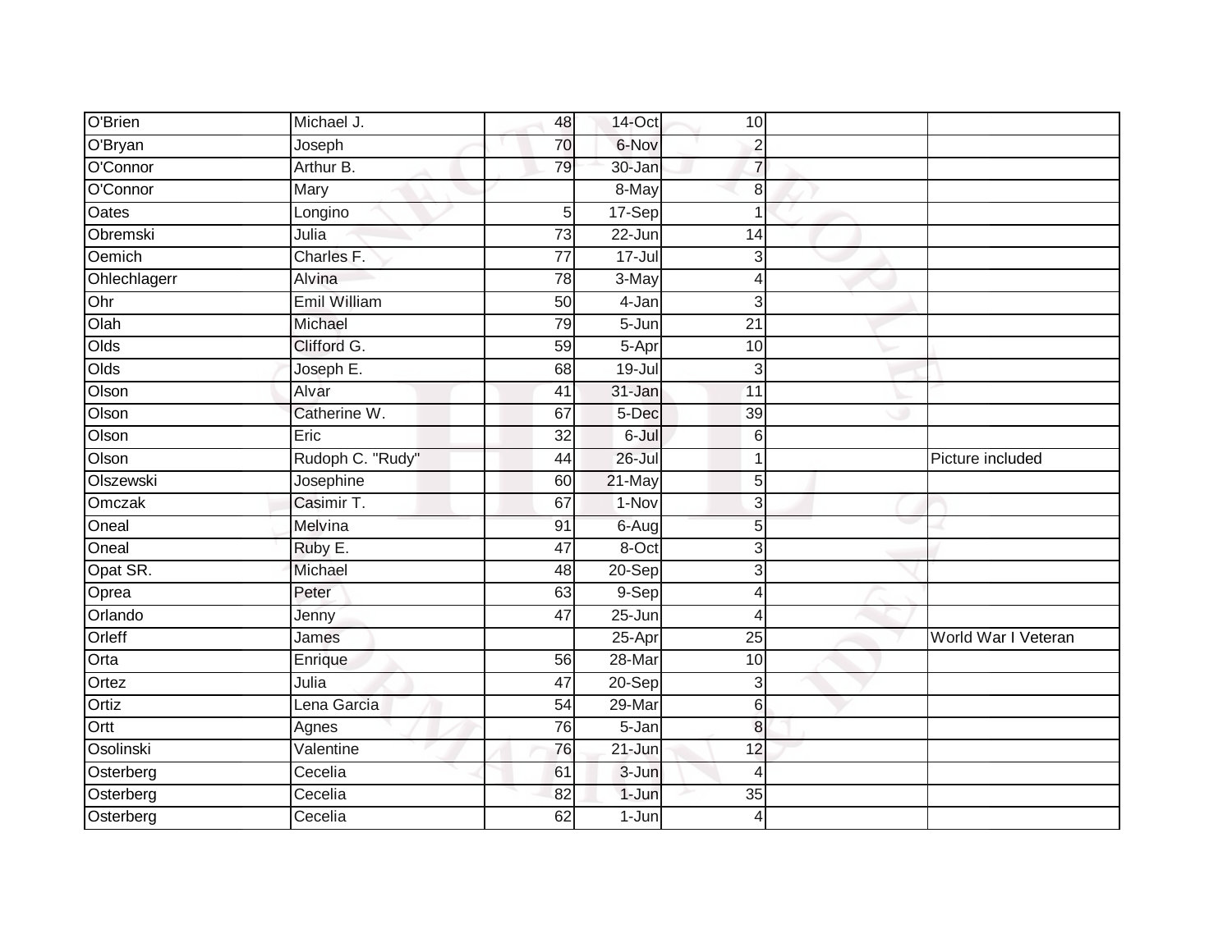| | | | | | | |
|---|---|---|---|---|---|---|
| O'Brien | Michael J. | 48 | 14-Oct | 10 | | |
| O'Bryan | Joseph | 70 | 6-Nov | 2 | | |
| O'Connor | Arthur B. | 79 | 30-Jan | 7 | | |
| O'Connor | Mary | | 8-May | 8 | | |
| Oates | Longino | 5 | 17-Sep | 1 | | |
| Obremski | Julia | 73 | 22-Jun | 14 | | |
| Oemich | Charles F. | 77 | 17-Jul | 3 | | |
| Ohlechlagerr | Alvina | 78 | 3-May | 4 | | |
| Ohr | Emil William | 50 | 4-Jan | 3 | | |
| Olah | Michael | 79 | 5-Jun | 21 | | |
| Olds | Clifford G. | 59 | 5-Apr | 10 | | |
| Olds | Joseph E. | 68 | 19-Jul | 3 | | |
| Olson | Alvar | 41 | 31-Jan | 11 | | |
| Olson | Catherine W. | 67 | 5-Dec | 39 | | |
| Olson | Eric | 32 | 6-Jul | 6 | | |
| Olson | Rudoph C. "Rudy" | 44 | 26-Jul | 1 | | Picture included |
| Olszewski | Josephine | 60 | 21-May | 5 | | |
| Omczak | Casimir T. | 67 | 1-Nov | 3 | | |
| Oneal | Melvina | 91 | 6-Aug | 5 | | |
| Oneal | Ruby E. | 47 | 8-Oct | 3 | | |
| Opat SR. | Michael | 48 | 20-Sep | 3 | | |
| Oprea | Peter | 63 | 9-Sep | 4 | | |
| Orlando | Jenny | 47 | 25-Jun | 4 | | |
| Orleff | James | | 25-Apr | 25 | | World War I Veteran |
| Orta | Enrique | 56 | 28-Mar | 10 | | |
| Ortez | Julia | 47 | 20-Sep | 3 | | |
| Ortiz | Lena Garcia | 54 | 29-Mar | 6 | | |
| Ortt | Agnes | 76 | 5-Jan | 8 | | |
| Osolinski | Valentine | 76 | 21-Jun | 12 | | |
| Osterberg | Cecelia | 61 | 3-Jun | 4 | | |
| Osterberg | Cecelia | 82 | 1-Jun | 35 | | |
| Osterberg | Cecelia | 62 | 1-Jun | 4 | | |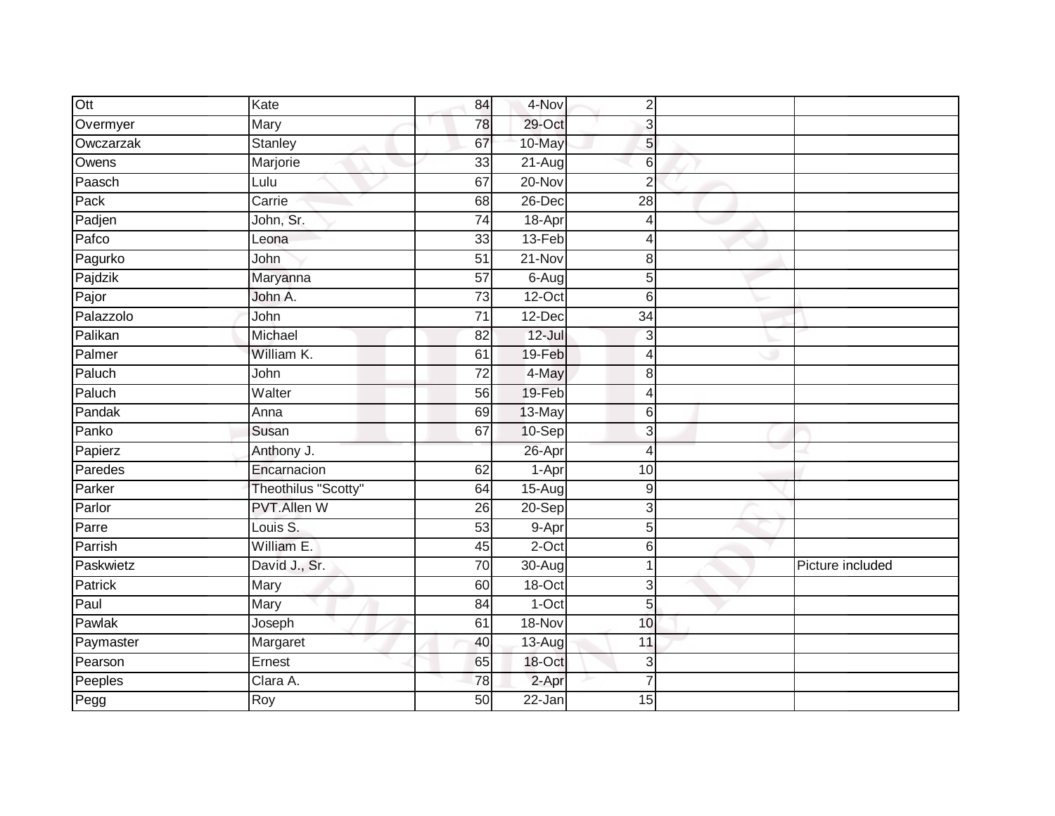| | | | | | | |
|---|---|---|---|---|---|---|
| Ott | Kate | 84 | 4-Nov | 2 | | |
| Overmyer | Mary | 78 | 29-Oct | 3 | | |
| Owczarzak | Stanley | 67 | 10-May | 5 | | |
| Owens | Marjorie | 33 | 21-Aug | 6 | | |
| Paasch | Lulu | 67 | 20-Nov | 2 | | |
| Pack | Carrie | 68 | 26-Dec | 28 | | |
| Padjen | John, Sr. | 74 | 18-Apr | 4 | | |
| Pafco | Leona | 33 | 13-Feb | 4 | | |
| Pagurko | John | 51 | 21-Nov | 8 | | |
| Pajdzik | Maryanna | 57 | 6-Aug | 5 | | |
| Pajor | John A. | 73 | 12-Oct | 6 | | |
| Palazzolo | John | 71 | 12-Dec | 34 | | |
| Palikan | Michael | 82 | 12-Jul | 3 | | |
| Palmer | William K. | 61 | 19-Feb | 4 | | |
| Paluch | John | 72 | 4-May | 8 | | |
| Paluch | Walter | 56 | 19-Feb | 4 | | |
| Pandak | Anna | 69 | 13-May | 6 | | |
| Panko | Susan | 67 | 10-Sep | 3 | | |
| Papierz | Anthony J. | | 26-Apr | 4 | | |
| Paredes | Encarnacion | 62 | 1-Apr | 10 | | |
| Parker | Theothilus "Scotty" | 64 | 15-Aug | 9 | | |
| Parlor | PVT.Allen W | 26 | 20-Sep | 3 | | |
| Parre | Louis S. | 53 | 9-Apr | 5 | | |
| Parrish | William E. | 45 | 2-Oct | 6 | | |
| Paskwietz | David J., Sr. | 70 | 30-Aug | 1 | | Picture included |
| Patrick | Mary | 60 | 18-Oct | 3 | | |
| Paul | Mary | 84 | 1-Oct | 5 | | |
| Pawlak | Joseph | 61 | 18-Nov | 10 | | |
| Paymaster | Margaret | 40 | 13-Aug | 11 | | |
| Pearson | Ernest | 65 | 18-Oct | 3 | | |
| Peeples | Clara A. | 78 | 2-Apr | 7 | | |
| Pegg | Roy | 50 | 22-Jan | 15 | | |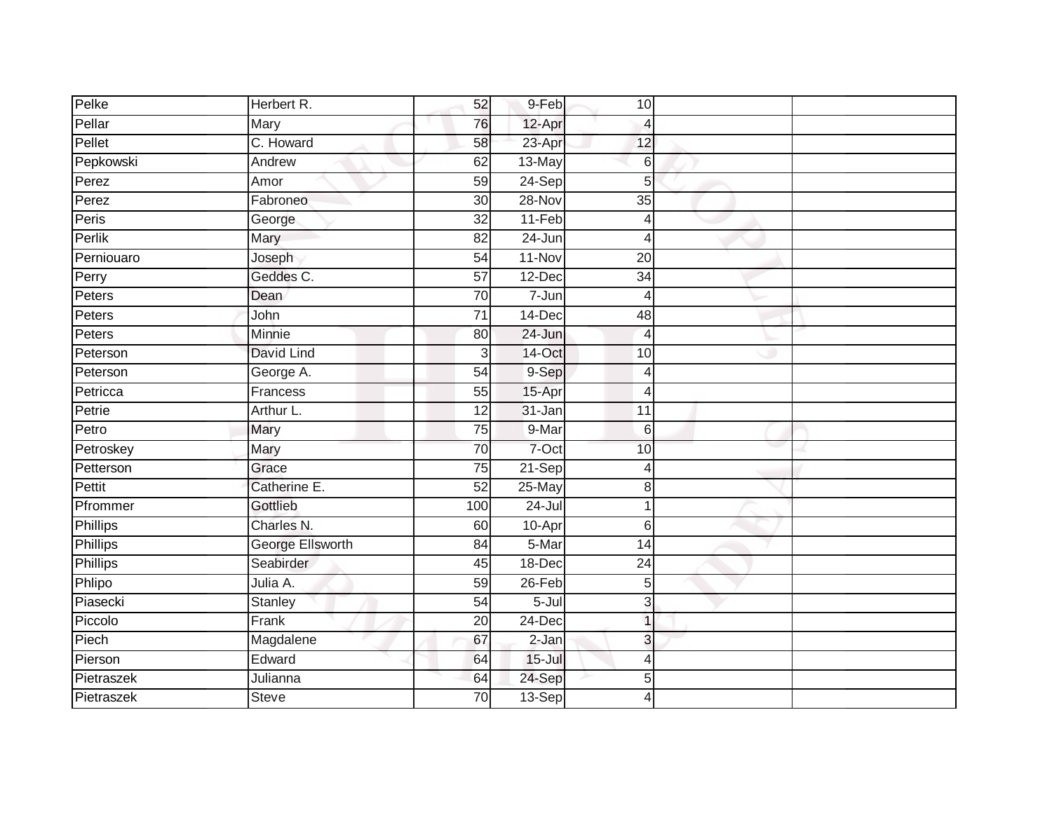| | | | | | | |
|---|---|---|---|---|---|---|
| Pelke | Herbert R. | 52 | 9-Feb | 10 | | |
| Pellar | Mary | 76 | 12-Apr | 4 | | |
| Pellet | C. Howard | 58 | 23-Apr | 12 | | |
| Pepkowski | Andrew | 62 | 13-May | 6 | | |
| Perez | Amor | 59 | 24-Sep | 5 | | |
| Perez | Fabroneo | 30 | 28-Nov | 35 | | |
| Peris | George | 32 | 11-Feb | 4 | | |
| Perlik | Mary | 82 | 24-Jun | 4 | | |
| Perniouaro | Joseph | 54 | 11-Nov | 20 | | |
| Perry | Geddes C. | 57 | 12-Dec | 34 | | |
| Peters | Dean | 70 | 7-Jun | 4 | | |
| Peters | John | 71 | 14-Dec | 48 | | |
| Peters | Minnie | 80 | 24-Jun | 4 | | |
| Peterson | David Lind | 3 | 14-Oct | 10 | | |
| Peterson | George A. | 54 | 9-Sep | 4 | | |
| Petricca | Francess | 55 | 15-Apr | 4 | | |
| Petrie | Arthur L. | 12 | 31-Jan | 11 | | |
| Petro | Mary | 75 | 9-Mar | 6 | | |
| Petroskey | Mary | 70 | 7-Oct | 10 | | |
| Petterson | Grace | 75 | 21-Sep | 4 | | |
| Pettit | Catherine E. | 52 | 25-May | 8 | | |
| Pfrommer | Gottlieb | 100 | 24-Jul | 1 | | |
| Phillips | Charles N. | 60 | 10-Apr | 6 | | |
| Phillips | George Ellsworth | 84 | 5-Mar | 14 | | |
| Phillips | Seabirder | 45 | 18-Dec | 24 | | |
| Phlipo | Julia A. | 59 | 26-Feb | 5 | | |
| Piasecki | Stanley | 54 | 5-Jul | 3 | | |
| Piccolo | Frank | 20 | 24-Dec | 1 | | |
| Piech | Magdalene | 67 | 2-Jan | 3 | | |
| Pierson | Edward | 64 | 15-Jul | 4 | | |
| Pietraszek | Julianna | 64 | 24-Sep | 5 | | |
| Pietraszek | Steve | 70 | 13-Sep | 4 | | |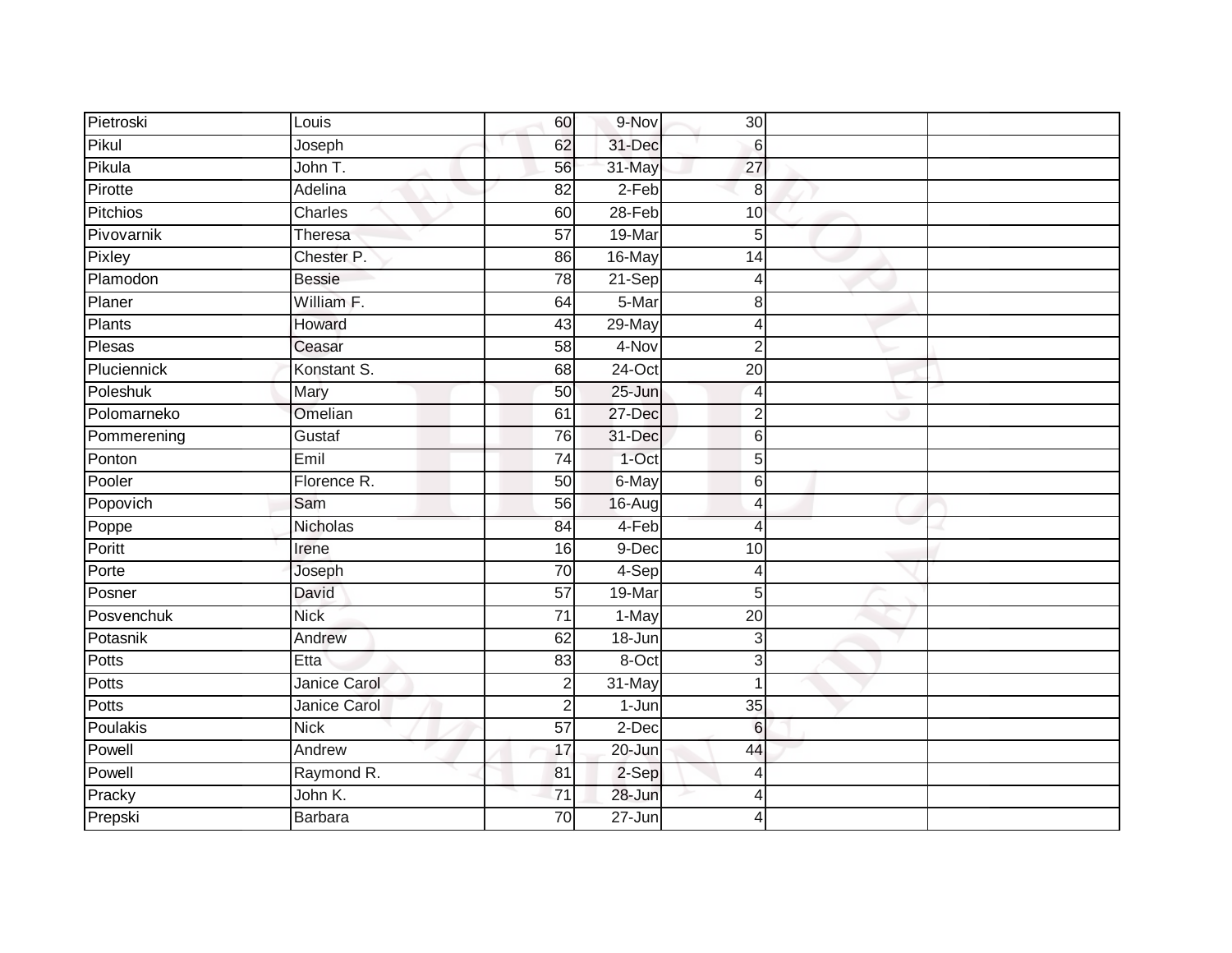| | | | | | | |
|---|---|---|---|---|---|---|
| Pietroski | Louis | 60 | 9-Nov | 30 | | |
| Pikul | Joseph | 62 | 31-Dec | 6 | | |
| Pikula | John T. | 56 | 31-May | 27 | | |
| Pirotte | Adelina | 82 | 2-Feb | 8 | | |
| Pitchios | Charles | 60 | 28-Feb | 10 | | |
| Pivovarnik | Theresa | 57 | 19-Mar | 5 | | |
| Pixley | Chester P. | 86 | 16-May | 14 | | |
| Plamodon | Bessie | 78 | 21-Sep | 4 | | |
| Planer | William F. | 64 | 5-Mar | 8 | | |
| Plants | Howard | 43 | 29-May | 4 | | |
| Plesas | Ceasar | 58 | 4-Nov | 2 | | |
| Pluciennick | Konstant S. | 68 | 24-Oct | 20 | | |
| Poleshuk | Mary | 50 | 25-Jun | 4 | | |
| Polomarneko | Omelian | 61 | 27-Dec | 2 | | |
| Pommerening | Gustaf | 76 | 31-Dec | 6 | | |
| Ponton | Emil | 74 | 1-Oct | 5 | | |
| Pooler | Florence R. | 50 | 6-May | 6 | | |
| Popovich | Sam | 56 | 16-Aug | 4 | | |
| Poppe | Nicholas | 84 | 4-Feb | 4 | | |
| Poritt | Irene | 16 | 9-Dec | 10 | | |
| Porte | Joseph | 70 | 4-Sep | 4 | | |
| Posner | David | 57 | 19-Mar | 5 | | |
| Posvenchuk | Nick | 71 | 1-May | 20 | | |
| Potasnik | Andrew | 62 | 18-Jun | 3 | | |
| Potts | Etta | 83 | 8-Oct | 3 | | |
| Potts | Janice Carol | 2 | 31-May | 1 | | |
| Potts | Janice Carol | 2 | 1-Jun | 35 | | |
| Poulakis | Nick | 57 | 2-Dec | 6 | | |
| Powell | Andrew | 17 | 20-Jun | 44 | | |
| Powell | Raymond R. | 81 | 2-Sep | 4 | | |
| Pracky | John K. | 71 | 28-Jun | 4 | | |
| Prepski | Barbara | 70 | 27-Jun | 4 | | |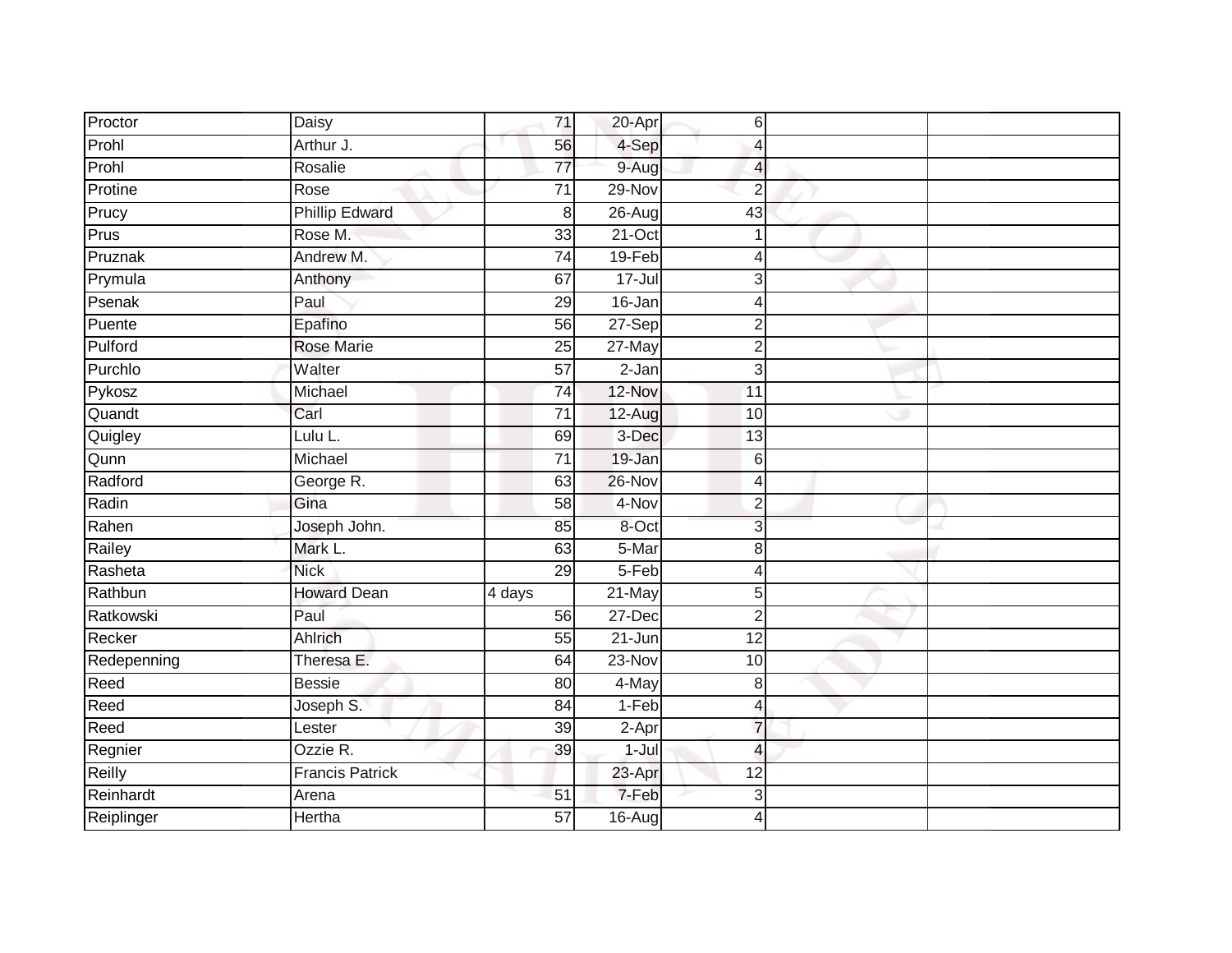| | | | | | | |
|---|---|---|---|---|---|---|
| Proctor | Daisy | 71 | 20-Apr | 6 | | |
| Prohl | Arthur J. | 56 | 4-Sep | 4 | | |
| Prohl | Rosalie | 77 | 9-Aug | 4 | | |
| Protine | Rose | 71 | 29-Nov | 2 | | |
| Prucy | Phillip Edward | 8 | 26-Aug | 43 | | |
| Prus | Rose M. | 33 | 21-Oct | 1 | | |
| Pruznak | Andrew M. | 74 | 19-Feb | 4 | | |
| Prymula | Anthony | 67 | 17-Jul | 3 | | |
| Psenak | Paul | 29 | 16-Jan | 4 | | |
| Puente | Epafino | 56 | 27-Sep | 2 | | |
| Pulford | Rose Marie | 25 | 27-May | 2 | | |
| Purchlo | Walter | 57 | 2-Jan | 3 | | |
| Pykosz | Michael | 74 | 12-Nov | 11 | | |
| Quandt | Carl | 71 | 12-Aug | 10 | | |
| Quigley | Lulu L. | 69 | 3-Dec | 13 | | |
| Qunn | Michael | 71 | 19-Jan | 6 | | |
| Radford | George R. | 63 | 26-Nov | 4 | | |
| Radin | Gina | 58 | 4-Nov | 2 | | |
| Rahen | Joseph John. | 85 | 8-Oct | 3 | | |
| Railey | Mark L. | 63 | 5-Mar | 8 | | |
| Rasheta | Nick | 29 | 5-Feb | 4 | | |
| Rathbun | Howard Dean | 4 days | 21-May | 5 | | |
| Ratkowski | Paul | 56 | 27-Dec | 2 | | |
| Recker | Ahlrich | 55 | 21-Jun | 12 | | |
| Redepenning | Theresa E. | 64 | 23-Nov | 10 | | |
| Reed | Bessie | 80 | 4-May | 8 | | |
| Reed | Joseph S. | 84 | 1-Feb | 4 | | |
| Reed | Lester | 39 | 2-Apr | 7 | | |
| Regnier | Ozzie R. | 39 | 1-Jul | 4 | | |
| Reilly | Francis Patrick | | 23-Apr | 12 | | |
| Reinhardt | Arena | 51 | 7-Feb | 3 | | |
| Reiplinger | Hertha | 57 | 16-Aug | 4 | | |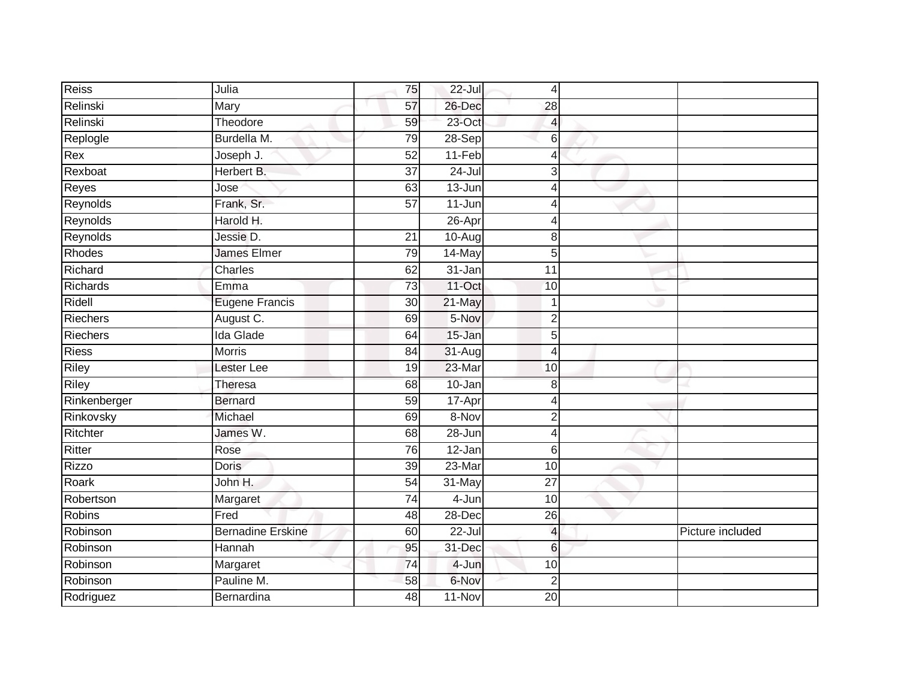| | | | | | | |
|---|---|---|---|---|---|---|
| Reiss | Julia | 75 | 22-Jul | 4 | | |
| Relinski | Mary | 57 | 26-Dec | 28 | | |
| Relinski | Theodore | 59 | 23-Oct | 4 | | |
| Replogle | Burdella M. | 79 | 28-Sep | 6 | | |
| Rex | Joseph J. | 52 | 11-Feb | 4 | | |
| Rexboat | Herbert B. | 37 | 24-Jul | 3 | | |
| Reyes | Jose | 63 | 13-Jun | 4 | | |
| Reynolds | Frank, Sr. | 57 | 11-Jun | 4 | | |
| Reynolds | Harold H. | | 26-Apr | 4 | | |
| Reynolds | Jessie D. | 21 | 10-Aug | 8 | | |
| Rhodes | James Elmer | 79 | 14-May | 5 | | |
| Richard | Charles | 62 | 31-Jan | 11 | | |
| Richards | Emma | 73 | 11-Oct | 10 | | |
| Ridell | Eugene Francis | 30 | 21-May | 1 | | |
| Riechers | August C. | 69 | 5-Nov | 2 | | |
| Riechers | Ida Glade | 64 | 15-Jan | 5 | | |
| Riess | Morris | 84 | 31-Aug | 4 | | |
| Riley | Lester Lee | 19 | 23-Mar | 10 | | |
| Riley | Theresa | 68 | 10-Jan | 8 | | |
| Rinkenberger | Bernard | 59 | 17-Apr | 4 | | |
| Rinkovsky | Michael | 69 | 8-Nov | 2 | | |
| Ritchter | James W. | 68 | 28-Jun | 4 | | |
| Ritter | Rose | 76 | 12-Jan | 6 | | |
| Rizzo | Doris | 39 | 23-Mar | 10 | | |
| Roark | John H. | 54 | 31-May | 27 | | |
| Robertson | Margaret | 74 | 4-Jun | 10 | | |
| Robins | Fred | 48 | 28-Dec | 26 | | |
| Robinson | Bernadine Erskine | 60 | 22-Jul | 4 | | Picture included |
| Robinson | Hannah | 95 | 31-Dec | 6 | | |
| Robinson | Margaret | 74 | 4-Jun | 10 | | |
| Robinson | Pauline M. | 58 | 6-Nov | 2 | | |
| Rodriguez | Bernardina | 48 | 11-Nov | 20 | | |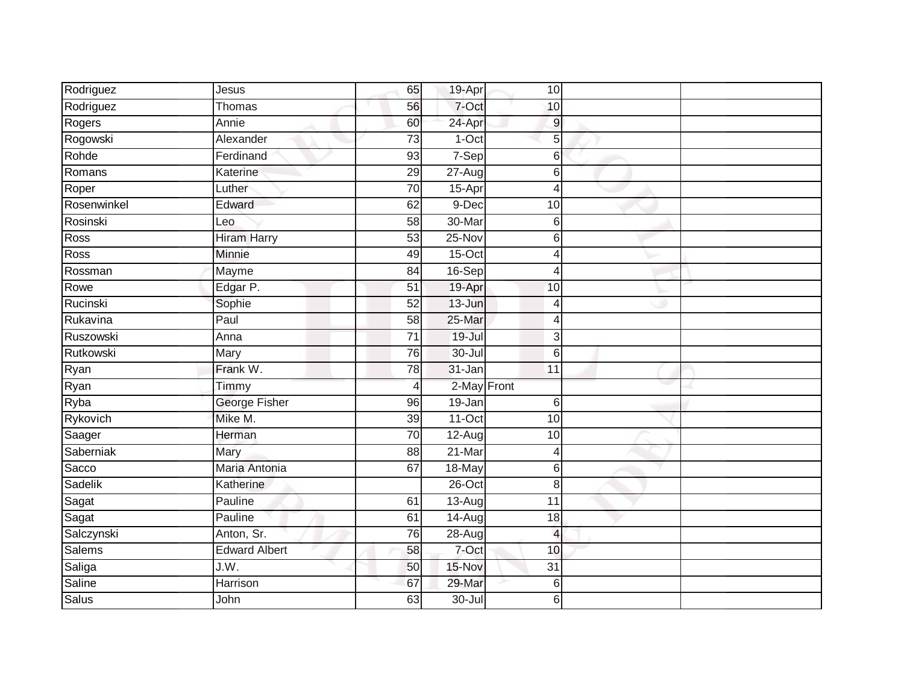| | | | | | | |
|---|---|---|---|---|---|---|
| Rodriguez | Jesus | 65 | 19-Apr | 10 | | |
| Rodriguez | Thomas | 56 | 7-Oct | 10 | | |
| Rogers | Annie | 60 | 24-Apr | 9 | | |
| Rogowski | Alexander | 73 | 1-Oct | 5 | | |
| Rohde | Ferdinand | 93 | 7-Sep | 6 | | |
| Romans | Katerine | 29 | 27-Aug | 6 | | |
| Roper | Luther | 70 | 15-Apr | 4 | | |
| Rosenwinkel | Edward | 62 | 9-Dec | 10 | | |
| Rosinski | Leo | 58 | 30-Mar | 6 | | |
| Ross | Hiram Harry | 53 | 25-Nov | 6 | | |
| Ross | Minnie | 49 | 15-Oct | 4 | | |
| Rossman | Mayme | 84 | 16-Sep | 4 | | |
| Rowe | Edgar P. | 51 | 19-Apr | 10 | | |
| Rucinski | Sophie | 52 | 13-Jun | 4 | | |
| Rukavina | Paul | 58 | 25-Mar | 4 | | |
| Ruszowski | Anna | 71 | 19-Jul | 3 | | |
| Rutkowski | Mary | 76 | 30-Jul | 6 | | |
| Ryan | Frank W. | 78 | 31-Jan | 11 | | |
| Ryan | Timmy | 4 | 2-May | Front | | |
| Ryba | George Fisher | 96 | 19-Jan | 6 | | |
| Rykovich | Mike M. | 39 | 11-Oct | 10 | | |
| Saager | Herman | 70 | 12-Aug | 10 | | |
| Saberniak | Mary | 88 | 21-Mar | 4 | | |
| Sacco | Maria Antonia | 67 | 18-May | 6 | | |
| Sadelik | Katherine | | 26-Oct | 8 | | |
| Sagat | Pauline | 61 | 13-Aug | 11 | | |
| Sagat | Pauline | 61 | 14-Aug | 18 | | |
| Salczynski | Anton, Sr. | 76 | 28-Aug | 4 | | |
| Salems | Edward Albert | 58 | 7-Oct | 10 | | |
| Saliga | J.W. | 50 | 15-Nov | 31 | | |
| Saline | Harrison | 67 | 29-Mar | 6 | | |
| Salus | John | 63 | 30-Jul | 6 | | |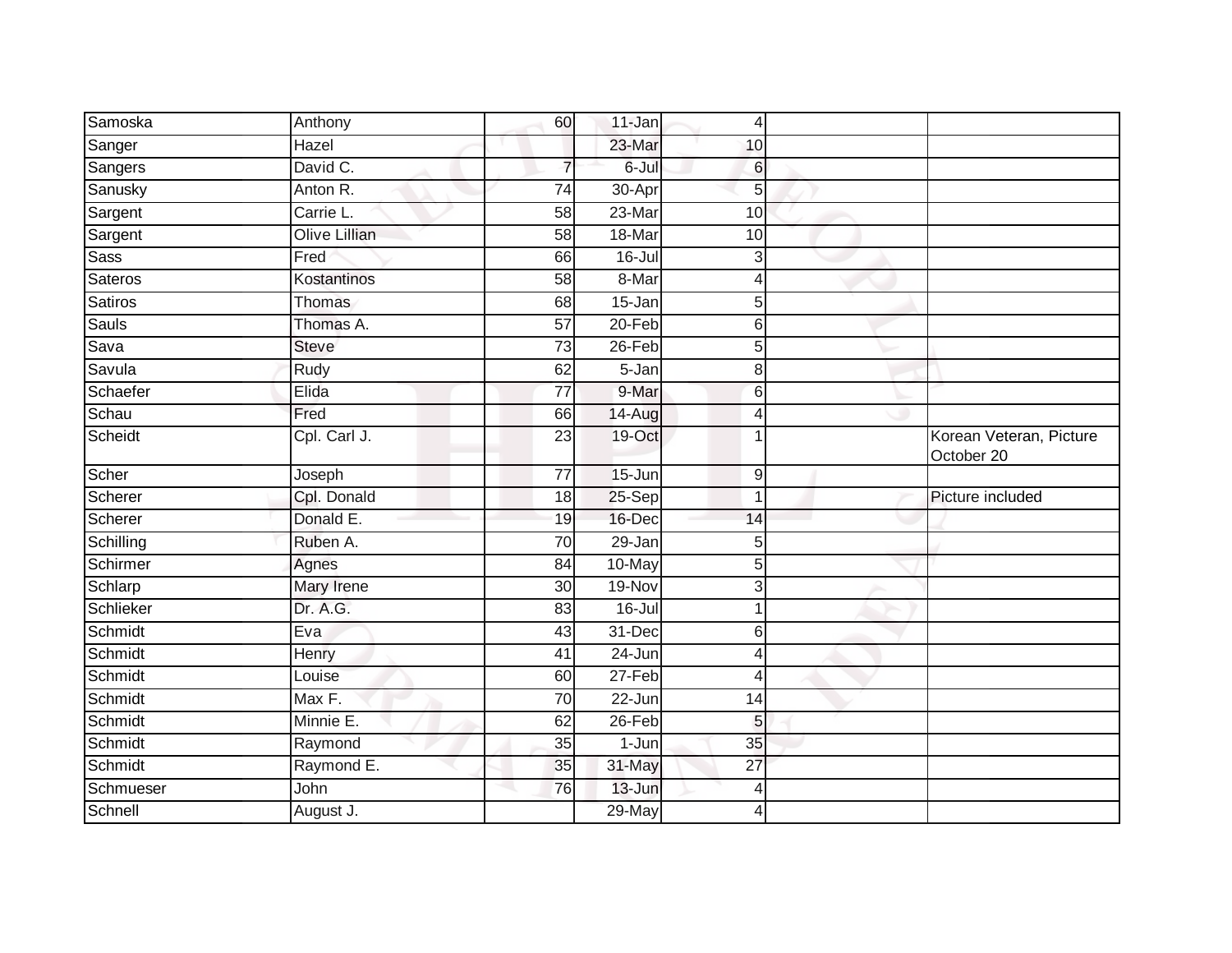| | | | | | | |
|---|---|---|---|---|---|---|
| Samoska | Anthony | 60 | 11-Jan | 4 | | |
| Sanger | Hazel | | 23-Mar | 10 | | |
| Sangers | David C. | 7 | 6-Jul | 6 | | |
| Sanusky | Anton R. | 74 | 30-Apr | 5 | | |
| Sargent | Carrie L. | 58 | 23-Mar | 10 | | |
| Sargent | Olive Lillian | 58 | 18-Mar | 10 | | |
| Sass | Fred | 66 | 16-Jul | 3 | | |
| Sateros | Kostantinos | 58 | 8-Mar | 4 | | |
| Satiros | Thomas | 68 | 15-Jan | 5 | | |
| Sauls | Thomas A. | 57 | 20-Feb | 6 | | |
| Sava | Steve | 73 | 26-Feb | 5 | | |
| Savula | Rudy | 62 | 5-Jan | 8 | | |
| Schaefer | Elida | 77 | 9-Mar | 6 | | |
| Schau | Fred | 66 | 14-Aug | 4 | | |
| Scheidt | Cpl. Carl J. | 23 | 19-Oct | 1 | | Korean Veteran, Picture October 20 |
| Scher | Joseph | 77 | 15-Jun | 9 | | |
| Scherer | Cpl. Donald | 18 | 25-Sep | 1 | | Picture included |
| Scherer | Donald E. | 19 | 16-Dec | 14 | | |
| Schilling | Ruben A. | 70 | 29-Jan | 5 | | |
| Schirmer | Agnes | 84 | 10-May | 5 | | |
| Schlarp | Mary Irene | 30 | 19-Nov | 3 | | |
| Schlieker | Dr. A.G. | 83 | 16-Jul | 1 | | |
| Schmidt | Eva | 43 | 31-Dec | 6 | | |
| Schmidt | Henry | 41 | 24-Jun | 4 | | |
| Schmidt | Louise | 60 | 27-Feb | 4 | | |
| Schmidt | Max F. | 70 | 22-Jun | 14 | | |
| Schmidt | Minnie E. | 62 | 26-Feb | 5 | | |
| Schmidt | Raymond | 35 | 1-Jun | 35 | | |
| Schmidt | Raymond E. | 35 | 31-May | 27 | | |
| Schmueser | John | 76 | 13-Jun | 4 | | |
| Schnell | August J. | | 29-May | 4 | | |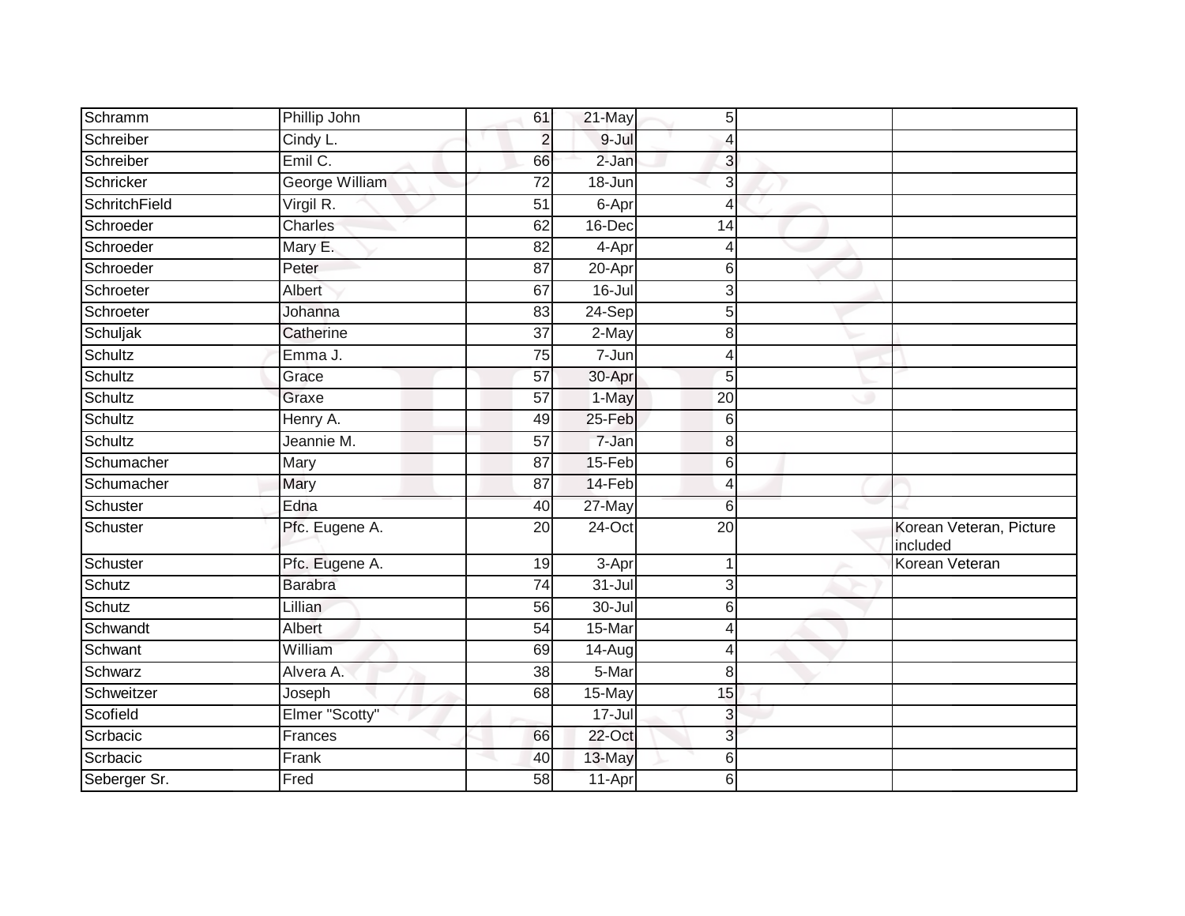| | | | | | | |
|---|---|---|---|---|---|---|
| Schramm | Phillip John | 61 | 21-May | 5 | | |
| Schreiber | Cindy L. | 2 | 9-Jul | 4 | | |
| Schreiber | Emil C. | 66 | 2-Jan | 3 | | |
| Schricker | George William | 72 | 18-Jun | 3 | | |
| SchritchField | Virgil R. | 51 | 6-Apr | 4 | | |
| Schroeder | Charles | 62 | 16-Dec | 14 | | |
| Schroeder | Mary E. | 82 | 4-Apr | 4 | | |
| Schroeder | Peter | 87 | 20-Apr | 6 | | |
| Schroeter | Albert | 67 | 16-Jul | 3 | | |
| Schroeter | Johanna | 83 | 24-Sep | 5 | | |
| Schuljak | Catherine | 37 | 2-May | 8 | | |
| Schultz | Emma J. | 75 | 7-Jun | 4 | | |
| Schultz | Grace | 57 | 30-Apr | 5 | | |
| Schultz | Graxe | 57 | 1-May | 20 | | |
| Schultz | Henry A. | 49 | 25-Feb | 6 | | |
| Schultz | Jeannie M. | 57 | 7-Jan | 8 | | |
| Schumacher | Mary | 87 | 15-Feb | 6 | | |
| Schumacher | Mary | 87 | 14-Feb | 4 | | |
| Schuster | Edna | 40 | 27-May | 6 | | |
| Schuster | Pfc. Eugene A. | 20 | 24-Oct | 20 | | Korean Veteran, Picture included |
| Schuster | Pfc. Eugene A. | 19 | 3-Apr | 1 | | Korean Veteran |
| Schutz | Barabra | 74 | 31-Jul | 3 | | |
| Schutz | Lillian | 56 | 30-Jul | 6 | | |
| Schwandt | Albert | 54 | 15-Mar | 4 | | |
| Schwant | William | 69 | 14-Aug | 4 | | |
| Schwarz | Alvera A. | 38 | 5-Mar | 8 | | |
| Schweitzer | Joseph | 68 | 15-May | 15 | | |
| Scofield | Elmer "Scotty" | | 17-Jul | 3 | | |
| Scrbacic | Frances | 66 | 22-Oct | 3 | | |
| Scrbacic | Frank | 40 | 13-May | 6 | | |
| Seberger Sr. | Fred | 58 | 11-Apr | 6 | | |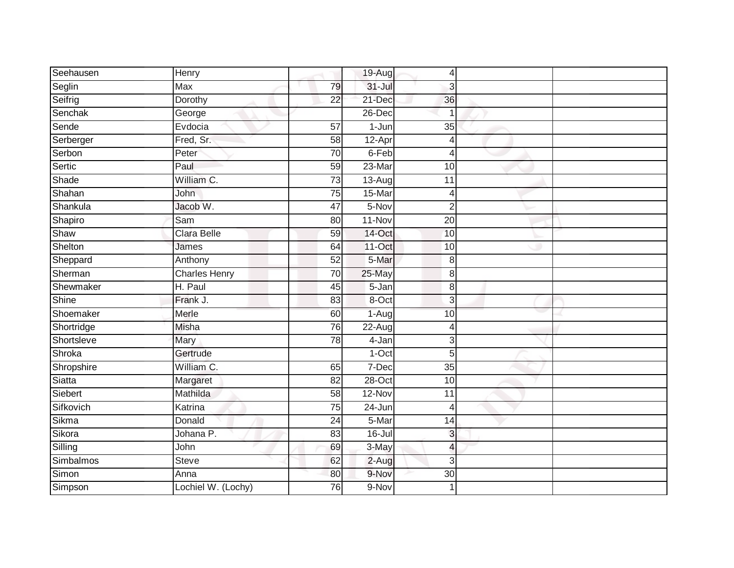| | | | | | | |
|---|---|---|---|---|---|---|
| Seehausen | Henry | | 19-Aug | 4 | | |
| Seglin | Max | 79 | 31-Jul | 3 | | |
| Seifrig | Dorothy | 22 | 21-Dec | 36 | | |
| Senchak | George | | 26-Dec | 1 | | |
| Sende | Evdocia | 57 | 1-Jun | 35 | | |
| Serberger | Fred, Sr. | 58 | 12-Apr | 4 | | |
| Serbon | Peter | 70 | 6-Feb | 4 | | |
| Sertic | Paul | 59 | 23-Mar | 10 | | |
| Shade | William C. | 73 | 13-Aug | 11 | | |
| Shahan | John | 75 | 15-Mar | 4 | | |
| Shankula | Jacob W. | 47 | 5-Nov | 2 | | |
| Shapiro | Sam | 80 | 11-Nov | 20 | | |
| Shaw | Clara Belle | 59 | 14-Oct | 10 | | |
| Shelton | James | 64 | 11-Oct | 10 | | |
| Sheppard | Anthony | 52 | 5-Mar | 8 | | |
| Sherman | Charles Henry | 70 | 25-May | 8 | | |
| Shewmaker | H. Paul | 45 | 5-Jan | 8 | | |
| Shine | Frank J. | 83 | 8-Oct | 3 | | |
| Shoemaker | Merle | 60 | 1-Aug | 10 | | |
| Shortridge | Misha | 76 | 22-Aug | 4 | | |
| Shortsleve | Mary | 78 | 4-Jan | 3 | | |
| Shroka | Gertrude | | 1-Oct | 5 | | |
| Shropshire | William C. | 65 | 7-Dec | 35 | | |
| Siatta | Margaret | 82 | 28-Oct | 10 | | |
| Siebert | Mathilda | 58 | 12-Nov | 11 | | |
| Sifkovich | Katrina | 75 | 24-Jun | 4 | | |
| Sikma | Donald | 24 | 5-Mar | 14 | | |
| Sikora | Johana P. | 83 | 16-Jul | 3 | | |
| Silling | John | 69 | 3-May | 4 | | |
| Simbalmos | Steve | 62 | 2-Aug | 3 | | |
| Simon | Anna | 80 | 9-Nov | 30 | | |
| Simpson | Lochiel W. (Lochy) | 76 | 9-Nov | 1 | | |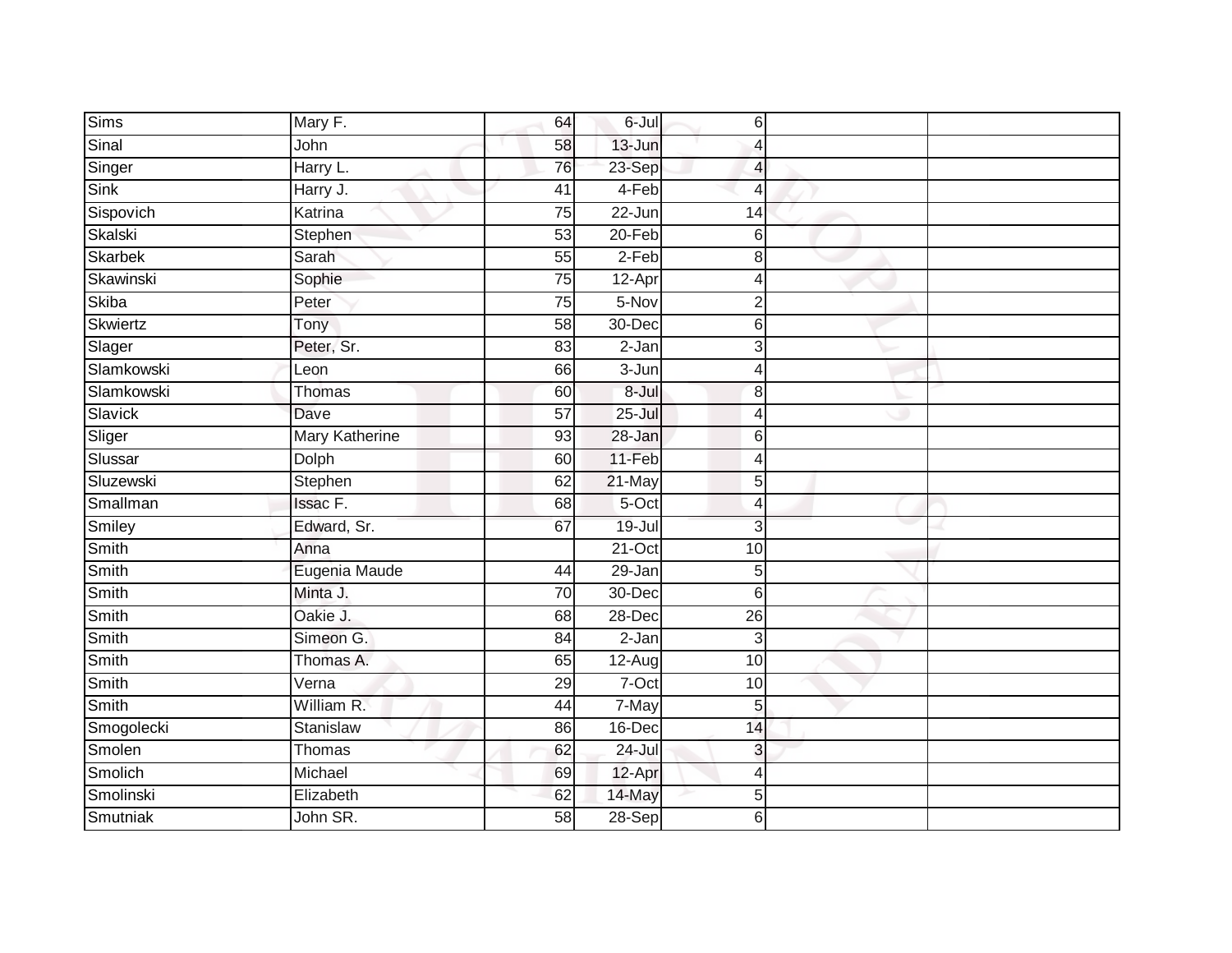| | | | | | | |
|---|---|---|---|---|---|---|
| Sims | Mary F. | 64 | 6-Jul | 6 | | |
| Sinal | John | 58 | 13-Jun | 4 | | |
| Singer | Harry L. | 76 | 23-Sep | 4 | | |
| Sink | Harry J. | 41 | 4-Feb | 4 | | |
| Sispovich | Katrina | 75 | 22-Jun | 14 | | |
| Skalski | Stephen | 53 | 20-Feb | 6 | | |
| Skarbek | Sarah | 55 | 2-Feb | 8 | | |
| Skawinski | Sophie | 75 | 12-Apr | 4 | | |
| Skiba | Peter | 75 | 5-Nov | 2 | | |
| Skwiertz | Tony | 58 | 30-Dec | 6 | | |
| Slager | Peter, Sr. | 83 | 2-Jan | 3 | | |
| Slamkowski | Leon | 66 | 3-Jun | 4 | | |
| Slamkowski | Thomas | 60 | 8-Jul | 8 | | |
| Slavick | Dave | 57 | 25-Jul | 4 | | |
| Sliger | Mary Katherine | 93 | 28-Jan | 6 | | |
| Slussar | Dolph | 60 | 11-Feb | 4 | | |
| Sluzewski | Stephen | 62 | 21-May | 5 | | |
| Smallman | Issac F. | 68 | 5-Oct | 4 | | |
| Smiley | Edward, Sr. | 67 | 19-Jul | 3 | | |
| Smith | Anna | | 21-Oct | 10 | | |
| Smith | Eugenia Maude | 44 | 29-Jan | 5 | | |
| Smith | Minta J. | 70 | 30-Dec | 6 | | |
| Smith | Oakie J. | 68 | 28-Dec | 26 | | |
| Smith | Simeon G. | 84 | 2-Jan | 3 | | |
| Smith | Thomas A. | 65 | 12-Aug | 10 | | |
| Smith | Verna | 29 | 7-Oct | 10 | | |
| Smith | William R. | 44 | 7-May | 5 | | |
| Smogolecki | Stanislaw | 86 | 16-Dec | 14 | | |
| Smolen | Thomas | 62 | 24-Jul | 3 | | |
| Smolich | Michael | 69 | 12-Apr | 4 | | |
| Smolinski | Elizabeth | 62 | 14-May | 5 | | |
| Smutniak | John SR. | 58 | 28-Sep | 6 | | |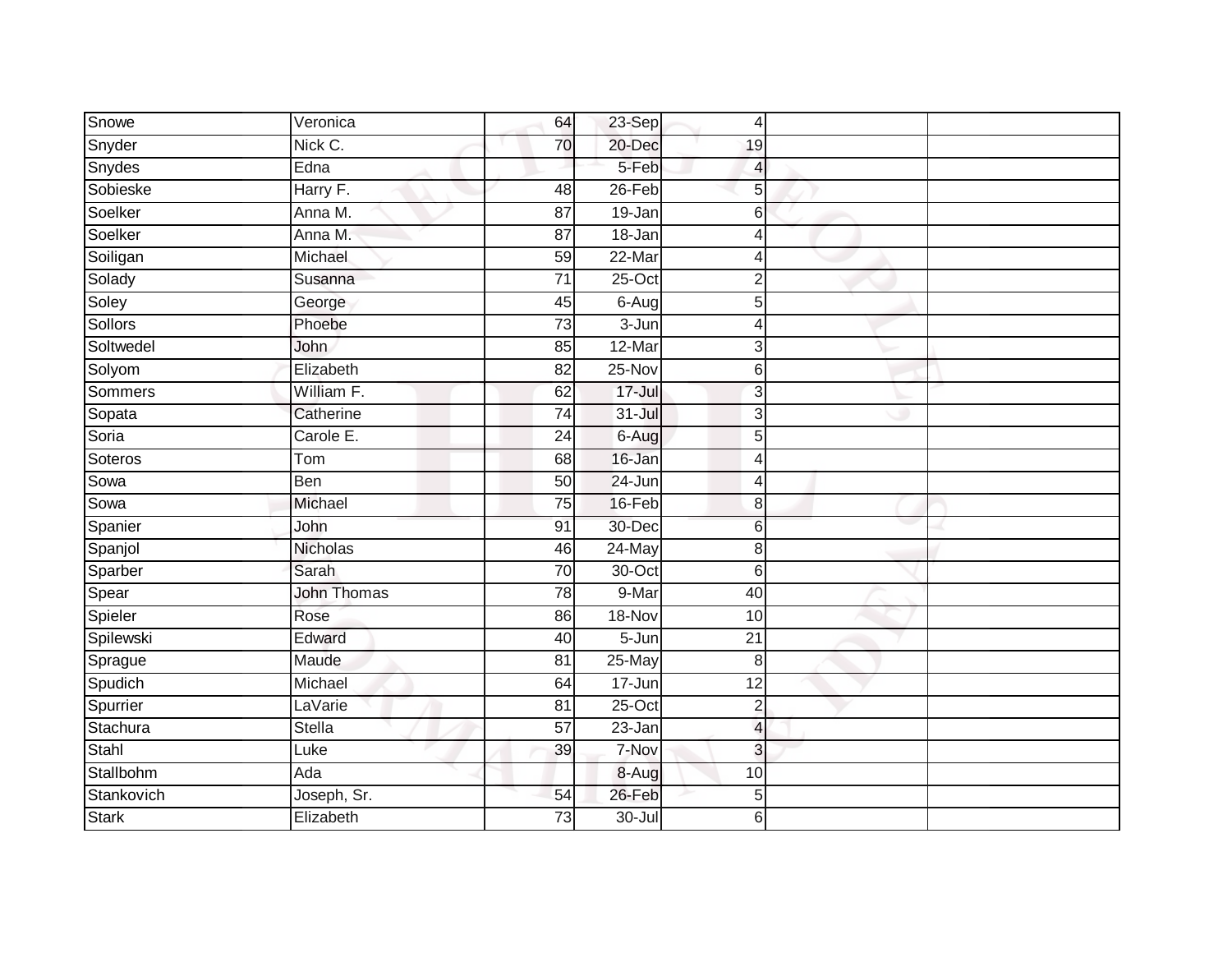| Snowe | Veronica | 64 | 23-Sep | 4 | | |
|---|---|---|---|---|---|---|
| Snyder | Nick C. | 70 | 20-Dec | 19 | | |
| Snydes | Edna | | 5-Feb | 4 | | |
| Sobieske | Harry F. | 48 | 26-Feb | 5 | | |
| Soelker | Anna M. | 87 | 19-Jan | 6 | | |
| Soelker | Anna M. | 87 | 18-Jan | 4 | | |
| Soiligan | Michael | 59 | 22-Mar | 4 | | |
| Solady | Susanna | 71 | 25-Oct | 2 | | |
| Soley | George | 45 | 6-Aug | 5 | | |
| Sollors | Phoebe | 73 | 3-Jun | 4 | | |
| Soltwedel | John | 85 | 12-Mar | 3 | | |
| Solyom | Elizabeth | 82 | 25-Nov | 6 | | |
| Sommers | William F. | 62 | 17-Jul | 3 | | |
| Sopata | Catherine | 74 | 31-Jul | 3 | | |
| Soria | Carole E. | 24 | 6-Aug | 5 | | |
| Soteros | Tom | 68 | 16-Jan | 4 | | |
| Sowa | Ben | 50 | 24-Jun | 4 | | |
| Sowa | Michael | 75 | 16-Feb | 8 | | |
| Spanier | John | 91 | 30-Dec | 6 | | |
| Spanjol | Nicholas | 46 | 24-May | 8 | | |
| Sparber | Sarah | 70 | 30-Oct | 6 | | |
| Spear | John Thomas | 78 | 9-Mar | 40 | | |
| Spieler | Rose | 86 | 18-Nov | 10 | | |
| Spilewski | Edward | 40 | 5-Jun | 21 | | |
| Sprague | Maude | 81 | 25-May | 8 | | |
| Spudich | Michael | 64 | 17-Jun | 12 | | |
| Spurrier | LaVarie | 81 | 25-Oct | 2 | | |
| Stachura | Stella | 57 | 23-Jan | 4 | | |
| Stahl | Luke | 39 | 7-Nov | 3 | | |
| Stallbohm | Ada | | 8-Aug | 10 | | |
| Stankovich | Joseph, Sr. | 54 | 26-Feb | 5 | | |
| Stark | Elizabeth | 73 | 30-Jul | 6 | | |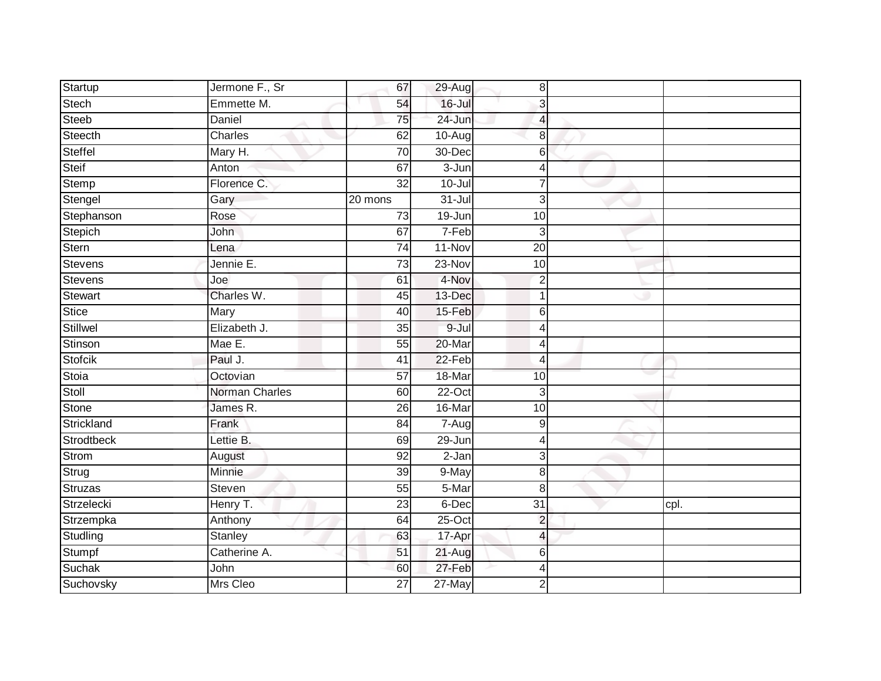| Startup | Jermone F., Sr | 67 | 29-Aug | 8 | | |
|---|---|---|---|---|---|---|
| Stech | Emmette M. | 54 | 16-Jul | 3 | | |
| Steeb | Daniel | 75 | 24-Jun | 4 | | |
| Steecth | Charles | 62 | 10-Aug | 8 | | |
| Steffel | Mary H. | 70 | 30-Dec | 6 | | |
| Steif | Anton | 67 | 3-Jun | 4 | | |
| Stemp | Florence C. | 32 | 10-Jul | 7 | | |
| Stengel | Gary | 20 mons | 31-Jul | 3 | | |
| Stephanson | Rose | 73 | 19-Jun | 10 | | |
| Stepich | John | 67 | 7-Feb | 3 | | |
| Stern | Lena | 74 | 11-Nov | 20 | | |
| Stevens | Jennie E. | 73 | 23-Nov | 10 | | |
| Stevens | Joe | 61 | 4-Nov | 2 | | |
| Stewart | Charles W. | 45 | 13-Dec | 1 | | |
| Stice | Mary | 40 | 15-Feb | 6 | | |
| Stillwel | Elizabeth J. | 35 | 9-Jul | 4 | | |
| Stinson | Mae E. | 55 | 20-Mar | 4 | | |
| Stofcik | Paul J. | 41 | 22-Feb | 4 | | |
| Stoia | Octovian | 57 | 18-Mar | 10 | | |
| Stoll | Norman Charles | 60 | 22-Oct | 3 | | |
| Stone | James R. | 26 | 16-Mar | 10 | | |
| Strickland | Frank | 84 | 7-Aug | 9 | | |
| Strodtbeck | Lettie B. | 69 | 29-Jun | 4 | | |
| Strom | August | 92 | 2-Jan | 3 | | |
| Strug | Minnie | 39 | 9-May | 8 | | |
| Struzas | Steven | 55 | 5-Mar | 8 | | |
| Strzelecki | Henry T. | 23 | 6-Dec | 31 | | cpl. |
| Strzempka | Anthony | 64 | 25-Oct | 2 | | |
| Studling | Stanley | 63 | 17-Apr | 4 | | |
| Stumpf | Catherine A. | 51 | 21-Aug | 6 | | |
| Suchak | John | 60 | 27-Feb | 4 | | |
| Suchovsky | Mrs Cleo | 27 | 27-May | 2 | | |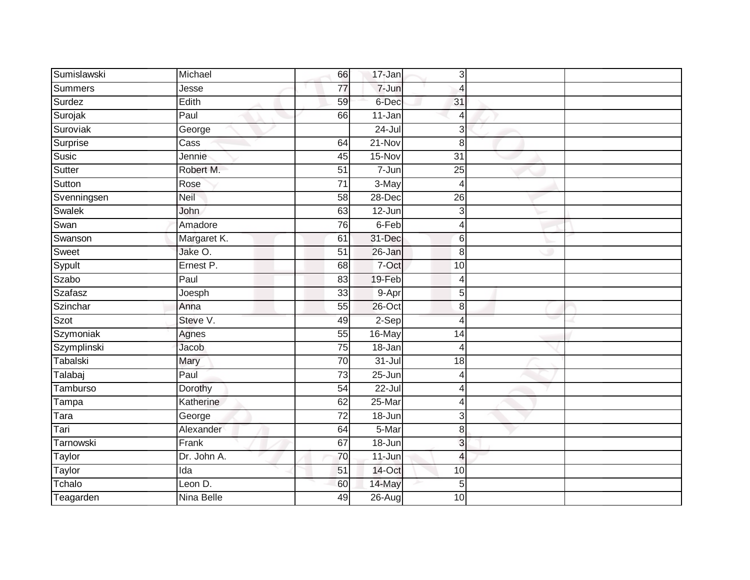| | | | | | | |
|---|---|---|---|---|---|---|
| Sumislawski | Michael | 66 | 17-Jan | 3 | | |
| Summers | Jesse | 77 | 7-Jun | 4 | | |
| Surdez | Edith | 59 | 6-Dec | 31 | | |
| Surojak | Paul | 66 | 11-Jan | 4 | | |
| Suroviak | George | | 24-Jul | 3 | | |
| Surprise | Cass | 64 | 21-Nov | 8 | | |
| Susic | Jennie | 45 | 15-Nov | 31 | | |
| Sutter | Robert M. | 51 | 7-Jun | 25 | | |
| Sutton | Rose | 71 | 3-May | 4 | | |
| Svenningsen | Neil | 58 | 28-Dec | 26 | | |
| Swalek | John | 63 | 12-Jun | 3 | | |
| Swan | Amadore | 76 | 6-Feb | 4 | | |
| Swanson | Margaret K. | 61 | 31-Dec | 6 | | |
| Sweet | Jake O. | 51 | 26-Jan | 8 | | |
| Sypult | Ernest P. | 68 | 7-Oct | 10 | | |
| Szabo | Paul | 83 | 19-Feb | 4 | | |
| Szafasz | Joesph | 33 | 9-Apr | 5 | | |
| Szinchar | Anna | 55 | 26-Oct | 8 | | |
| Szot | Steve V. | 49 | 2-Sep | 4 | | |
| Szymoniak | Agnes | 55 | 16-May | 14 | | |
| Szymplinski | Jacob | 75 | 18-Jan | 4 | | |
| Tabalski | Mary | 70 | 31-Jul | 18 | | |
| Talabaj | Paul | 73 | 25-Jun | 4 | | |
| Tamburso | Dorothy | 54 | 22-Jul | 4 | | |
| Tampa | Katherine | 62 | 25-Mar | 4 | | |
| Tara | George | 72 | 18-Jun | 3 | | |
| Tari | Alexander | 64 | 5-Mar | 8 | | |
| Tarnowski | Frank | 67 | 18-Jun | 3 | | |
| Taylor | Dr. John A. | 70 | 11-Jun | 4 | | |
| Taylor | Ida | 51 | 14-Oct | 10 | | |
| Tchalo | Leon D. | 60 | 14-May | 5 | | |
| Teagarden | Nina Belle | 49 | 26-Aug | 10 | | |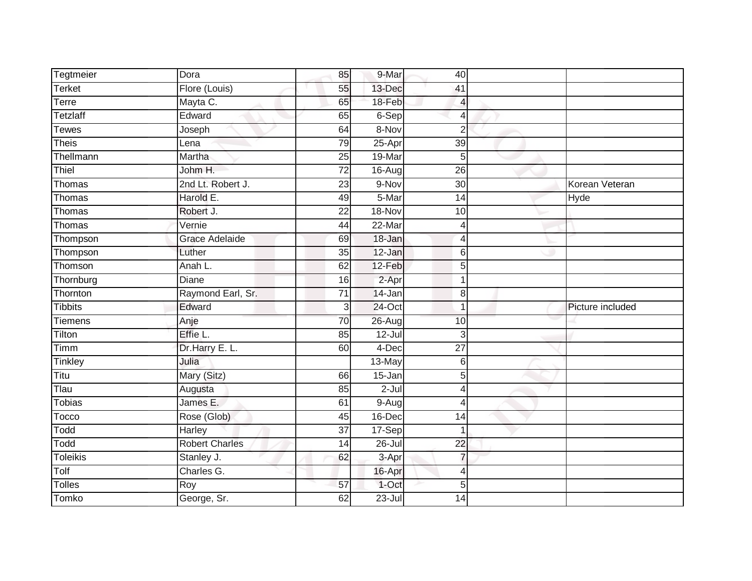| | | | | | | |
|---|---|---|---|---|---|---|
| Tegtmeier | Dora | 85 | 9-Mar | 40 | | |
| Terket | Flore (Louis) | 55 | 13-Dec | 41 | | |
| Terre | Mayta C. | 65 | 18-Feb | 4 | | |
| Tetzlaff | Edward | 65 | 6-Sep | 4 | | |
| Tewes | Joseph | 64 | 8-Nov | 2 | | |
| Theis | Lena | 79 | 25-Apr | 39 | | |
| Thellmann | Martha | 25 | 19-Mar | 5 | | |
| Thiel | Johm H. | 72 | 16-Aug | 26 | | |
| Thomas | 2nd Lt. Robert J. | 23 | 9-Nov | 30 | | Korean Veteran |
| Thomas | Harold E. | 49 | 5-Mar | 14 | | Hyde |
| Thomas | Robert J. | 22 | 18-Nov | 10 | | |
| Thomas | Vernie | 44 | 22-Mar | 4 | | |
| Thompson | Grace Adelaide | 69 | 18-Jan | 4 | | |
| Thompson | Luther | 35 | 12-Jan | 6 | | |
| Thomson | Anah L. | 62 | 12-Feb | 5 | | |
| Thornburg | Diane | 16 | 2-Apr | 1 | | |
| Thornton | Raymond Earl, Sr. | 71 | 14-Jan | 8 | | |
| Tibbits | Edward | 3 | 24-Oct | 1 | | Picture included |
| Tiemens | Anje | 70 | 26-Aug | 10 | | |
| Tilton | Effie L. | 85 | 12-Jul | 3 | | |
| Timm | Dr.Harry E. L. | 60 | 4-Dec | 27 | | |
| Tinkley | Julia | | 13-May | 6 | | |
| Titu | Mary (Sitz) | 66 | 15-Jan | 5 | | |
| Tlau | Augusta | 85 | 2-Jul | 4 | | |
| Tobias | James E. | 61 | 9-Aug | 4 | | |
| Tocco | Rose (Glob) | 45 | 16-Dec | 14 | | |
| Todd | Harley | 37 | 17-Sep | 1 | | |
| Todd | Robert Charles | 14 | 26-Jul | 22 | | |
| Toleikis | Stanley J. | 62 | 3-Apr | 7 | | |
| Tolf | Charles G. | | 16-Apr | 4 | | |
| Tolles | Roy | 57 | 1-Oct | 5 | | |
| Tomko | George, Sr. | 62 | 23-Jul | 14 | | |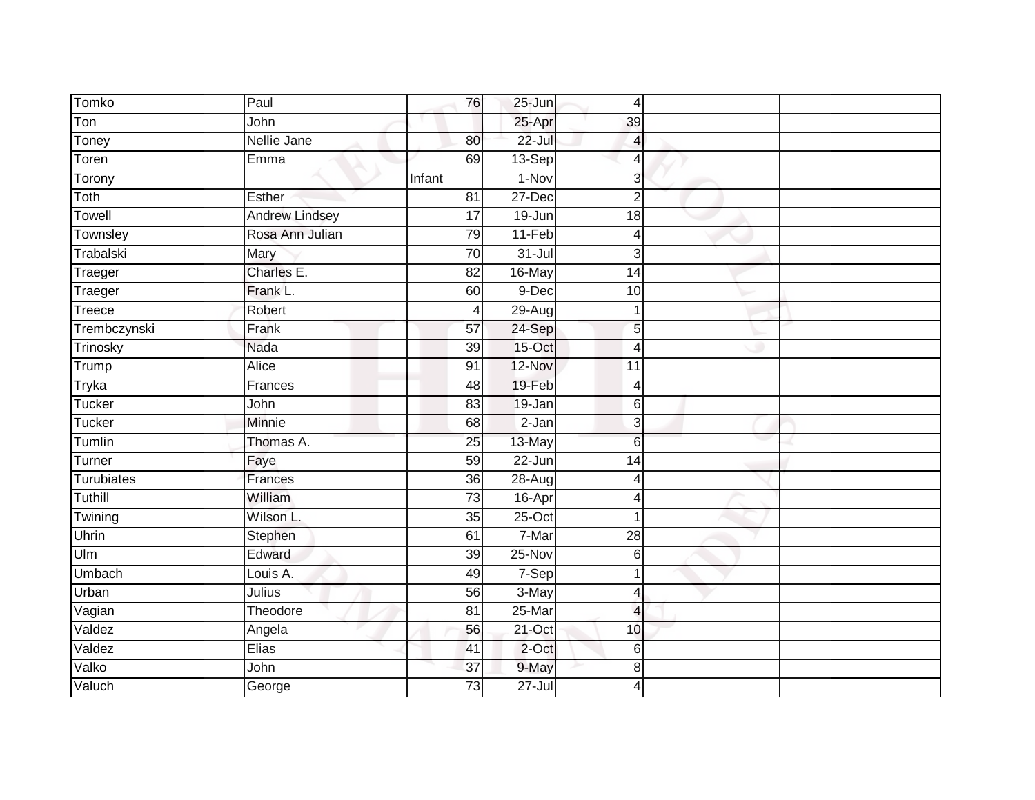| | | | | | | |
|---|---|---|---|---|---|---|
| Tomko | Paul | 76 | 25-Jun | 4 | | |
| Ton | John | | 25-Apr | 39 | | |
| Toney | Nellie Jane | 80 | 22-Jul | 4 | | |
| Toren | Emma | 69 | 13-Sep | 4 | | |
| Torony | | Infant | 1-Nov | 3 | | |
| Toth | Esther | 81 | 27-Dec | 2 | | |
| Towell | Andrew Lindsey | 17 | 19-Jun | 18 | | |
| Townsley | Rosa Ann Julian | 79 | 11-Feb | 4 | | |
| Trabalski | Mary | 70 | 31-Jul | 3 | | |
| Traeger | Charles E. | 82 | 16-May | 14 | | |
| Traeger | Frank L. | 60 | 9-Dec | 10 | | |
| Treece | Robert | 4 | 29-Aug | 1 | | |
| Trembczynski | Frank | 57 | 24-Sep | 5 | | |
| Trinosky | Nada | 39 | 15-Oct | 4 | | |
| Trump | Alice | 91 | 12-Nov | 11 | | |
| Tryka | Frances | 48 | 19-Feb | 4 | | |
| Tucker | John | 83 | 19-Jan | 6 | | |
| Tucker | Minnie | 68 | 2-Jan | 3 | | |
| Tumlin | Thomas A. | 25 | 13-May | 6 | | |
| Turner | Faye | 59 | 22-Jun | 14 | | |
| Turubiates | Frances | 36 | 28-Aug | 4 | | |
| Tuthill | William | 73 | 16-Apr | 4 | | |
| Twining | Wilson L. | 35 | 25-Oct | 1 | | |
| Uhrin | Stephen | 61 | 7-Mar | 28 | | |
| Ulm | Edward | 39 | 25-Nov | 6 | | |
| Umbach | Louis A. | 49 | 7-Sep | 1 | | |
| Urban | Julius | 56 | 3-May | 4 | | |
| Vagian | Theodore | 81 | 25-Mar | 4 | | |
| Valdez | Angela | 56 | 21-Oct | 10 | | |
| Valdez | Elias | 41 | 2-Oct | 6 | | |
| Valko | John | 37 | 9-May | 8 | | |
| Valuch | George | 73 | 27-Jul | 4 | | |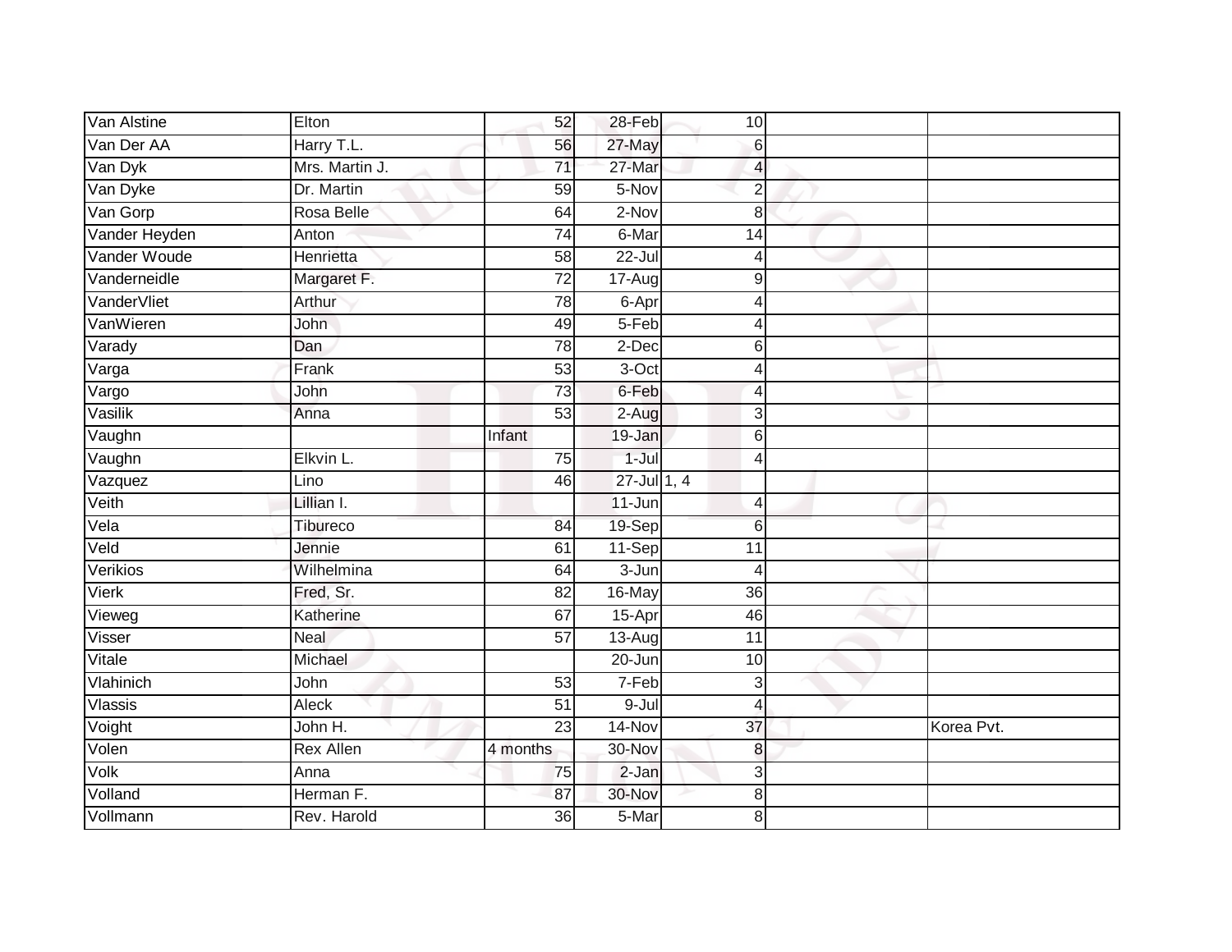| Van Alstine | Elton | 52 | 28-Feb | 10 | | |
|---|---|---|---|---|---|---|
| Van Der AA | Harry T.L. | 56 | 27-May | 6 | | |
| Van Dyk | Mrs. Martin J. | 71 | 27-Mar | 4 | | |
| Van Dyke | Dr. Martin | 59 | 5-Nov | 2 | | |
| Van Gorp | Rosa Belle | 64 | 2-Nov | 8 | | |
| Vander Heyden | Anton | 74 | 6-Mar | 14 | | |
| Vander Woude | Henrietta | 58 | 22-Jul | 4 | | |
| Vanderneidle | Margaret F. | 72 | 17-Aug | 9 | | |
| VanderVliet | Arthur | 78 | 6-Apr | 4 | | |
| VanWieren | John | 49 | 5-Feb | 4 | | |
| Varady | Dan | 78 | 2-Dec | 6 | | |
| Varga | Frank | 53 | 3-Oct | 4 | | |
| Vargo | John | 73 | 6-Feb | 4 | | |
| Vasilik | Anna | 53 | 2-Aug | 3 | | |
| Vaughn | | Infant | 19-Jan | 6 | | |
| Vaughn | Elkvin L. | 75 | 1-Jul | 4 | | |
| Vazquez | Lino | 46 | 27-Jul | 1, 4 | | |
| Veith | Lillian I. | | 11-Jun | 4 | | |
| Vela | Tibureco | 84 | 19-Sep | 6 | | |
| Veld | Jennie | 61 | 11-Sep | 11 | | |
| Verikios | Wilhelmina | 64 | 3-Jun | 4 | | |
| Vierk | Fred, Sr. | 82 | 16-May | 36 | | |
| Vieweg | Katherine | 67 | 15-Apr | 46 | | |
| Visser | Neal | 57 | 13-Aug | 11 | | |
| Vitale | Michael | | 20-Jun | 10 | | |
| Vlahinich | John | 53 | 7-Feb | 3 | | |
| Vlassis | Aleck | 51 | 9-Jul | 4 | | |
| Voight | John H. | 23 | 14-Nov | 37 | | Korea Pvt. |
| Volen | Rex Allen | 4 months | 30-Nov | 8 | | |
| Volk | Anna | 75 | 2-Jan | 3 | | |
| Volland | Herman F. | 87 | 30-Nov | 8 | | |
| Vollmann | Rev. Harold | 36 | 5-Mar | 8 | | |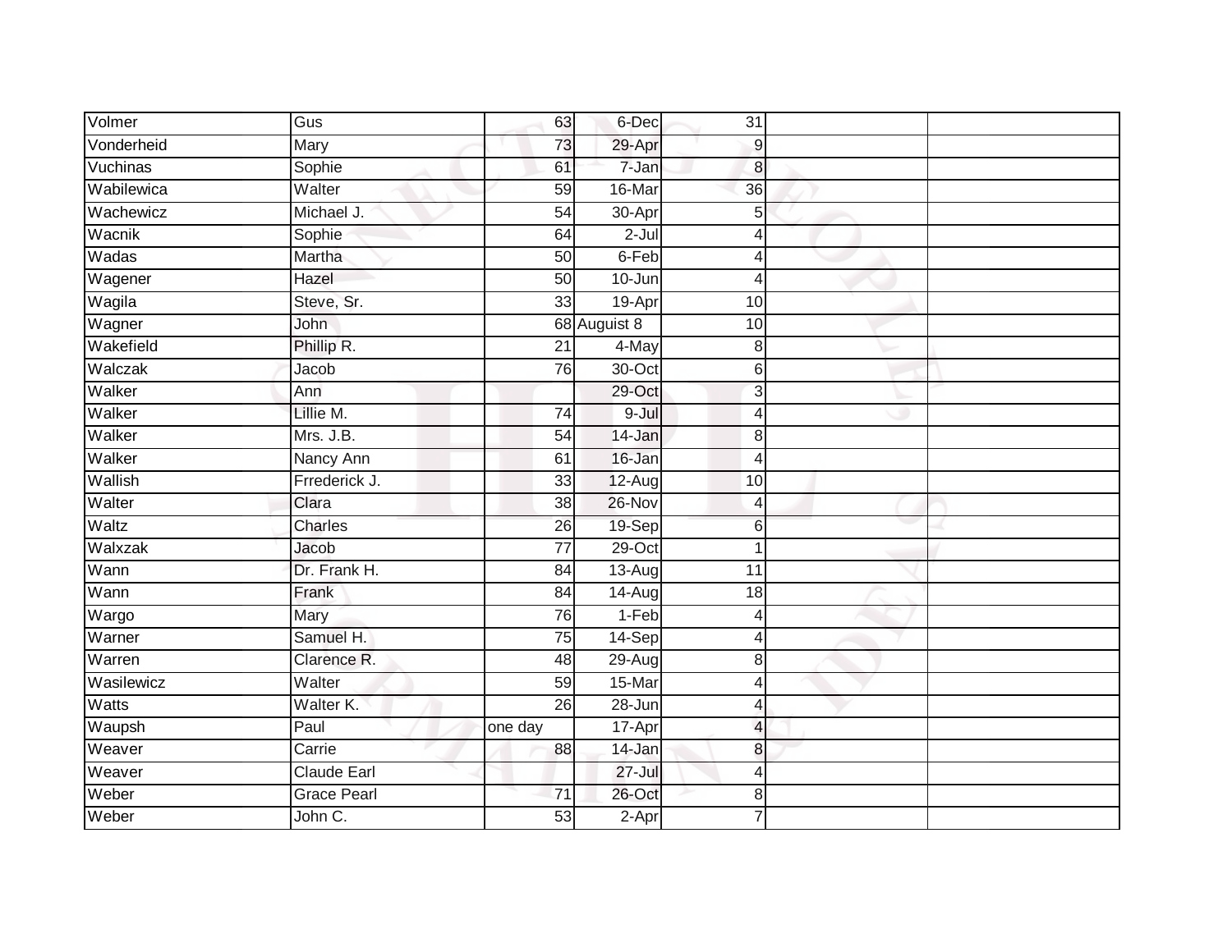| | | | | | | |
|---|---|---|---|---|---|---|
| Volmer | Gus | 63 | 6-Dec | 31 | | |
| Vonderheid | Mary | 73 | 29-Apr | 9 | | |
| Vuchinas | Sophie | 61 | 7-Jan | 8 | | |
| Wabilewica | Walter | 59 | 16-Mar | 36 | | |
| Wachewicz | Michael J. | 54 | 30-Apr | 5 | | |
| Wacnik | Sophie | 64 | 2-Jul | 4 | | |
| Wadas | Martha | 50 | 6-Feb | 4 | | |
| Wagener | Hazel | 50 | 10-Jun | 4 | | |
| Wagila | Steve, Sr. | 33 | 19-Apr | 10 | | |
| Wagner | John | 68 | August 8 | 10 | | |
| Wakefield | Phillip R. | 21 | 4-May | 8 | | |
| Walczak | Jacob | 76 | 30-Oct | 6 | | |
| Walker | Ann | | 29-Oct | 3 | | |
| Walker | Lillie M. | 74 | 9-Jul | 4 | | |
| Walker | Mrs. J.B. | 54 | 14-Jan | 8 | | |
| Walker | Nancy Ann | 61 | 16-Jan | 4 | | |
| Wallish | Frrederick J. | 33 | 12-Aug | 10 | | |
| Walter | Clara | 38 | 26-Nov | 4 | | |
| Waltz | Charles | 26 | 19-Sep | 6 | | |
| Walxzak | Jacob | 77 | 29-Oct | 1 | | |
| Wann | Dr. Frank H. | 84 | 13-Aug | 11 | | |
| Wann | Frank | 84 | 14-Aug | 18 | | |
| Wargo | Mary | 76 | 1-Feb | 4 | | |
| Warner | Samuel H. | 75 | 14-Sep | 4 | | |
| Warren | Clarence R. | 48 | 29-Aug | 8 | | |
| Wasilewicz | Walter | 59 | 15-Mar | 4 | | |
| Watts | Walter K. | 26 | 28-Jun | 4 | | |
| Waupsh | Paul | one day | 17-Apr | 4 | | |
| Weaver | Carrie | 88 | 14-Jan | 8 | | |
| Weaver | Claude Earl | | 27-Jul | 4 | | |
| Weber | Grace Pearl | 71 | 26-Oct | 8 | | |
| Weber | John C. | 53 | 2-Apr | 7 | | |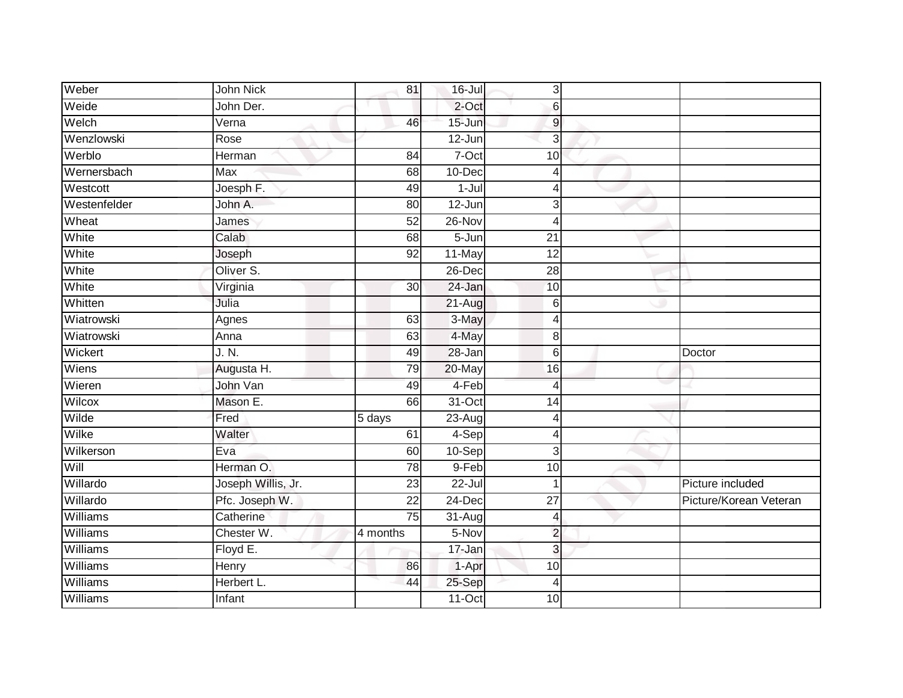| | | | | | | |
|---|---|---|---|---|---|---|
| Weber | John Nick | 81 | 16-Jul | 3 | | |
| Weide | John Der. | | 2-Oct | 6 | | |
| Welch | Verna | 46 | 15-Jun | 9 | | |
| Wenzlowski | Rose | | 12-Jun | 3 | | |
| Werblo | Herman | 84 | 7-Oct | 10 | | |
| Wernersbach | Max | 68 | 10-Dec | 4 | | |
| Westcott | Joesph F. | 49 | 1-Jul | 4 | | |
| Westenfelder | John A. | 80 | 12-Jun | 3 | | |
| Wheat | James | 52 | 26-Nov | 4 | | |
| White | Calab | 68 | 5-Jun | 21 | | |
| White | Joseph | 92 | 11-May | 12 | | |
| White | Oliver S. | | 26-Dec | 28 | | |
| White | Virginia | 30 | 24-Jan | 10 | | |
| Whitten | Julia | | 21-Aug | 6 | | |
| Wiatrowski | Agnes | 63 | 3-May | 4 | | |
| Wiatrowski | Anna | 63 | 4-May | 8 | | |
| Wickert | J. N. | 49 | 28-Jan | 6 | | Doctor |
| Wiens | Augusta H. | 79 | 20-May | 16 | | |
| Wieren | John Van | 49 | 4-Feb | 4 | | |
| Wilcox | Mason E. | 66 | 31-Oct | 14 | | |
| Wilde | Fred | 5 days | 23-Aug | 4 | | |
| Wilke | Walter | 61 | 4-Sep | 4 | | |
| Wilkerson | Eva | 60 | 10-Sep | 3 | | |
| Will | Herman O. | 78 | 9-Feb | 10 | | |
| Willardo | Joseph Willis, Jr. | 23 | 22-Jul | 1 | | Picture included |
| Willardo | Pfc. Joseph W. | 22 | 24-Dec | 27 | | Picture/Korean Veteran |
| Williams | Catherine | 75 | 31-Aug | 4 | | |
| Williams | Chester W. | 4 months | 5-Nov | 2 | | |
| Williams | Floyd E. | | 17-Jan | 3 | | |
| Williams | Henry | 86 | 1-Apr | 10 | | |
| Williams | Herbert L. | 44 | 25-Sep | 4 | | |
| Williams | Infant | | 11-Oct | 10 | | |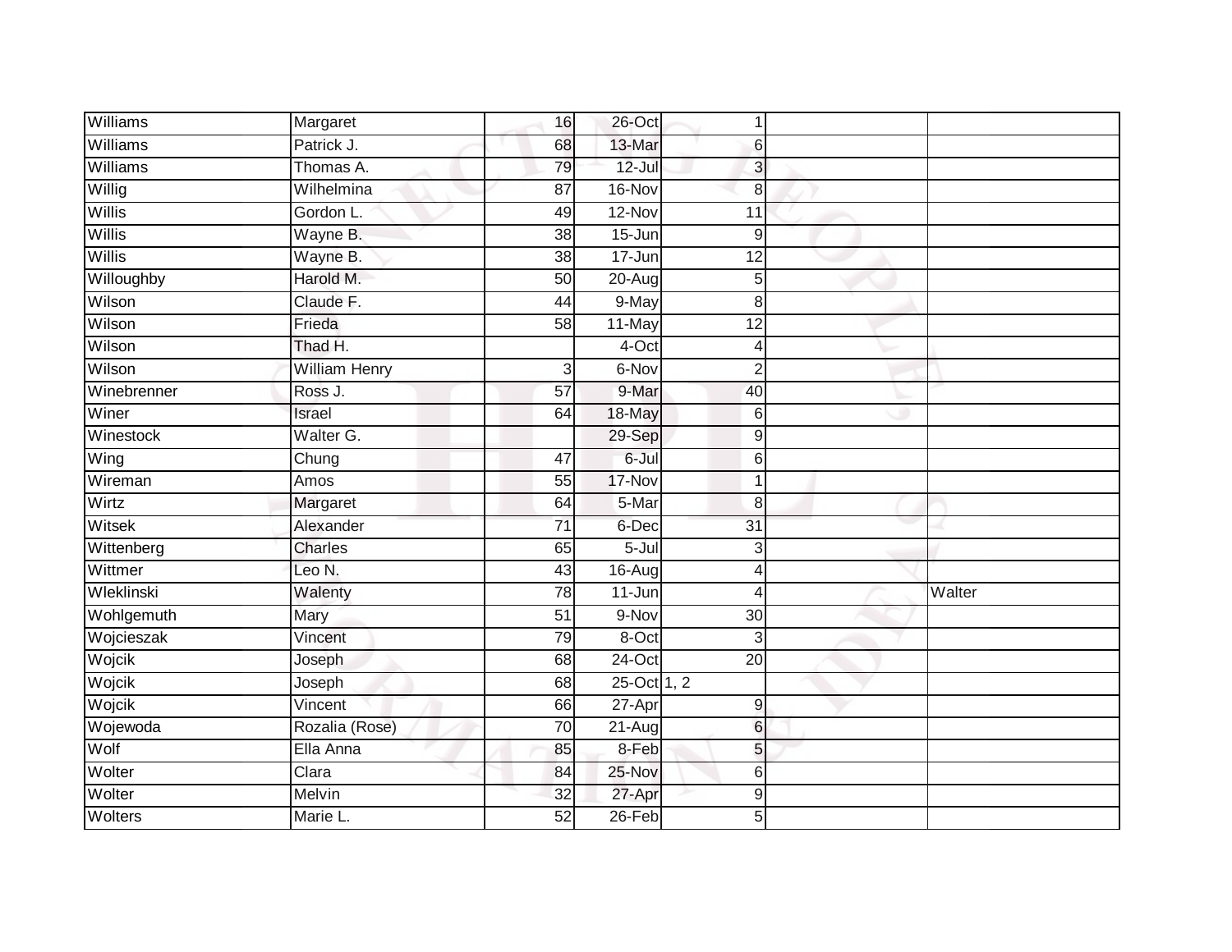| Williams | Margaret | 16 | 26-Oct | 1 | | |
|---|---|---|---|---|---|---|
| Williams | Patrick J. | 68 | 13-Mar | 6 | | |
| Williams | Thomas A. | 79 | 12-Jul | 3 | | |
| Willig | Wilhelmina | 87 | 16-Nov | 8 | | |
| Willis | Gordon L. | 49 | 12-Nov | 11 | | |
| Willis | Wayne B. | 38 | 15-Jun | 9 | | |
| Willis | Wayne B. | 38 | 17-Jun | 12 | | |
| Willoughby | Harold M. | 50 | 20-Aug | 5 | | |
| Wilson | Claude F. | 44 | 9-May | 8 | | |
| Wilson | Frieda | 58 | 11-May | 12 | | |
| Wilson | Thad H. | | 4-Oct | 4 | | |
| Wilson | William Henry | 3 | 6-Nov | 2 | | |
| Winebrenner | Ross J. | 57 | 9-Mar | 40 | | |
| Winer | Israel | 64 | 18-May | 6 | | |
| Winestock | Walter G. | | 29-Sep | 9 | | |
| Wing | Chung | 47 | 6-Jul | 6 | | |
| Wireman | Amos | 55 | 17-Nov | 1 | | |
| Wirtz | Margaret | 64 | 5-Mar | 8 | | |
| Witsek | Alexander | 71 | 6-Dec | 31 | | |
| Wittenberg | Charles | 65 | 5-Jul | 3 | | |
| Wittmer | Leo N. | 43 | 16-Aug | 4 | | |
| Wleklinski | Walenty | 78 | 11-Jun | 4 | | Walter |
| Wohlgemuth | Mary | 51 | 9-Nov | 30 | | |
| Wojcieszak | Vincent | 79 | 8-Oct | 3 | | |
| Wojcik | Joseph | 68 | 24-Oct | 20 | | |
| Wojcik | Joseph | 68 | 25-Oct | 1, 2 | | |
| Wojcik | Vincent | 66 | 27-Apr | 9 | | |
| Wojewoda | Rozalia (Rose) | 70 | 21-Aug | 6 | | |
| Wolf | Ella Anna | 85 | 8-Feb | 5 | | |
| Wolter | Clara | 84 | 25-Nov | 6 | | |
| Wolter | Melvin | 32 | 27-Apr | 9 | | |
| Wolters | Marie L. | 52 | 26-Feb | 5 | | |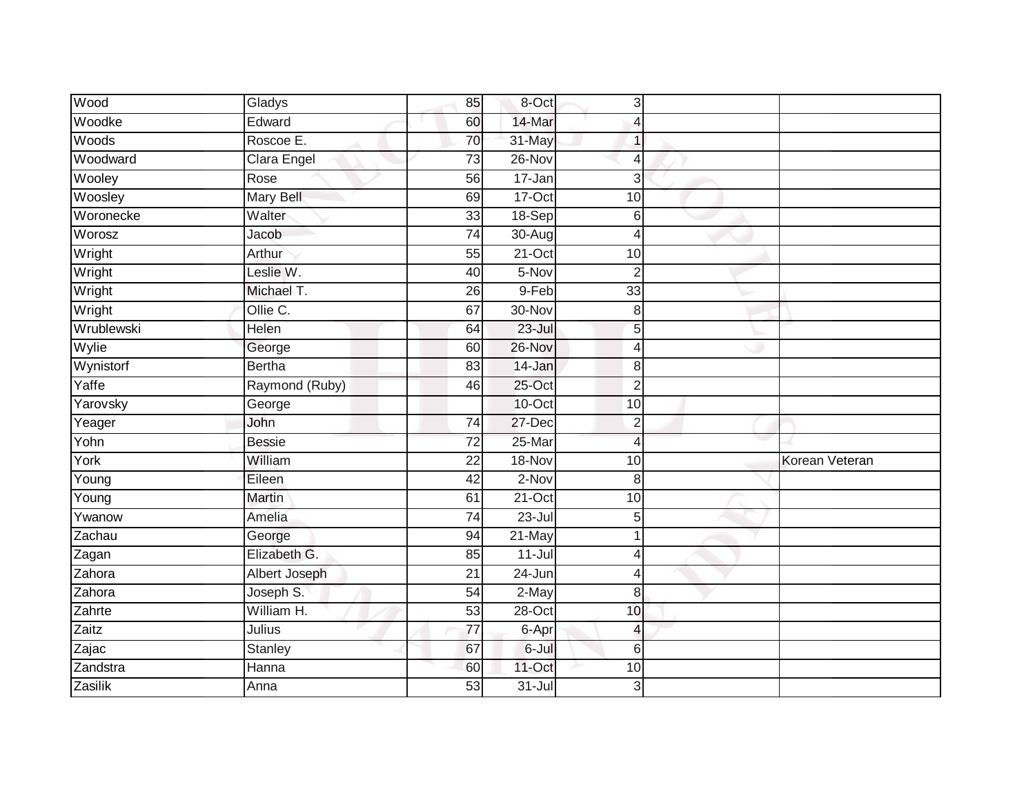| | | | | | | |
|---|---|---|---|---|---|---|
| Wood | Gladys | 85 | 8-Oct | 3 | | |
| Woodke | Edward | 60 | 14-Mar | 4 | | |
| Woods | Roscoe E. | 70 | 31-May | 1 | | |
| Woodward | Clara Engel | 73 | 26-Nov | 4 | | |
| Wooley | Rose | 56 | 17-Jan | 3 | | |
| Woosley | Mary Bell | 69 | 17-Oct | 10 | | |
| Woronecke | Walter | 33 | 18-Sep | 6 | | |
| Worosz | Jacob | 74 | 30-Aug | 4 | | |
| Wright | Arthur | 55 | 21-Oct | 10 | | |
| Wright | Leslie W. | 40 | 5-Nov | 2 | | |
| Wright | Michael T. | 26 | 9-Feb | 33 | | |
| Wright | Ollie C. | 67 | 30-Nov | 8 | | |
| Wrublewski | Helen | 64 | 23-Jul | 5 | | |
| Wylie | George | 60 | 26-Nov | 4 | | |
| Wynistorf | Bertha | 83 | 14-Jan | 8 | | |
| Yaffe | Raymond (Ruby) | 46 | 25-Oct | 2 | | |
| Yarovsky | George | | 10-Oct | 10 | | |
| Yeager | John | 74 | 27-Dec | 2 | | |
| Yohn | Bessie | 72 | 25-Mar | 4 | | |
| York | William | 22 | 18-Nov | 10 | | Korean Veteran |
| Young | Eileen | 42 | 2-Nov | 8 | | |
| Young | Martin | 61 | 21-Oct | 10 | | |
| Ywanow | Amelia | 74 | 23-Jul | 5 | | |
| Zachau | George | 94 | 21-May | 1 | | |
| Zagan | Elizabeth G. | 85 | 11-Jul | 4 | | |
| Zahora | Albert Joseph | 21 | 24-Jun | 4 | | |
| Zahora | Joseph S. | 54 | 2-May | 8 | | |
| Zahrte | William H. | 53 | 28-Oct | 10 | | |
| Zaitz | Julius | 77 | 6-Apr | 4 | | |
| Zajac | Stanley | 67 | 6-Jul | 6 | | |
| Zandstra | Hanna | 60 | 11-Oct | 10 | | |
| Zasilik | Anna | 53 | 31-Jul | 3 | | |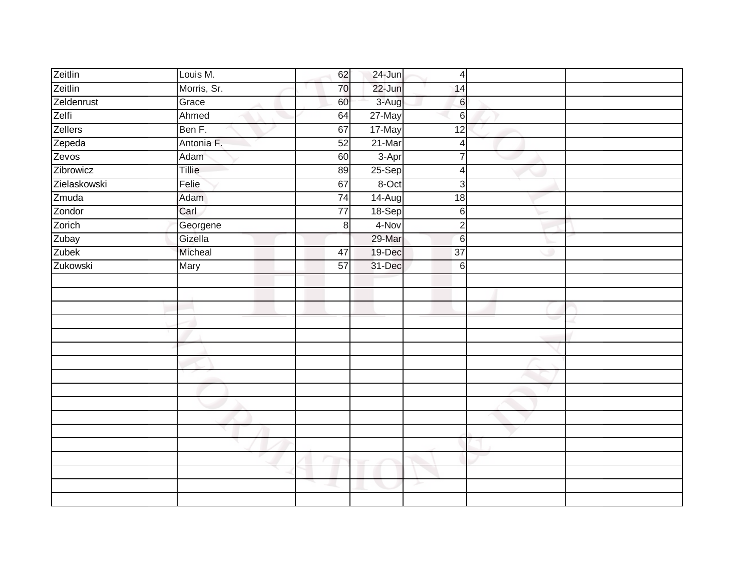| | | | | | | |
|---|---|---|---|---|---|---|
| Zeitlin | Louis M. | 62 | 24-Jun | 4 | | |
| Zeitlin | Morris, Sr. | 70 | 22-Jun | 14 | | |
| Zeldenrust | Grace | 60 | 3-Aug | 6 | | |
| Zelfi | Ahmed | 64 | 27-May | 6 | | |
| Zellers | Ben F. | 67 | 17-May | 12 | | |
| Zepeda | Antonia F. | 52 | 21-Mar | 4 | | |
| Zevos | Adam | 60 | 3-Apr | 7 | | |
| Zibrowicz | Tillie | 89 | 25-Sep | 4 | | |
| Zielaskowski | Felie | 67 | 8-Oct | 3 | | |
| Zmuda | Adam | 74 | 14-Aug | 18 | | |
| Zondor | Carl | 77 | 18-Sep | 6 | | |
| Zorich | Georgene | 8 | 4-Nov | 2 | | |
| Zubay | Gizella | | 29-Mar | 6 | | |
| Zubek | Micheal | 47 | 19-Dec | 37 | | |
| Zukowski | Mary | 57 | 31-Dec | 6 | | |